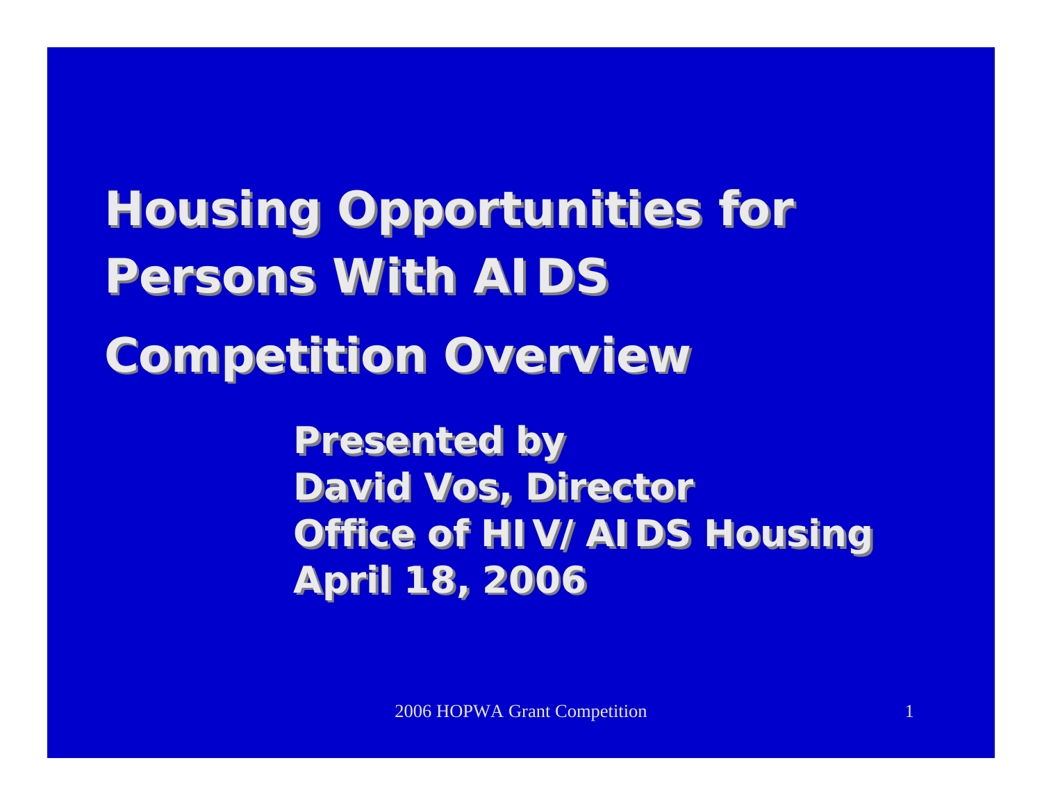# Housing Opportunities for Persons With AIDS

# Competition Overview

**Presented by**
**David Vos, Director**
**Office of HIV/AIDS Housing**
**April 18, 2006**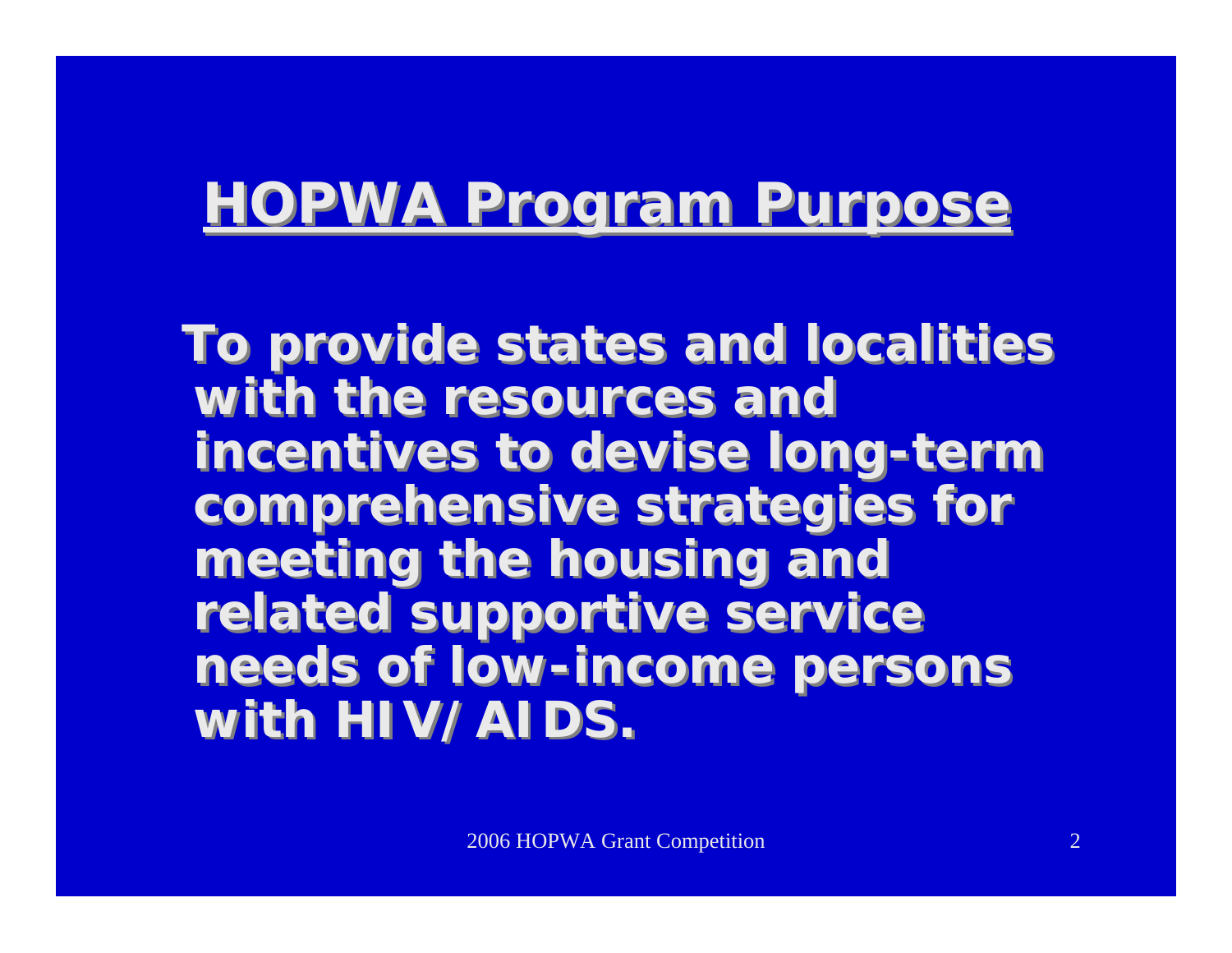# HOPWA Program Purpose

**To provide states and localities with the resources and incentives to devise long-term comprehensive strategies for meeting the housing and related supportive service needs of low-income persons with HIV/AIDS.**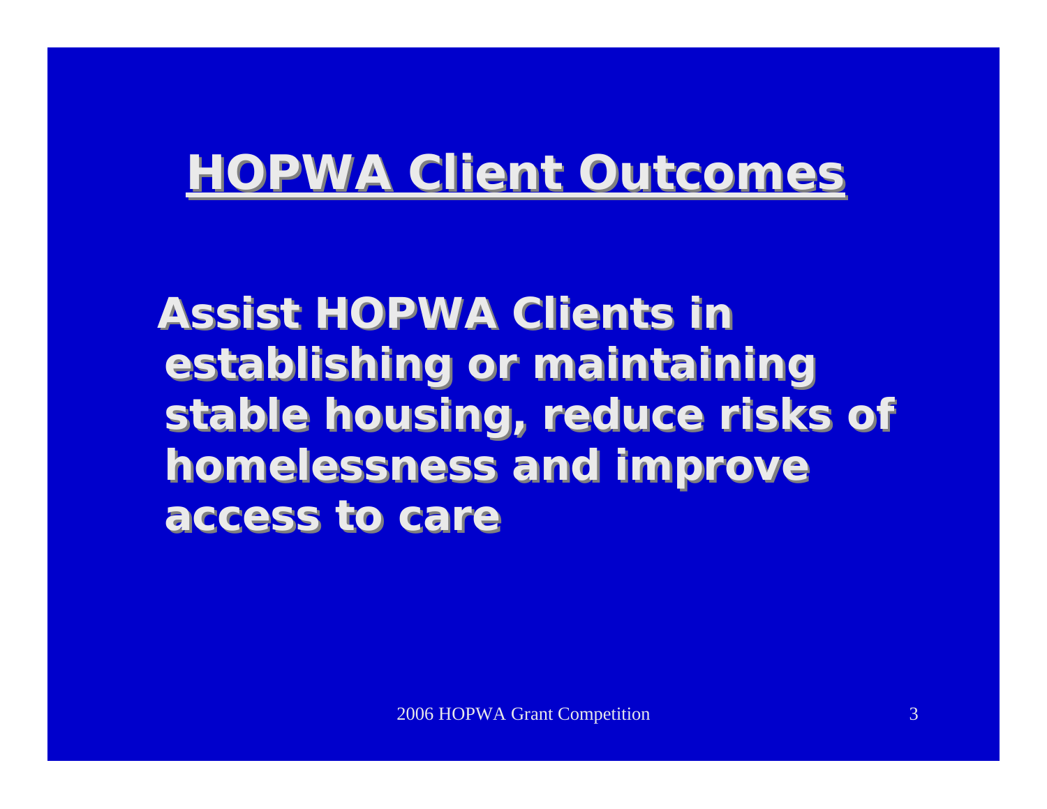# HOPWA Client Outcomes

**Assist HOPWA Clients in establishing or maintaining stable housing, reduce risks of homelessness and improve access to care**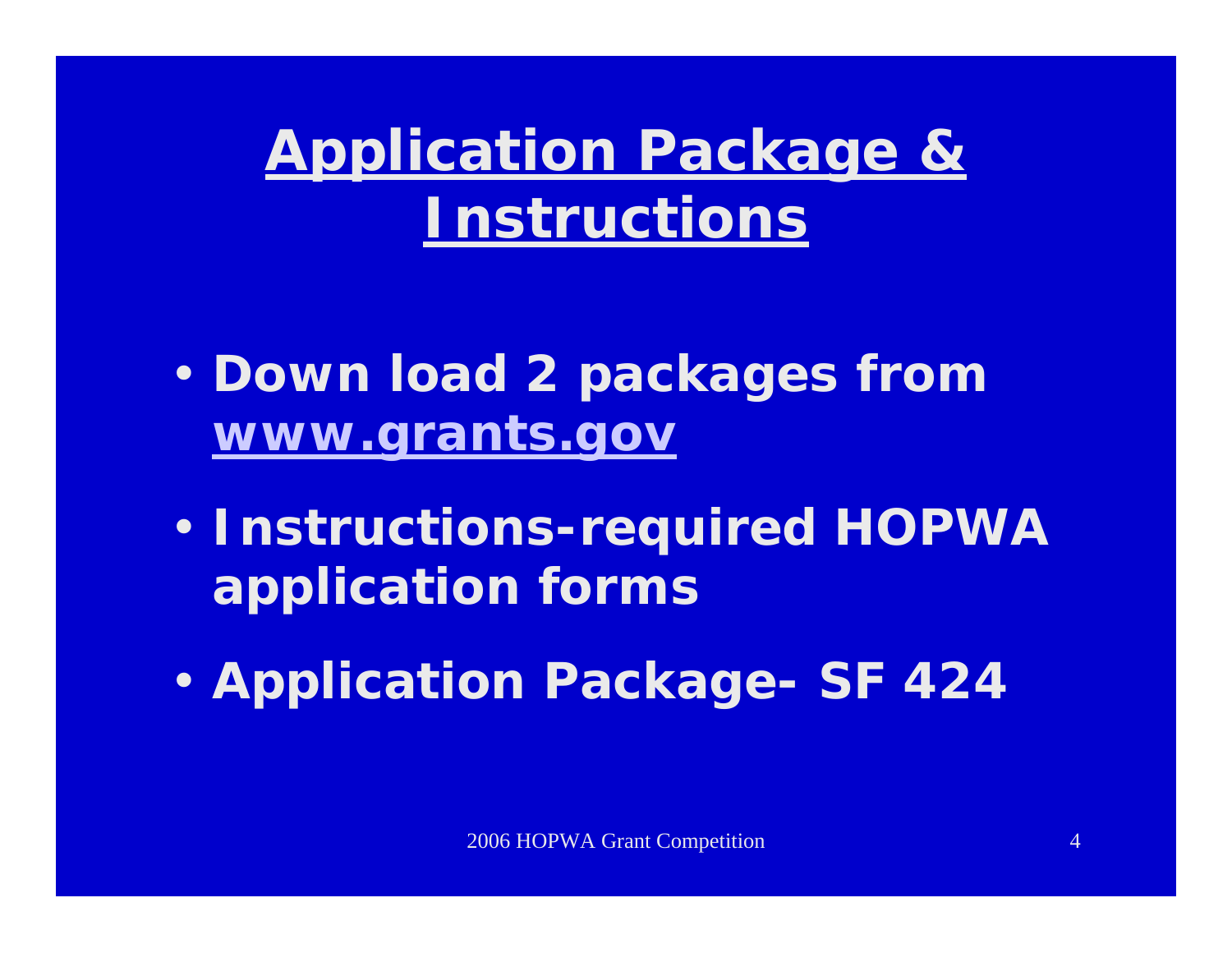# Application Package & Instructions

- Down load 2 packages from www.grants.gov
- Instructions-required HOPWA application forms
- Application Package- SF 424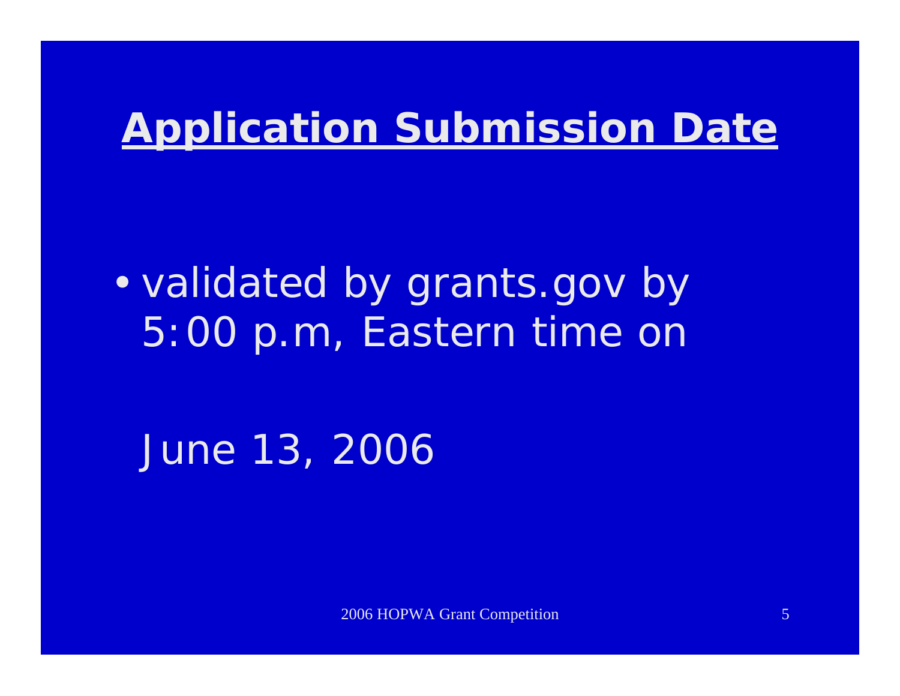# Application Submission Date

- validated by grants.gov by 5:00 p.m, Eastern time on

June 13, 2006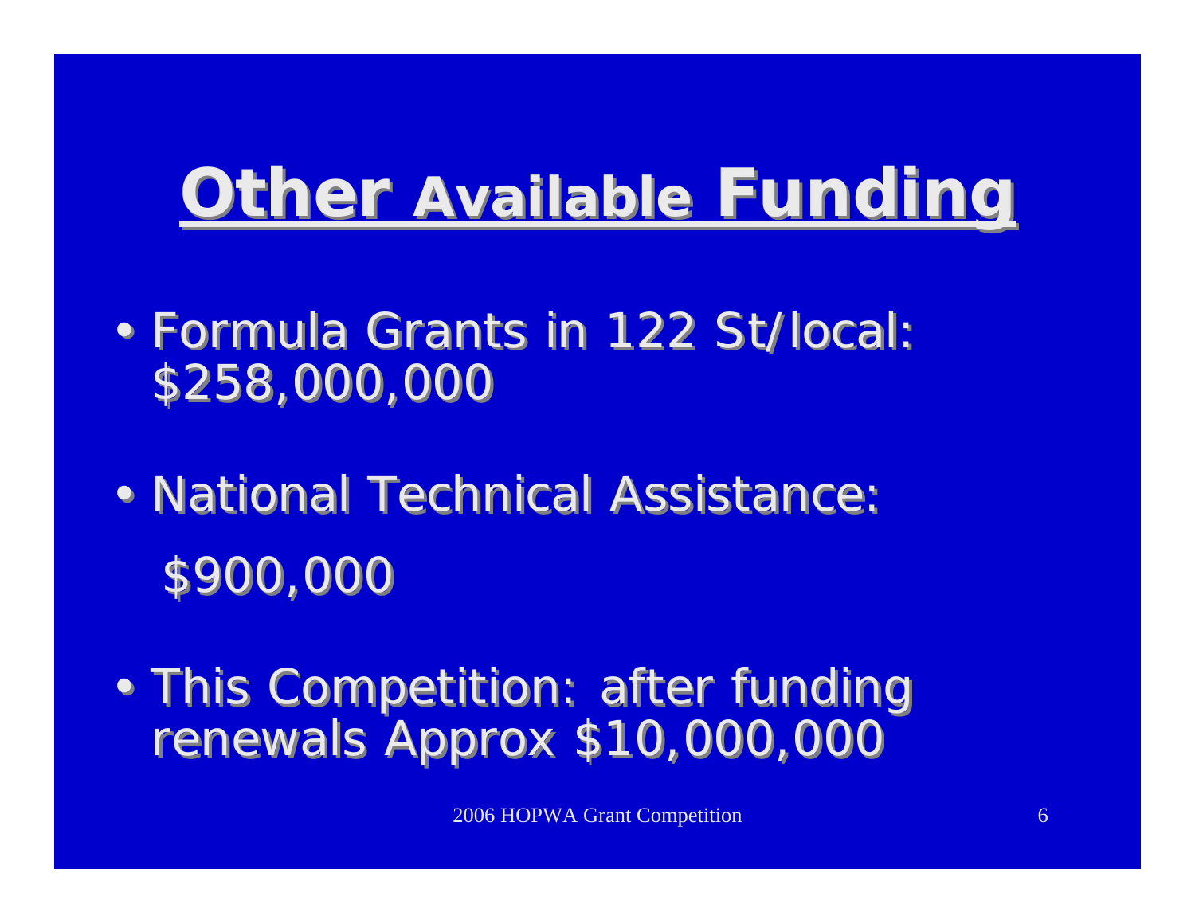# Other Available Funding

- Formula Grants in 122 St/local: $258,000,000
- National Technical Assistance: $900,000
- This Competition: after funding renewals Approx $10,000,000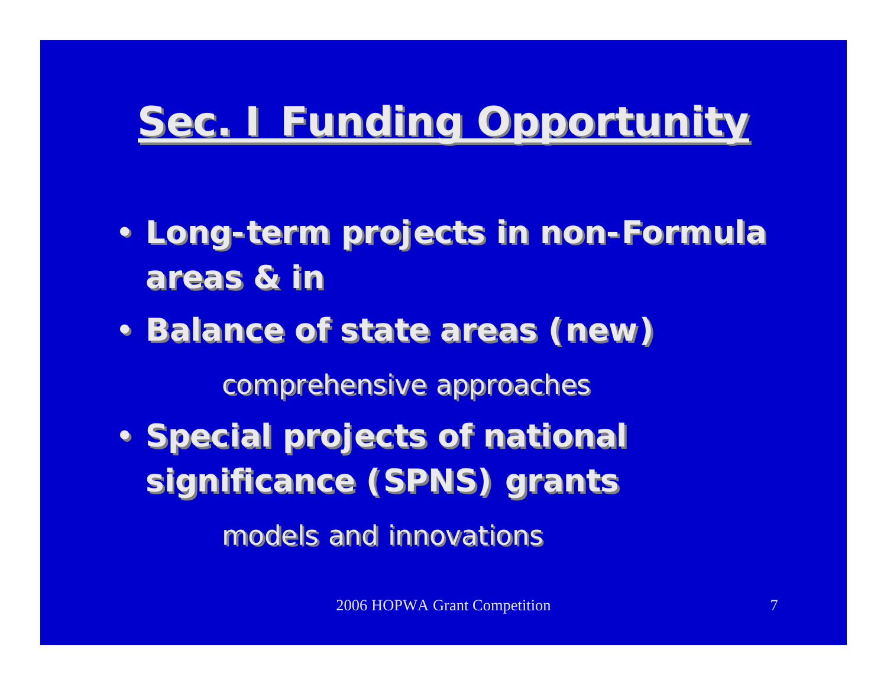# Sec. I Funding Opportunity

- **Long-term projects in non-Formula areas & in**
- **Balance of state areas (new)**

    comprehensive approaches

- **Special projects of national significance (SPNS) grants**

    models and innovations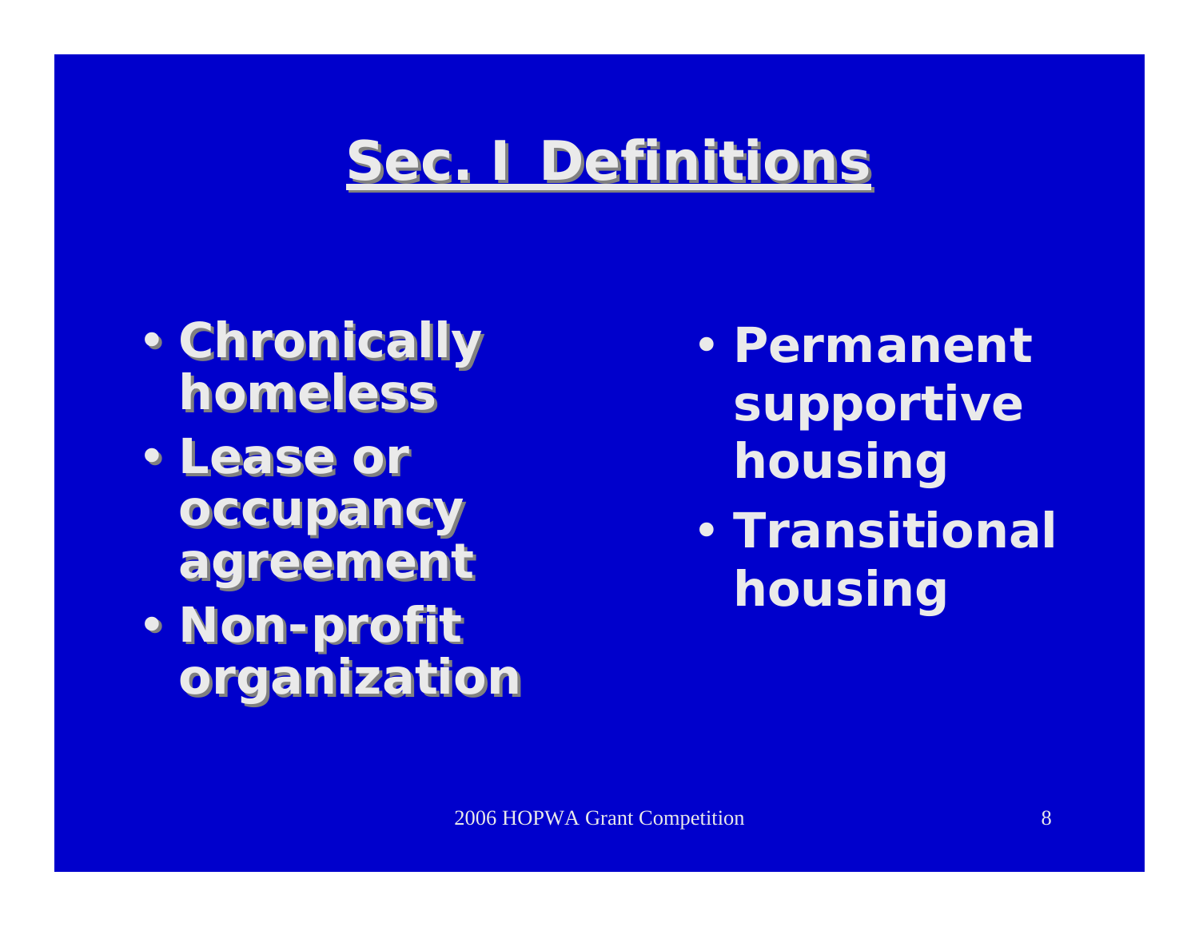# Sec. I Definitions

- Chronically homeless
- Lease or occupancy agreement
- Non-profit organization
- Permanent supportive housing
- Transitional housing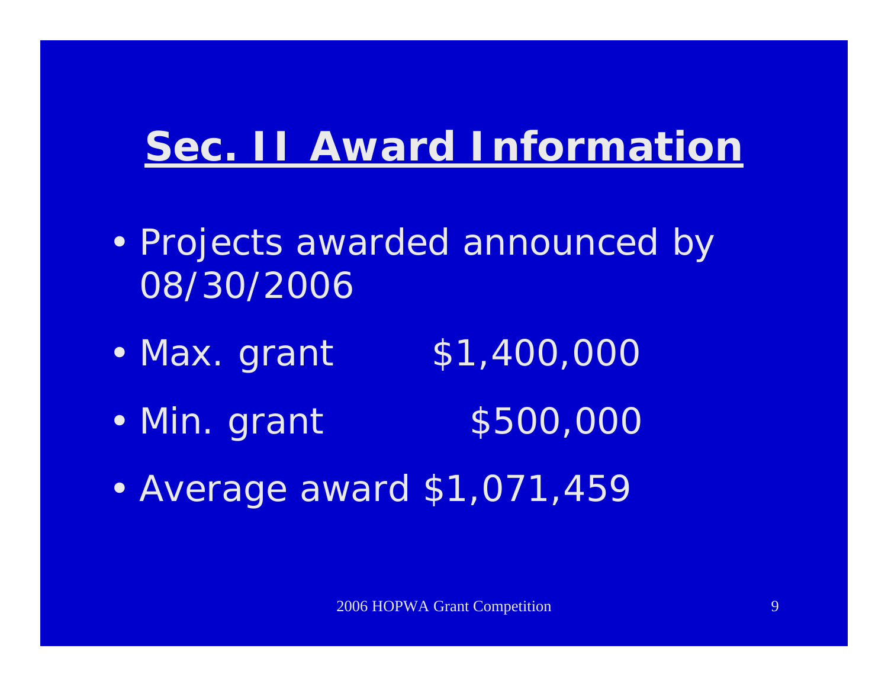# Sec. II Award Information

- Projects awarded announced by 08/30/2006
- Max. grant $1,400,000
- Min. grant $500,000
- Average award $1,071,459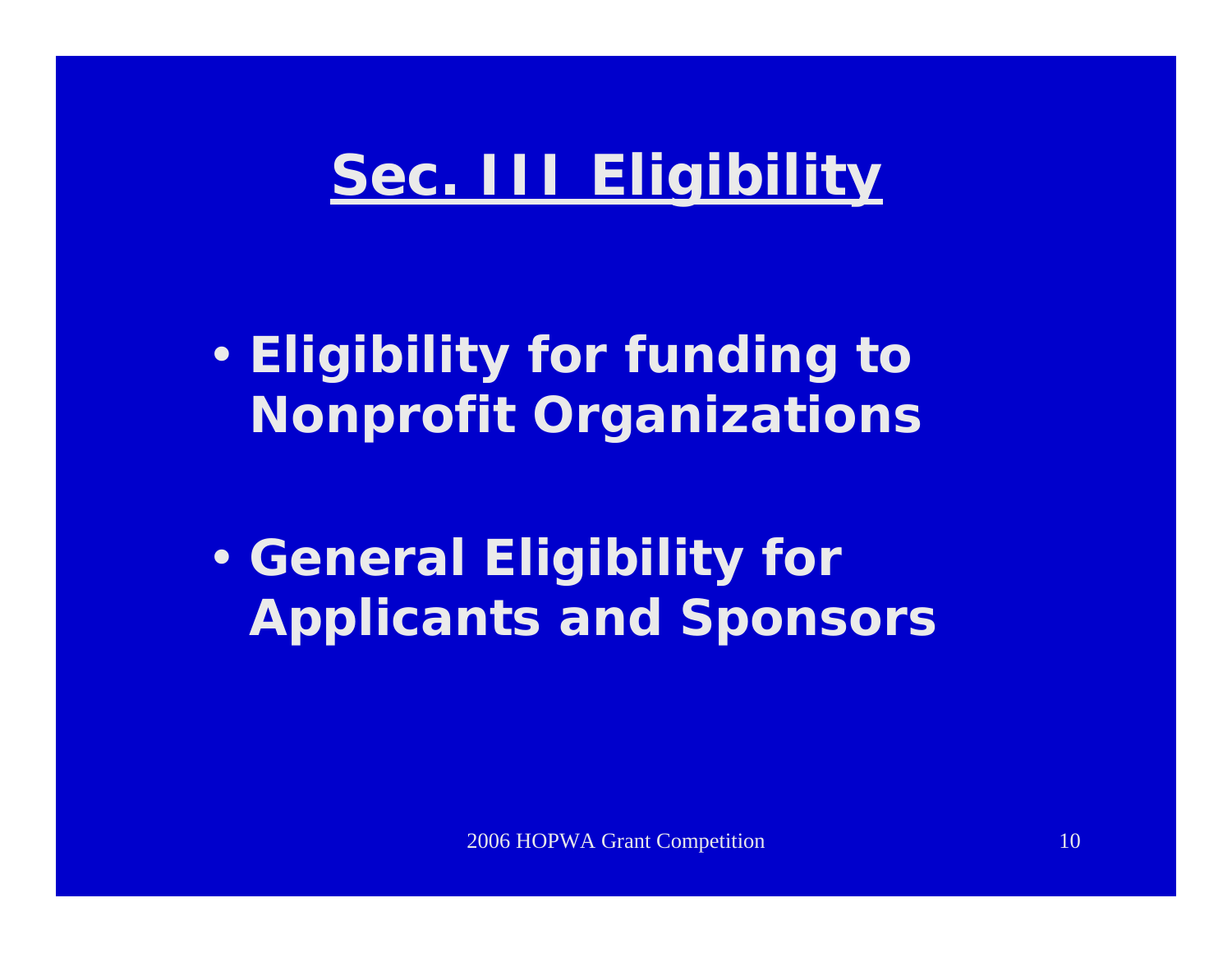# Sec. III Eligibility

- **Eligibility for funding to Nonprofit Organizations**
- **General Eligibility for Applicants and Sponsors**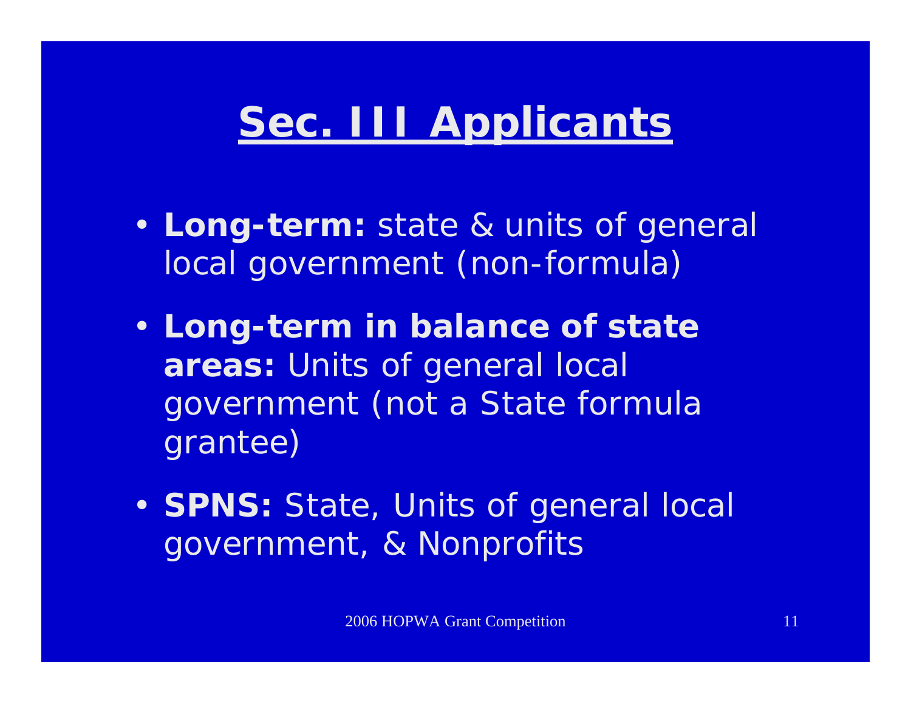# Sec. III Applicants

- **Long-term:** state & units of general local government (non-formula)
- **Long-term in balance of state areas:** Units of general local government (not a State formula grantee)
- **SPNS:** State, Units of general local government, & Nonprofits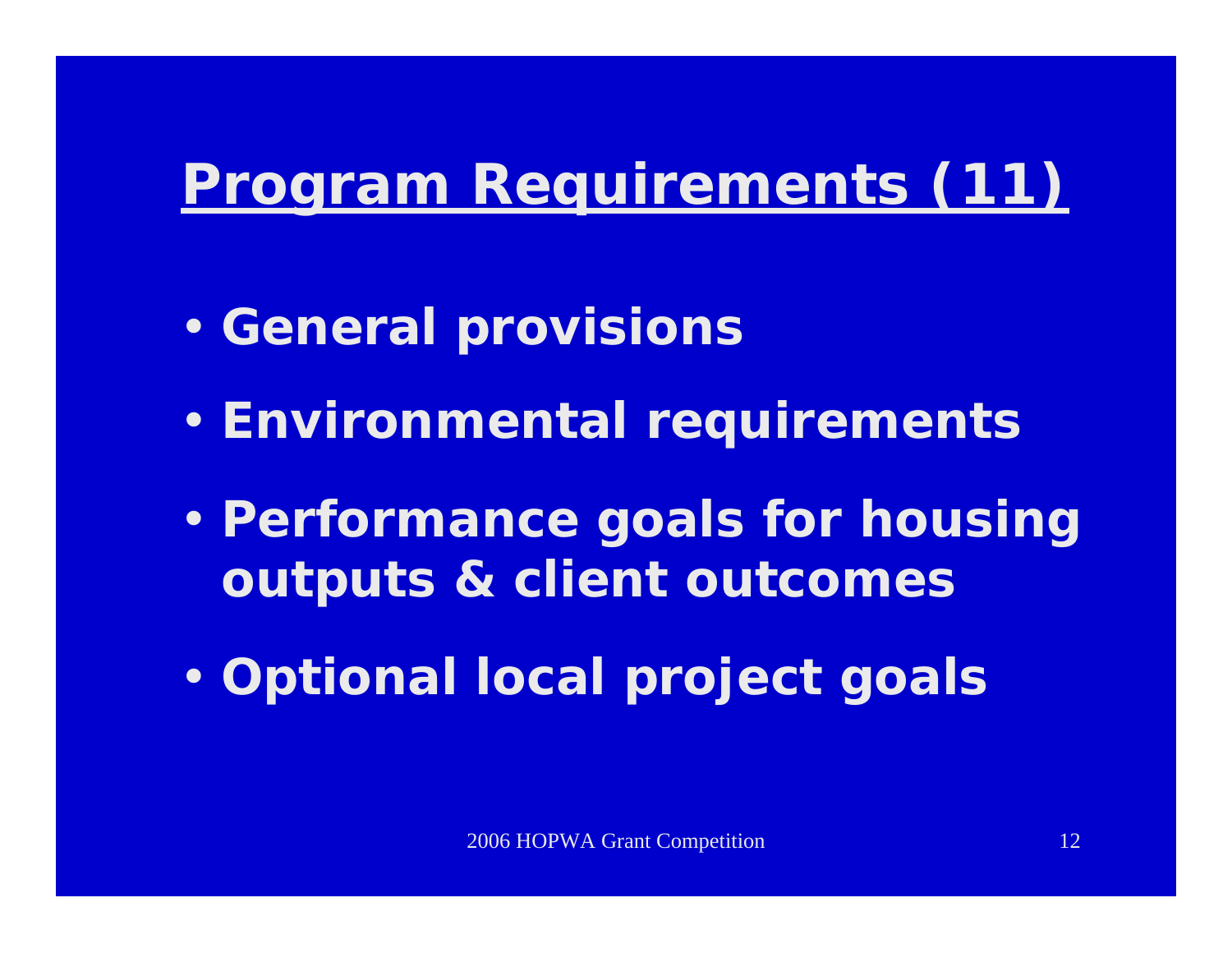# Program Requirements (11)

- General provisions
- Environmental requirements
- Performance goals for housing outputs & client outcomes
- Optional local project goals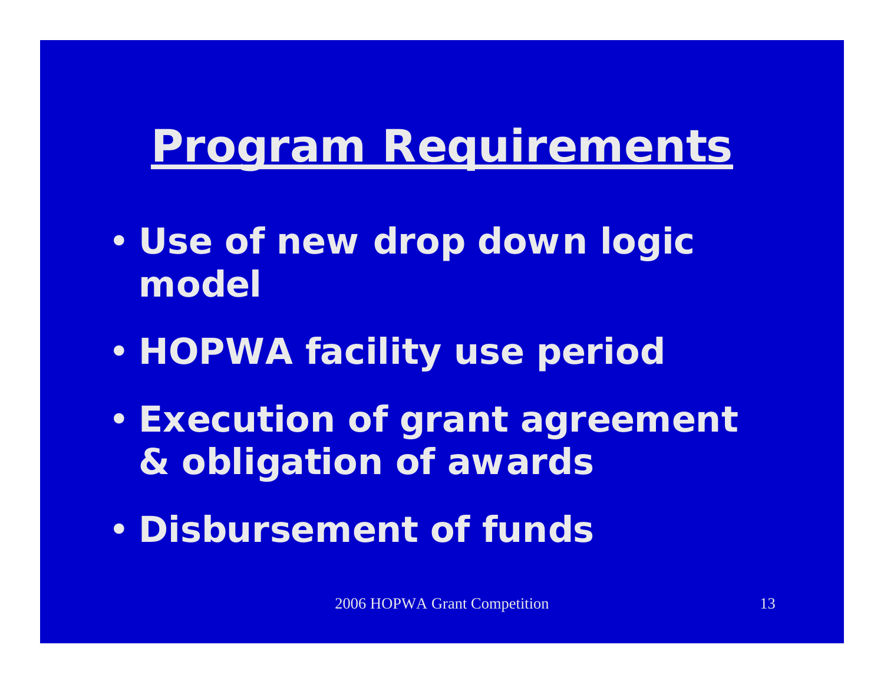# Program Requirements

- Use of new drop down logic model
- HOPWA facility use period
- Execution of grant agreement & obligation of awards
- Disbursement of funds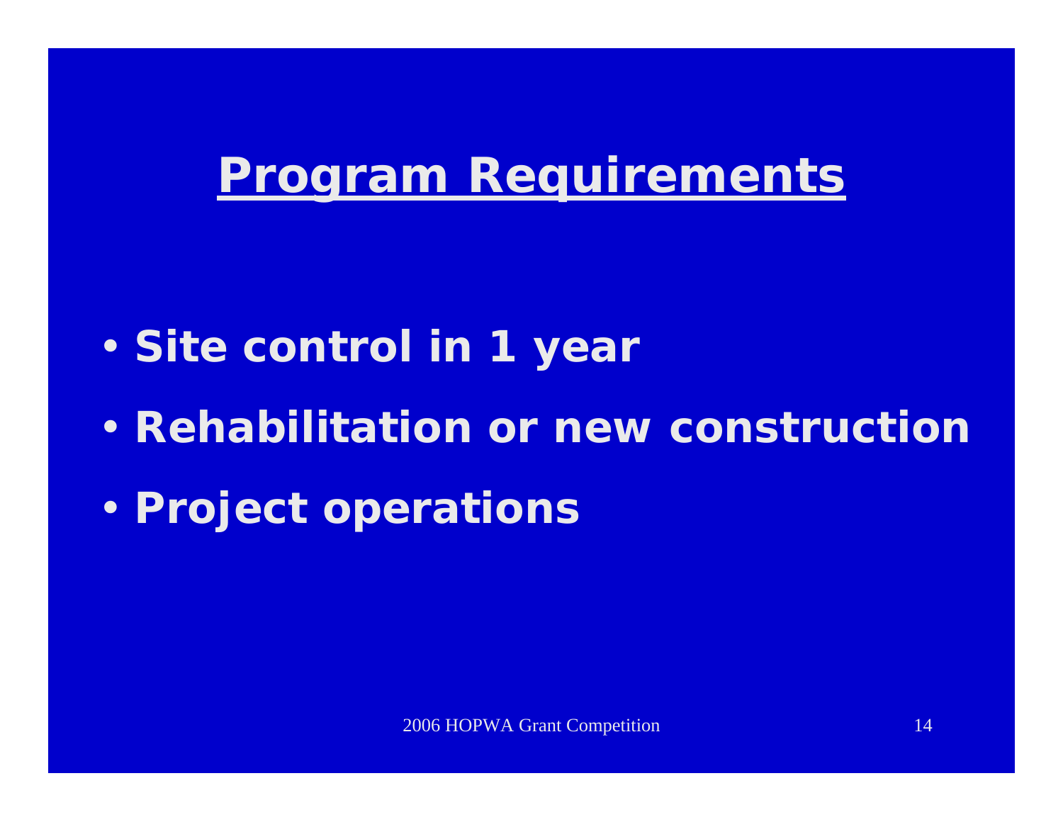# Program Requirements

- **Site control in 1 year**
- **Rehabilitation or new construction**
- **Project operations**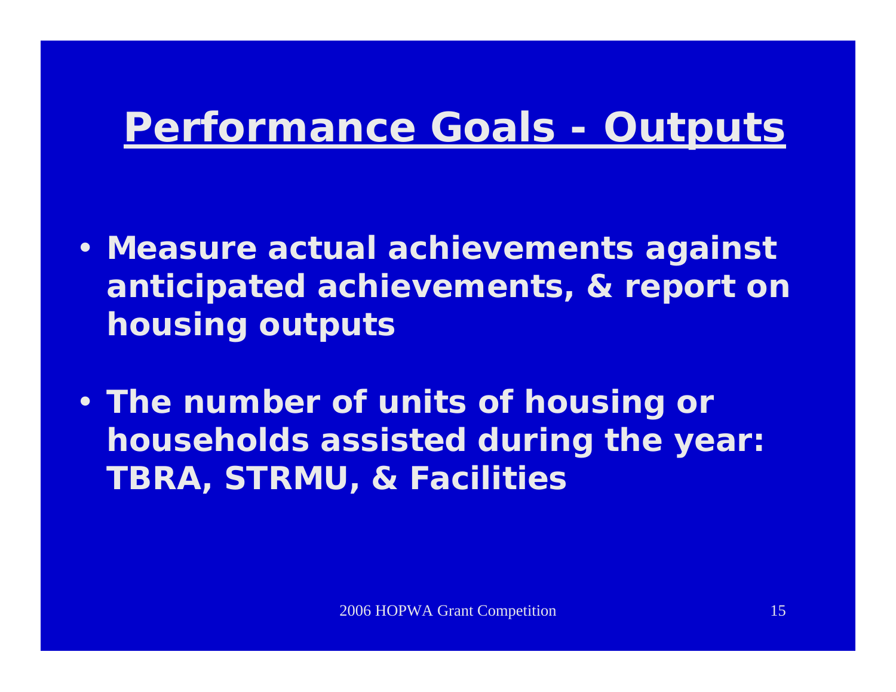# Performance Goals - Outputs

- **Measure actual achievements against anticipated achievements, & report on housing outputs**
- **The number of units of housing or households assisted during the year: TBRA, STRMU, & Facilities**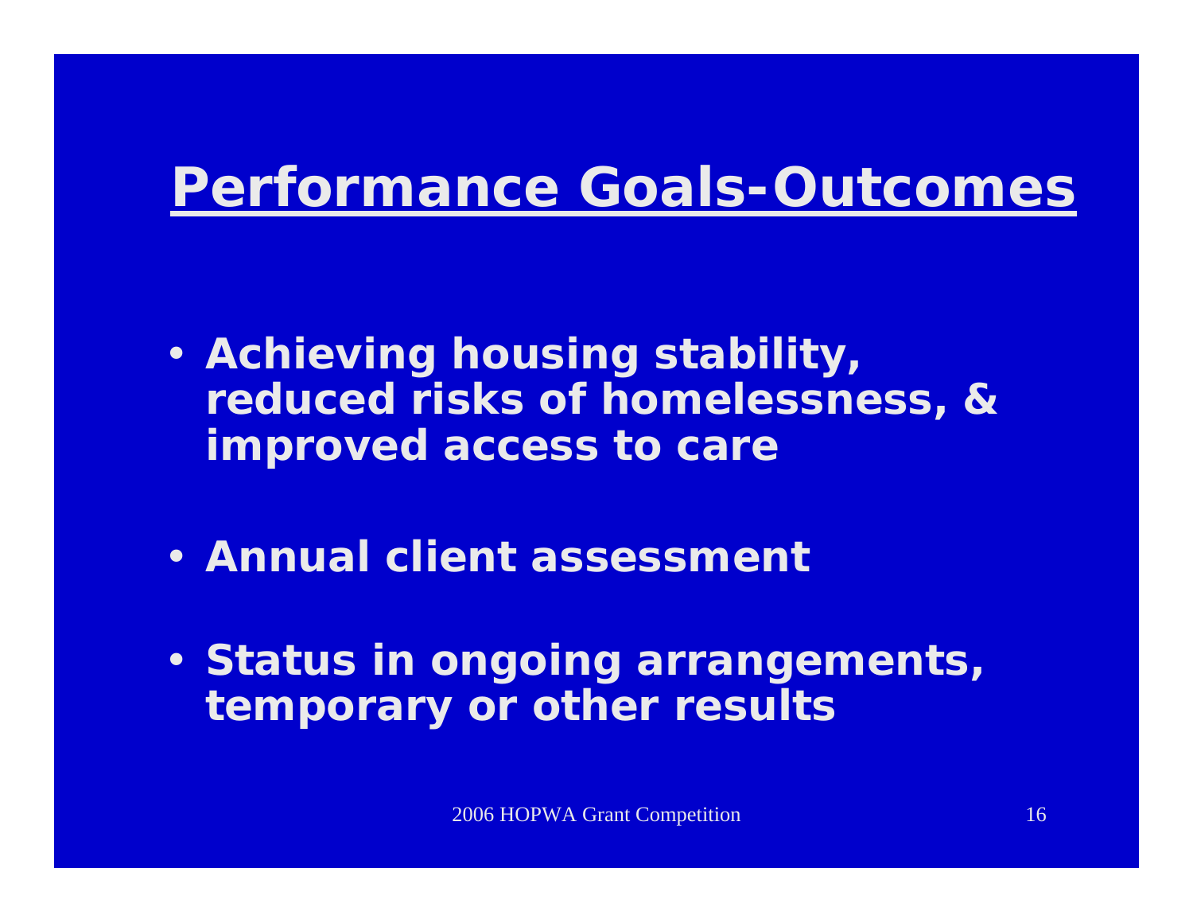# Performance Goals-Outcomes

- **Achieving housing stability, reduced risks of homelessness, & improved access to care**
- **Annual client assessment**
- **Status in ongoing arrangements, temporary or other results**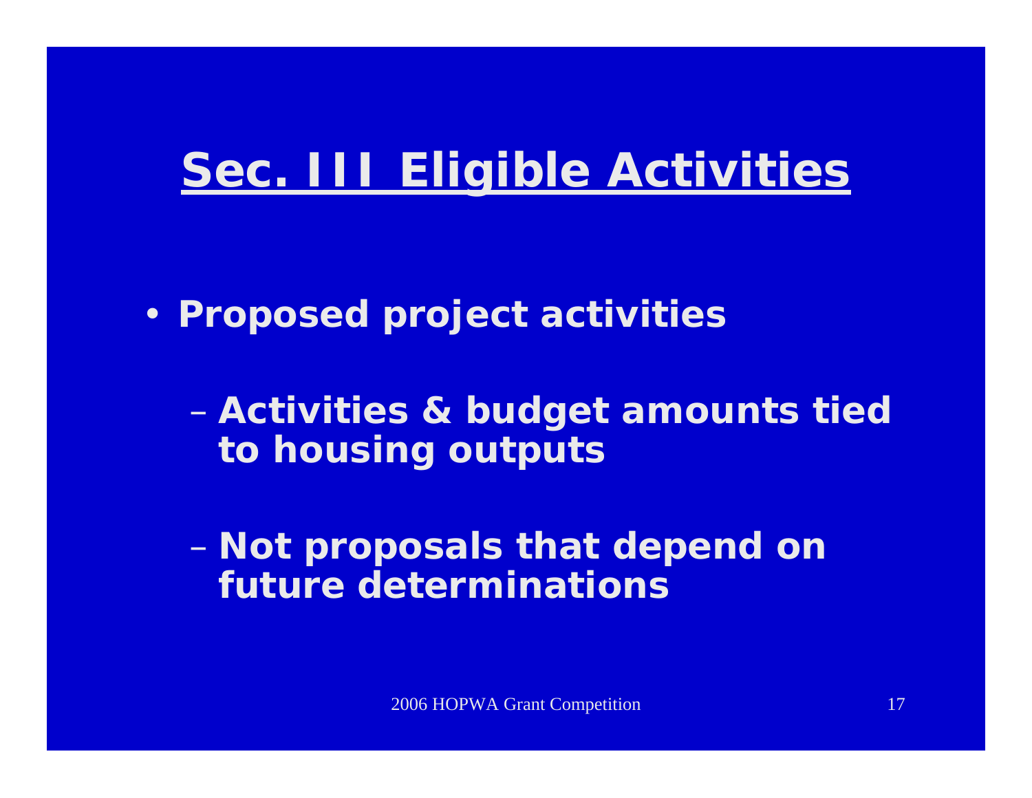# Sec. III Eligible Activities

- Proposed project activities
  - Activities & budget amounts tied to housing outputs
  - Not proposals that depend on future determinations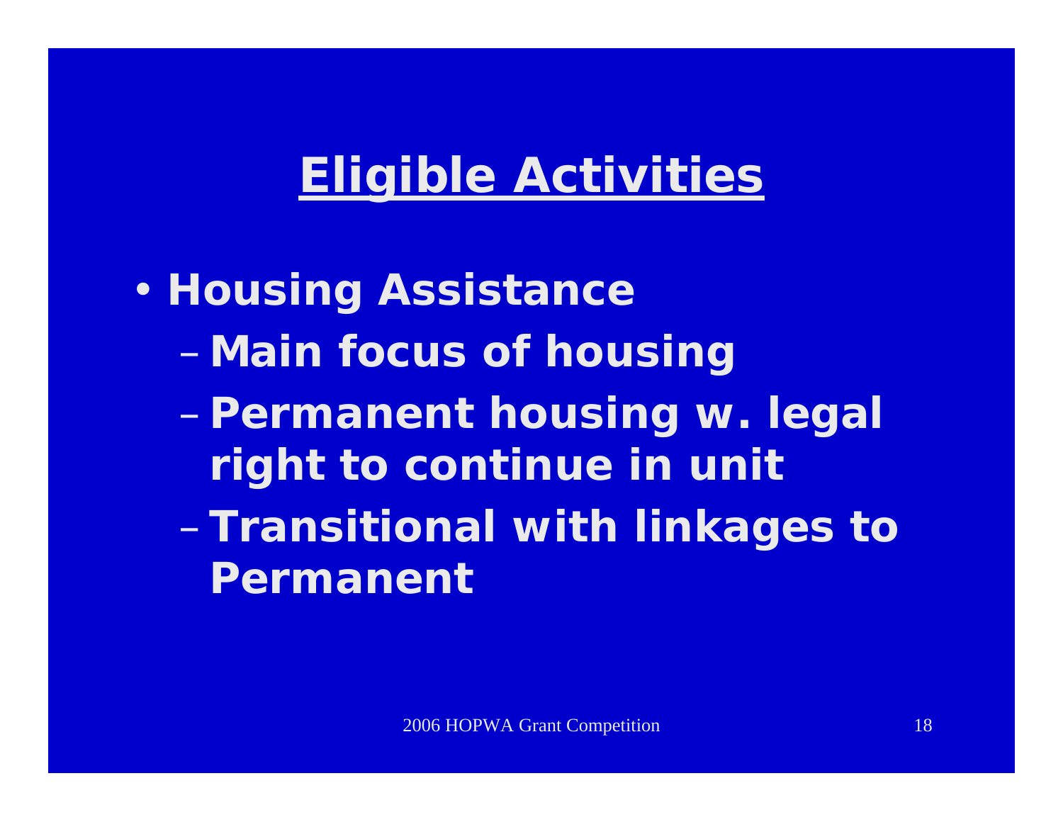# Eligible Activities

- **Housing Assistance**
  - **Main focus of housing**
  - **Permanent housing w. legal right to continue in unit**
  - **Transitional with linkages to Permanent**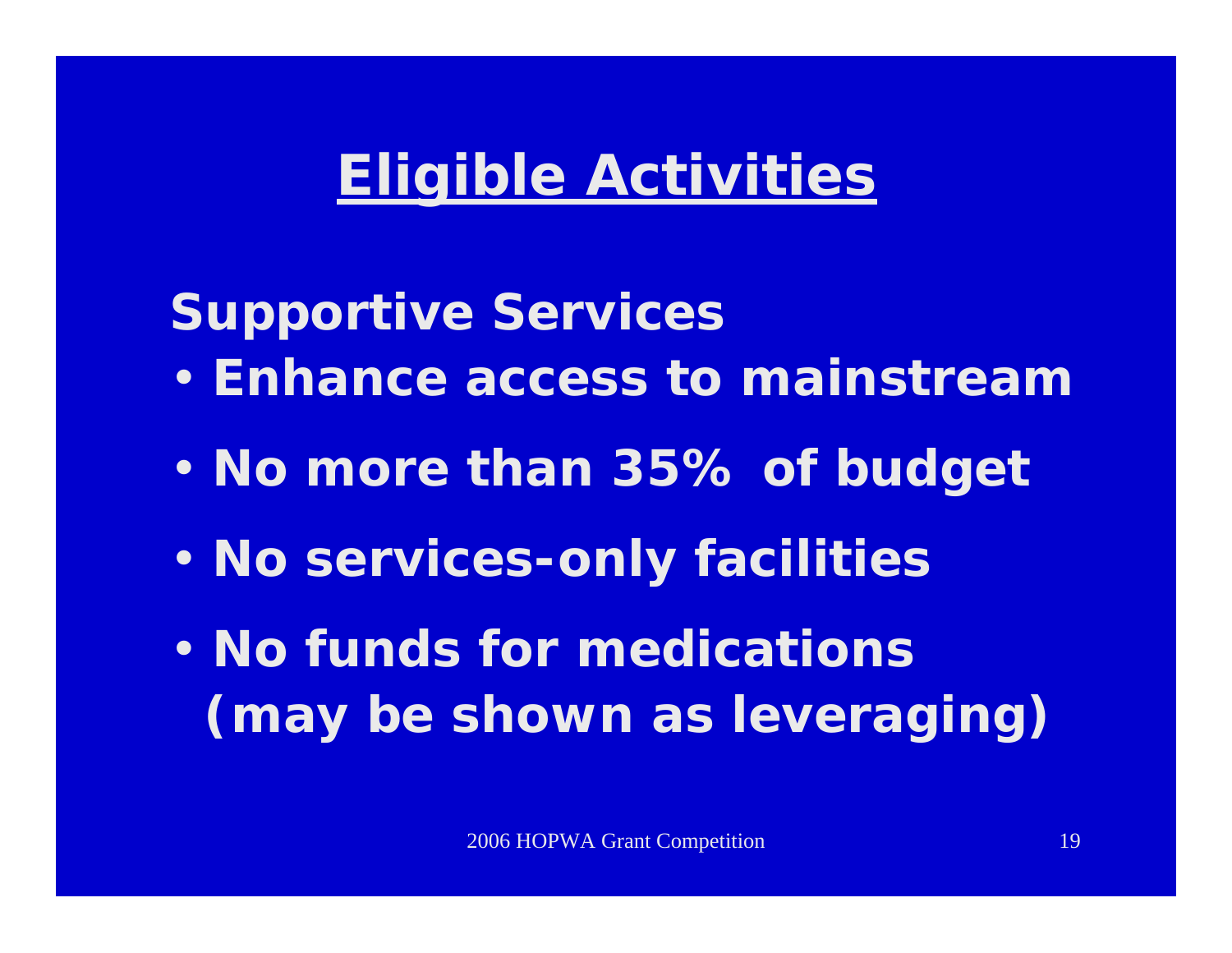# Eligible Activities

## Supportive Services

- **Enhance access to mainstream**
- **No more than 35% of budget**
- **No services-only facilities**
- **No funds for medications (may be shown as leveraging)**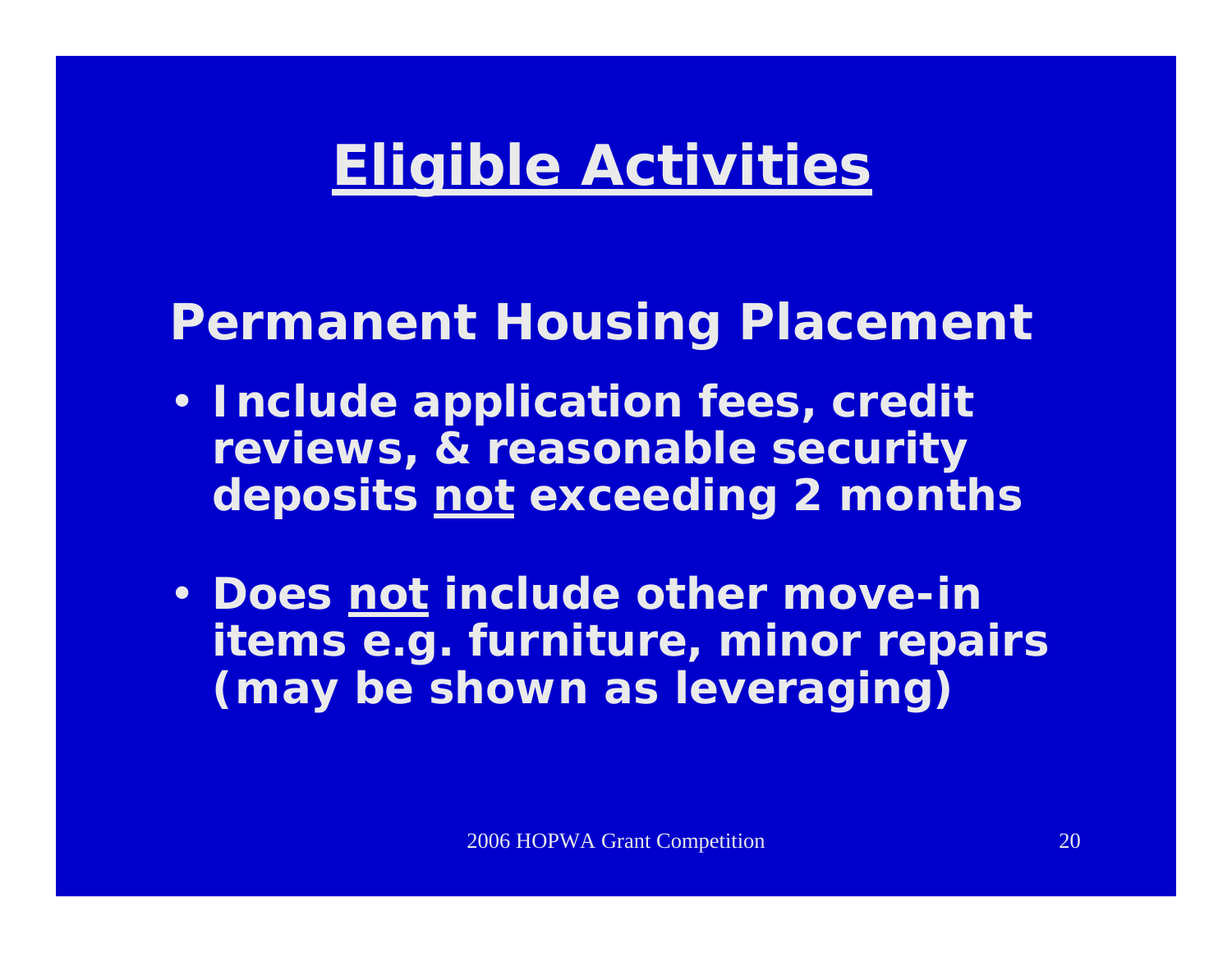# Eligible Activities

## Permanent Housing Placement

- **Include application fees, credit reviews, & reasonable security deposits not exceeding 2 months**
- **Does not include other move-in items e.g. furniture, minor repairs (may be shown as leveraging)**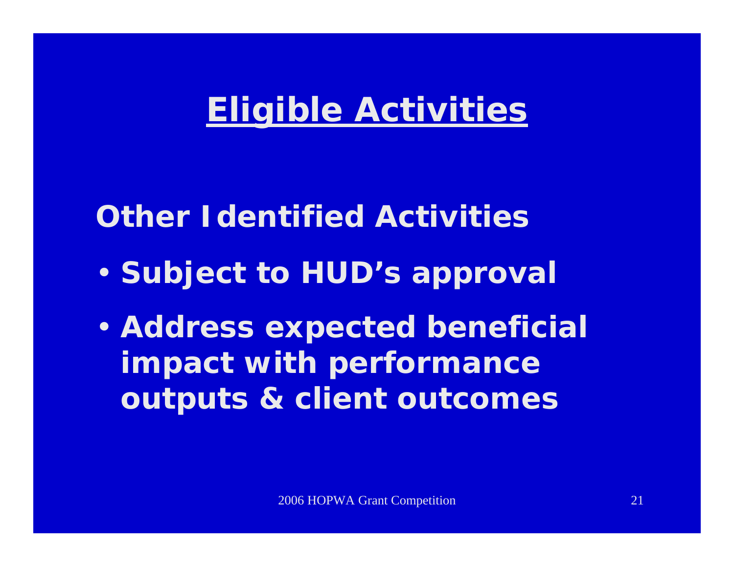# Eligible Activities

**Other Identified Activities**

- **Subject to HUD's approval**
- **Address expected beneficial impact with performance outputs & client outcomes**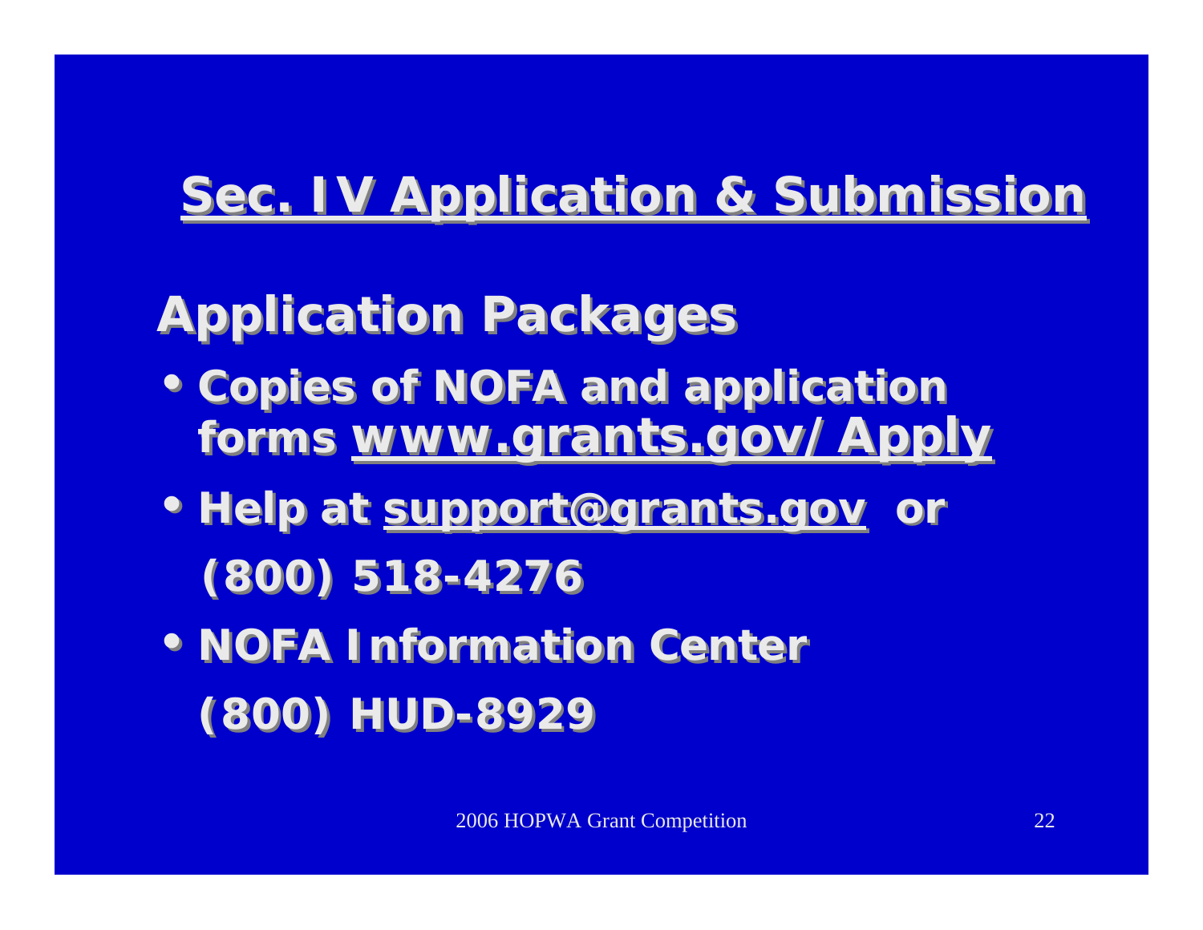# Sec. IV Application & Submission

## Application Packages

- Copies of NOFA and application forms www.grants.gov/Apply
- Help at support@grants.gov or (800) 518-4276
- NOFA Information Center (800) HUD-8929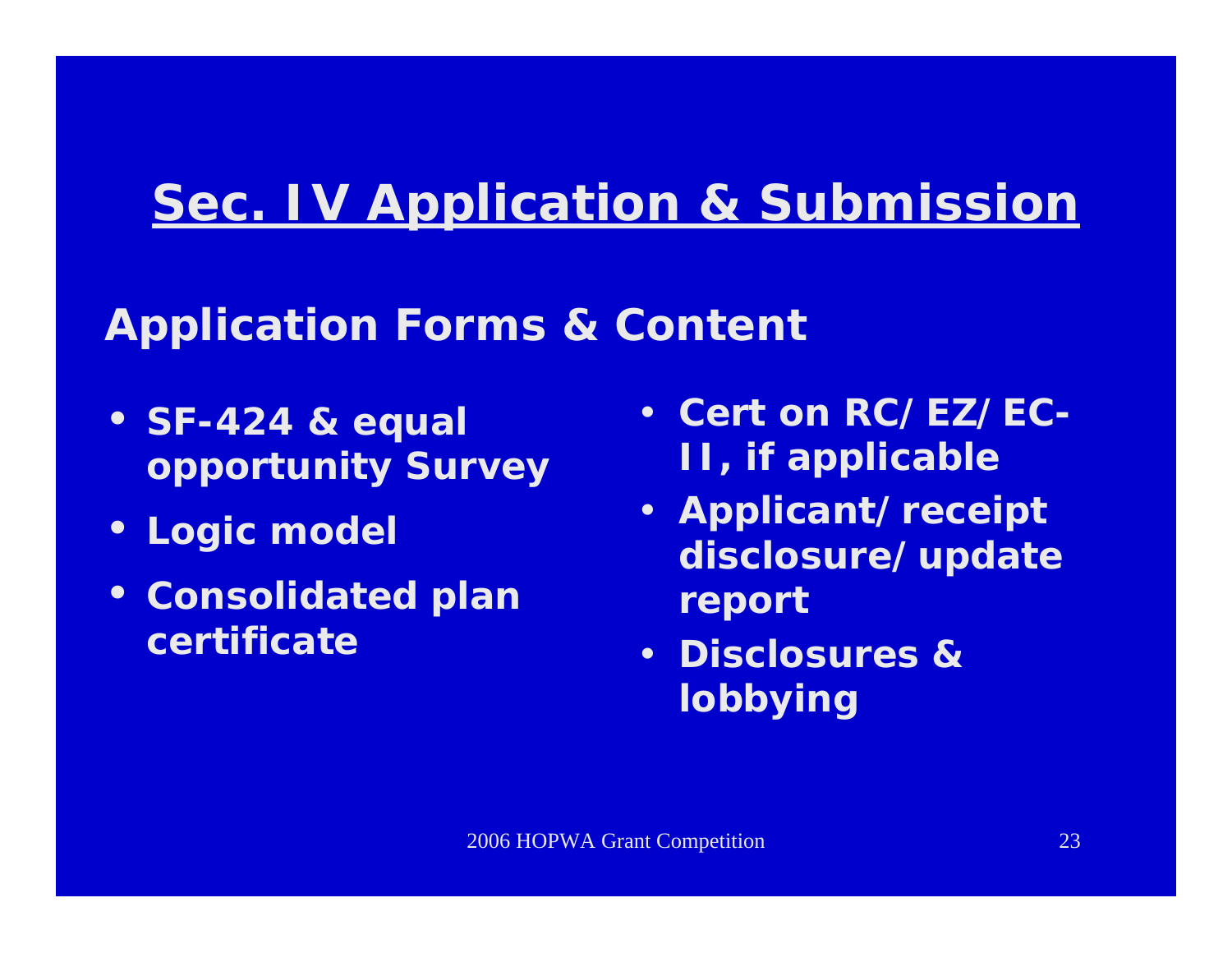# Sec. IV Application & Submission

## Application Forms & Content

- SF-424 & equal opportunity Survey
- Logic model
- Consolidated plan certificate
- Cert on RC/ EZ/ EC-II, if applicable
- Applicant/ receipt disclosure/ update report
- Disclosures & lobbying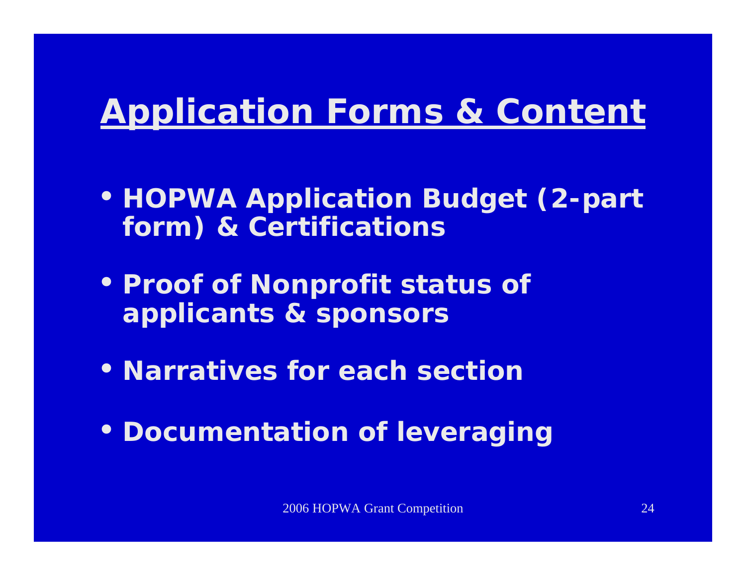# Application Forms & Content

- HOPWA Application Budget (2-part form) & Certifications
- Proof of Nonprofit status of applicants & sponsors
- Narratives for each section
- Documentation of leveraging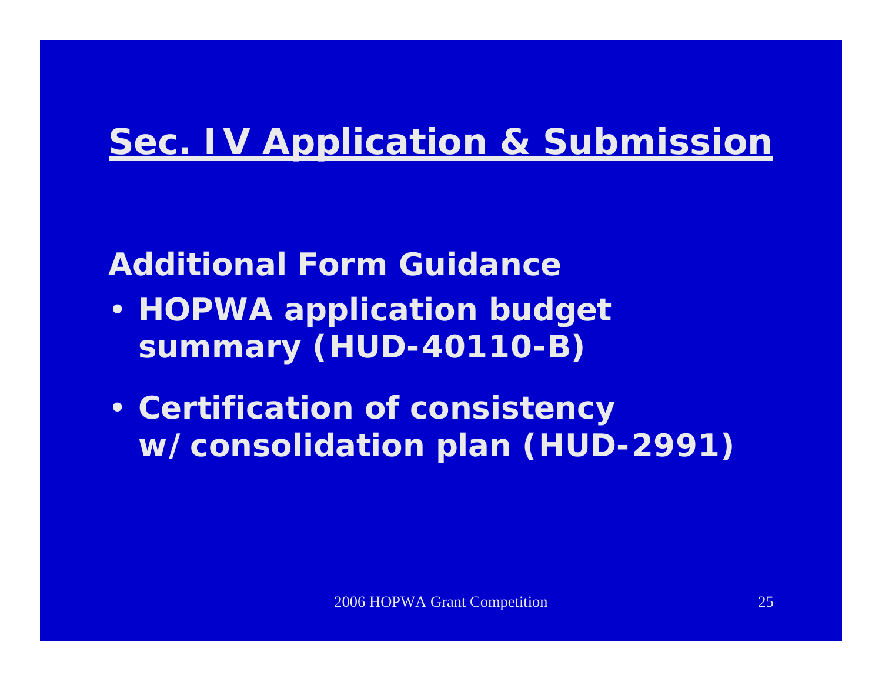# Sec. IV Application & Submission

**Additional Form Guidance**

- **HOPWA application budget summary (HUD-40110-B)**
- **Certification of consistency w/ consolidation plan (HUD-2991)**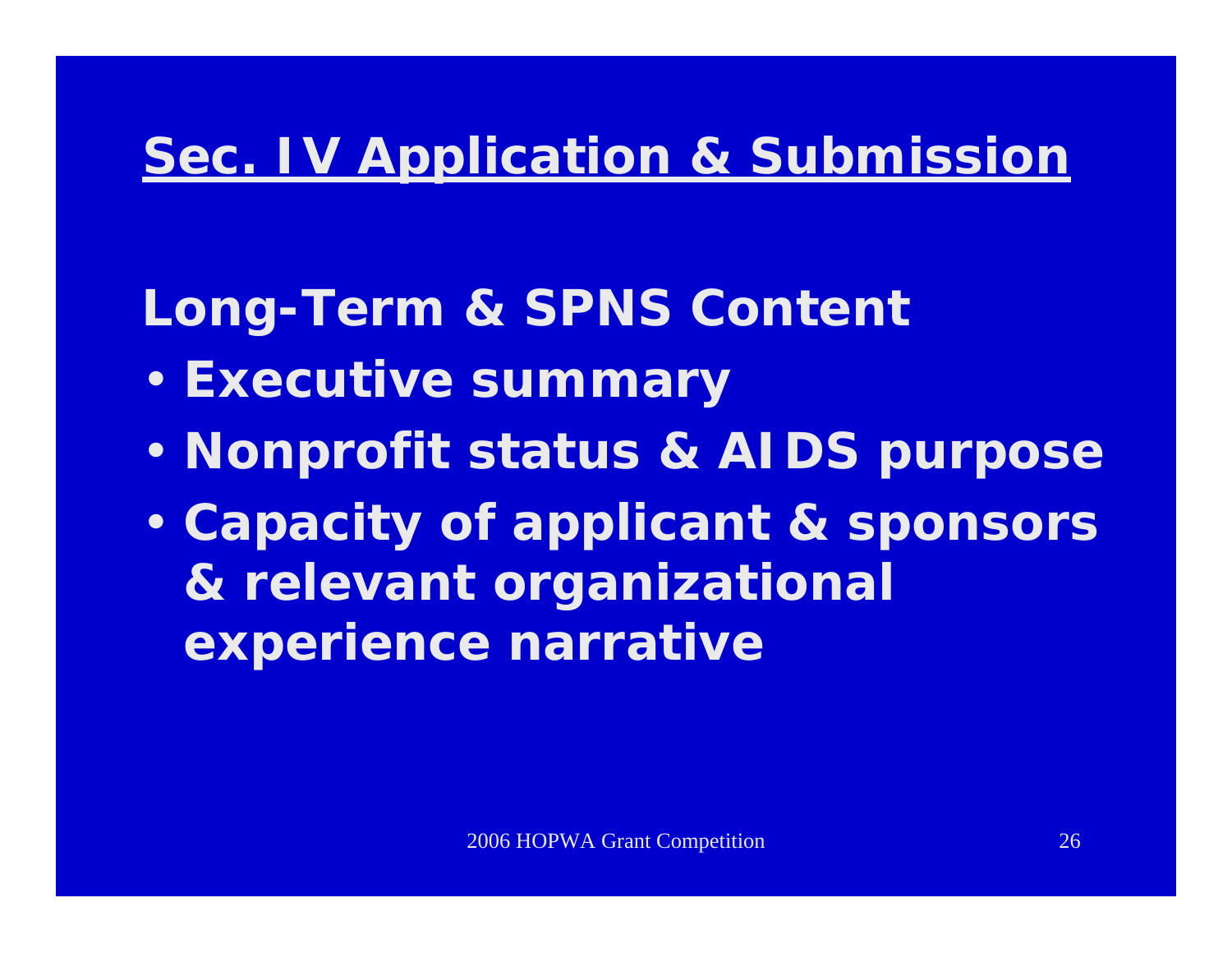# Sec. IV Application & Submission

## Long-Term & SPNS Content

- Executive summary
- Nonprofit status & AIDS purpose
- Capacity of applicant & sponsors & relevant organizational experience narrative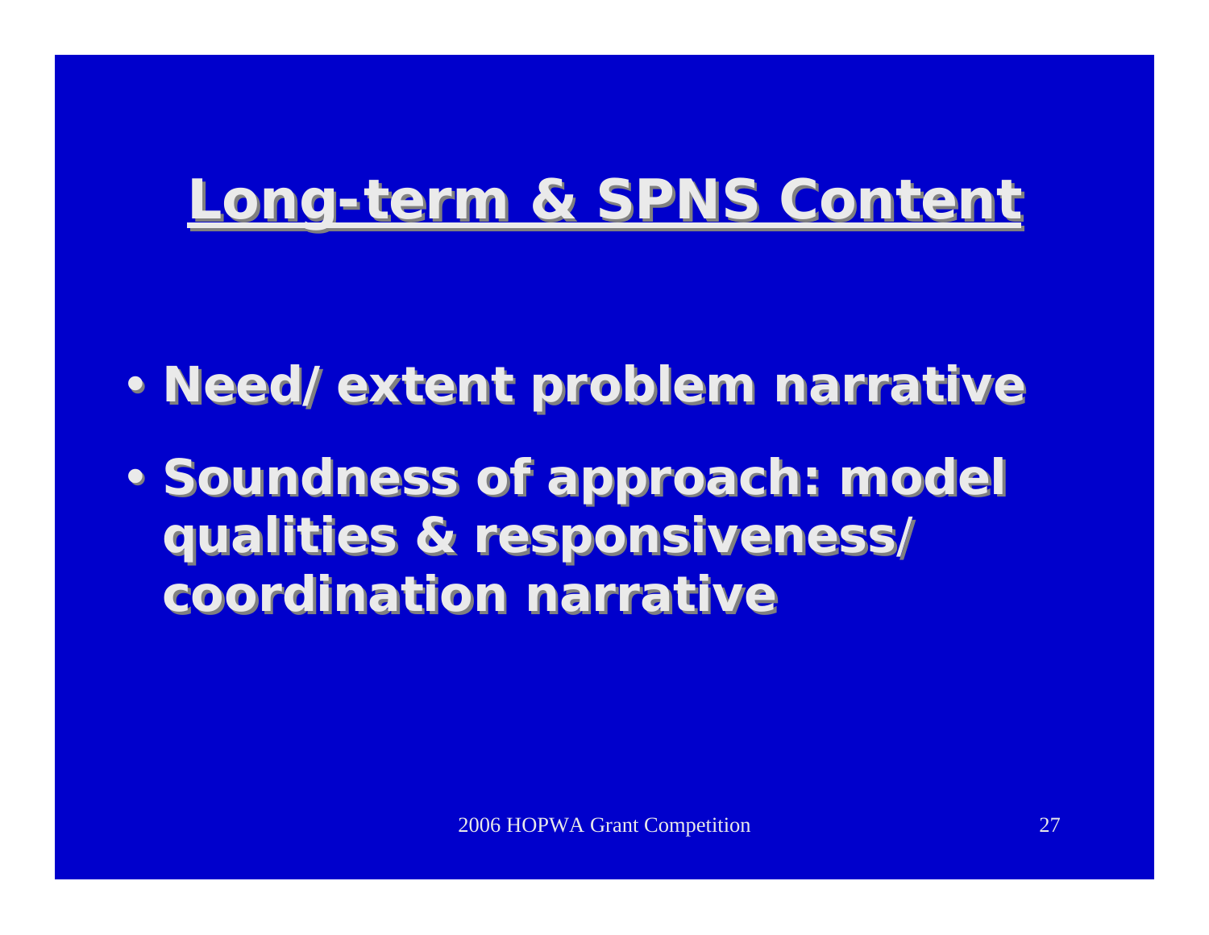# Long-term & SPNS Content

- Need/ extent problem narrative
- Soundness of approach: model qualities & responsiveness/ coordination narrative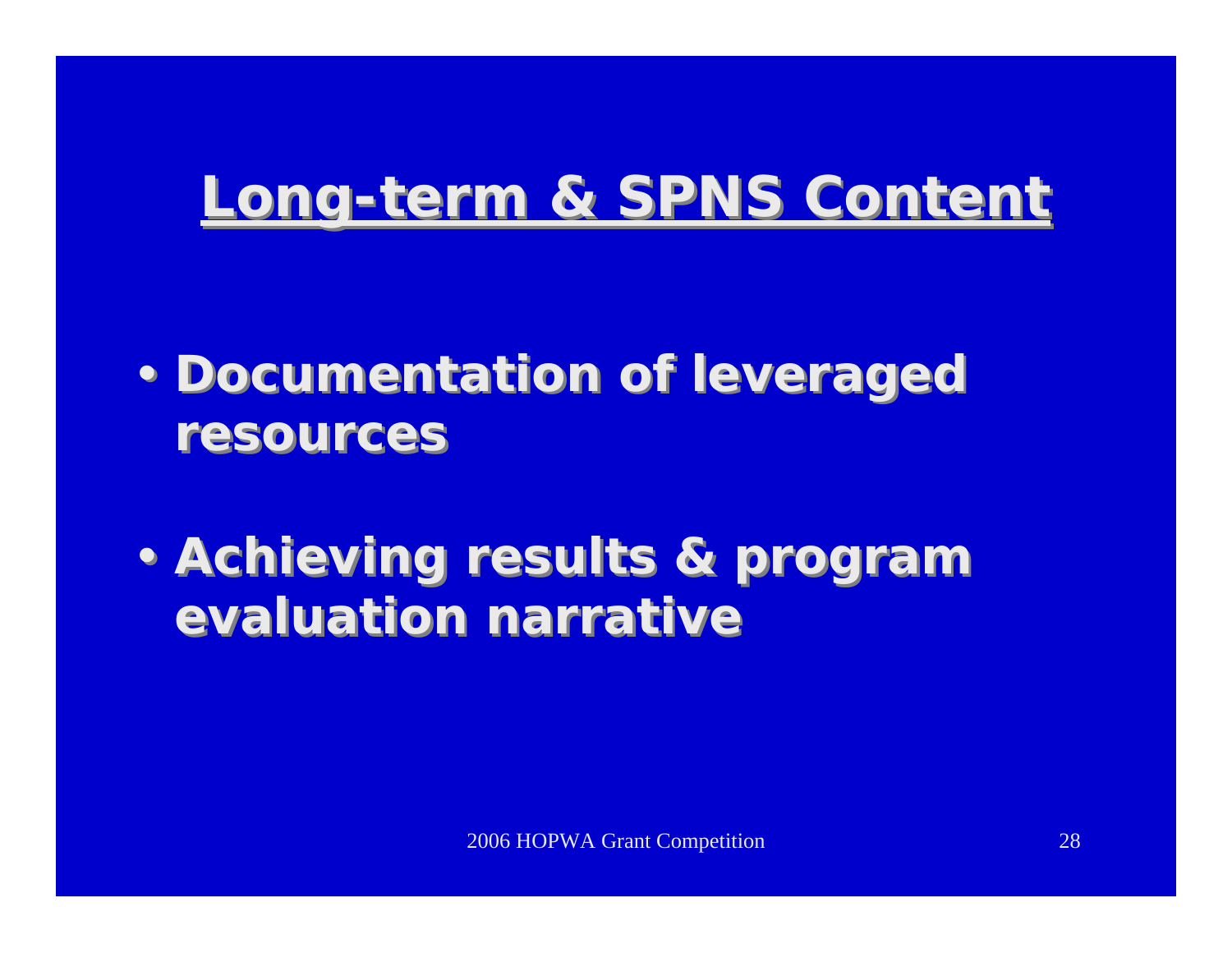# Long-term & SPNS Content

- **Documentation of leveraged resources**
- **Achieving results & program evaluation narrative**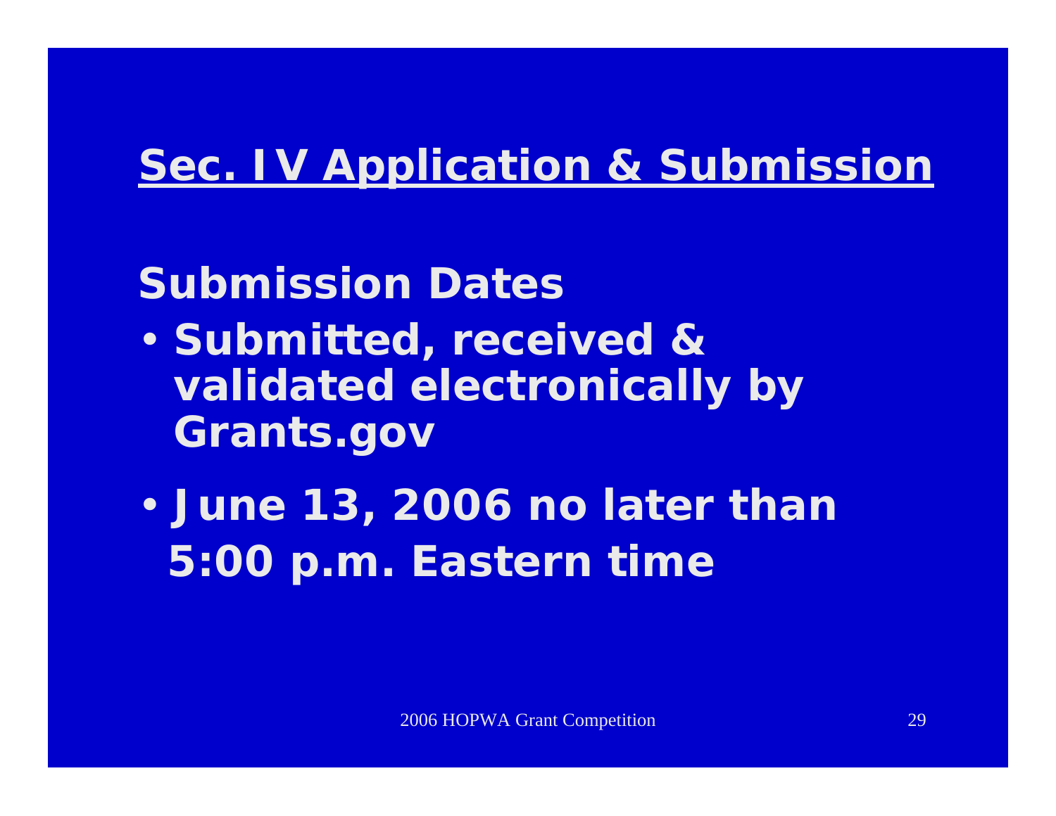# Sec. IV Application & Submission

## Submission Dates

- Submitted, received & validated electronically by Grants.gov
- June 13, 2006 no later than 5:00 p.m. Eastern time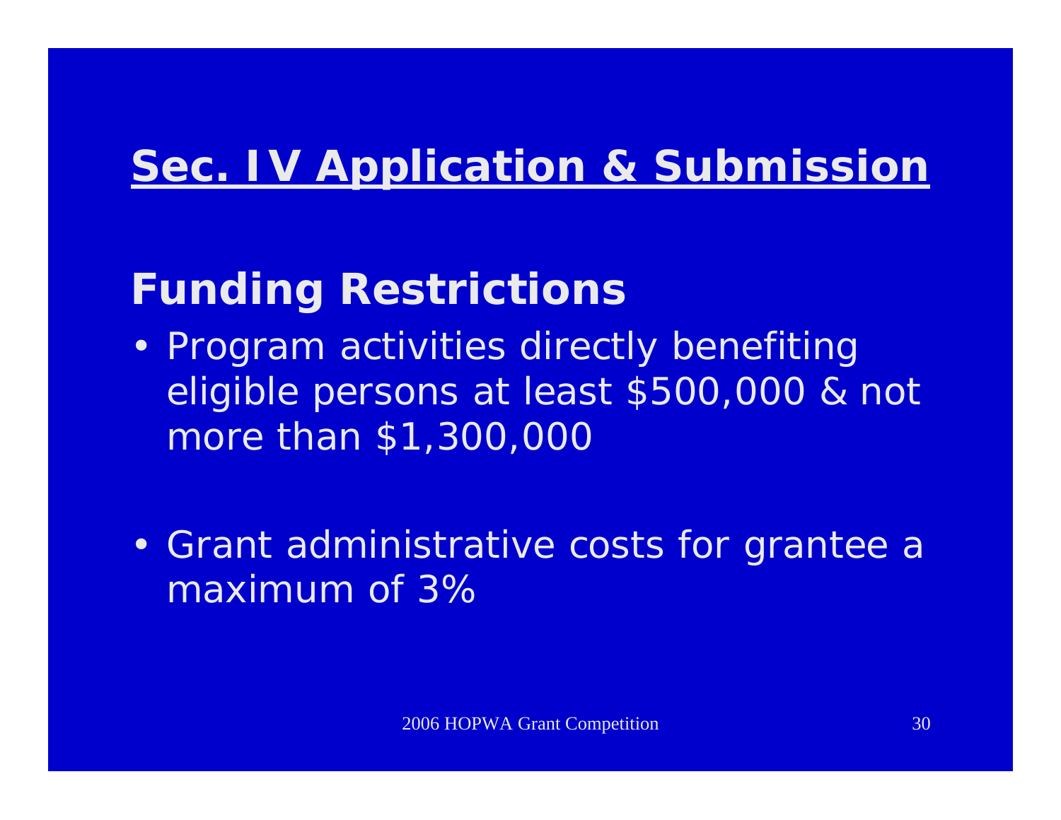# Sec. IV Application & Submission

## Funding Restrictions

- Program activities directly benefiting eligible persons at least $500,000 & not more than $1,300,000

- Grant administrative costs for grantee a maximum of 3%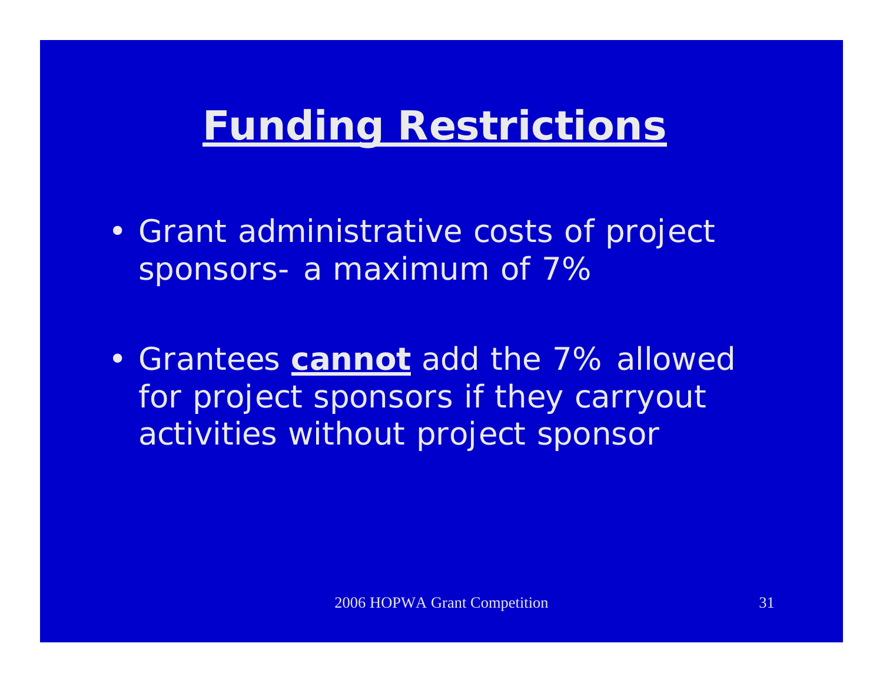# Funding Restrictions

- Grant administrative costs of project sponsors- a maximum of 7%
- Grantees **cannot** add the 7% allowed for project sponsors if they carryout activities without project sponsor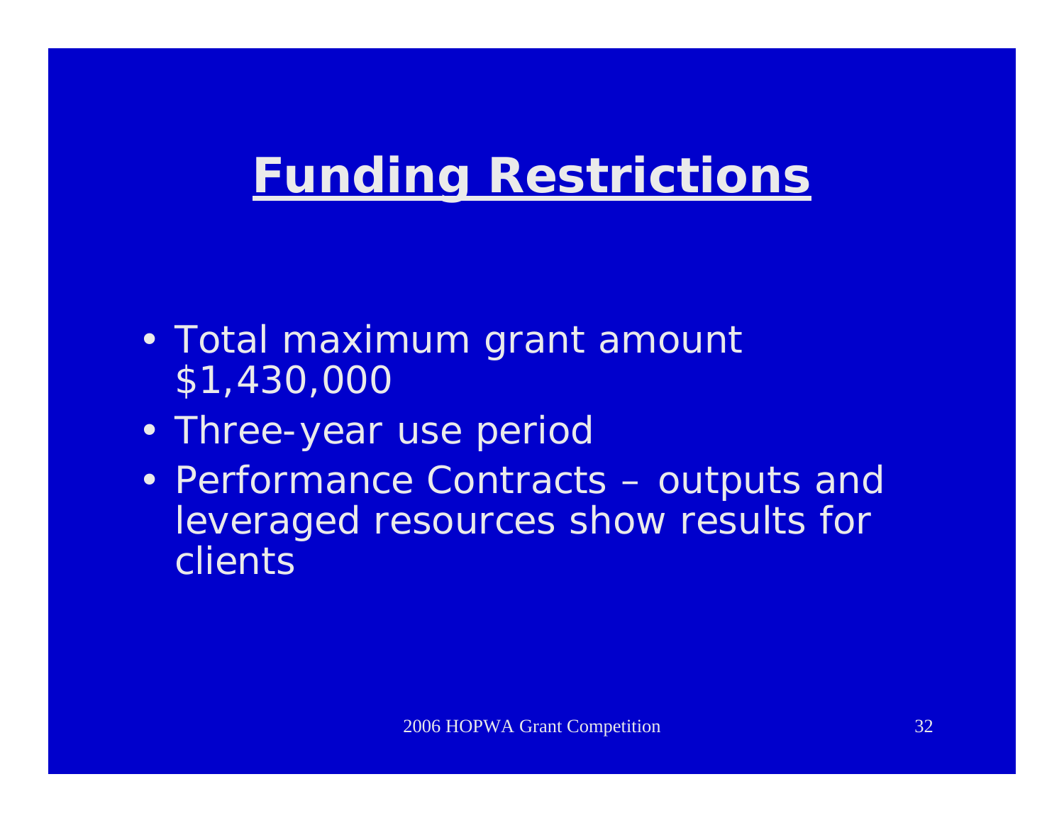# Funding Restrictions

- Total maximum grant amount $1,430,000
- Three-year use period
- Performance Contracts – outputs and leveraged resources show results for clients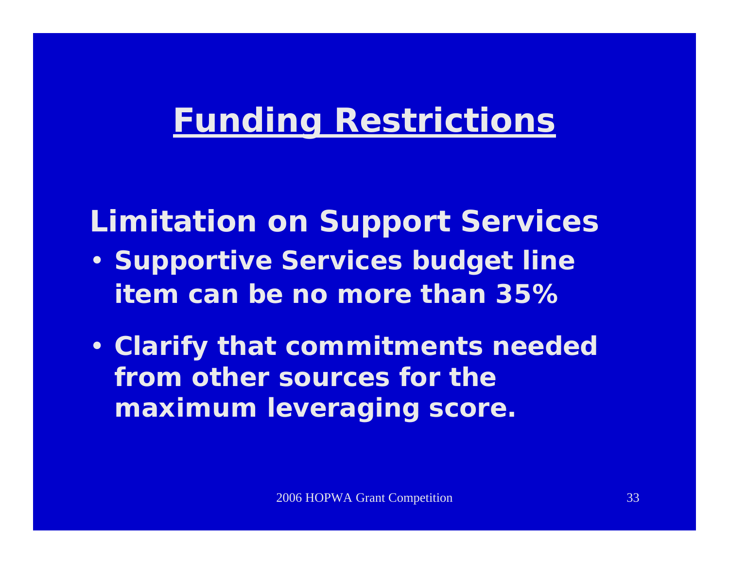# Funding Restrictions

## Limitation on Support Services

- Supportive Services budget line item can be no more than 35%
- Clarify that commitments needed from other sources for the maximum leveraging score.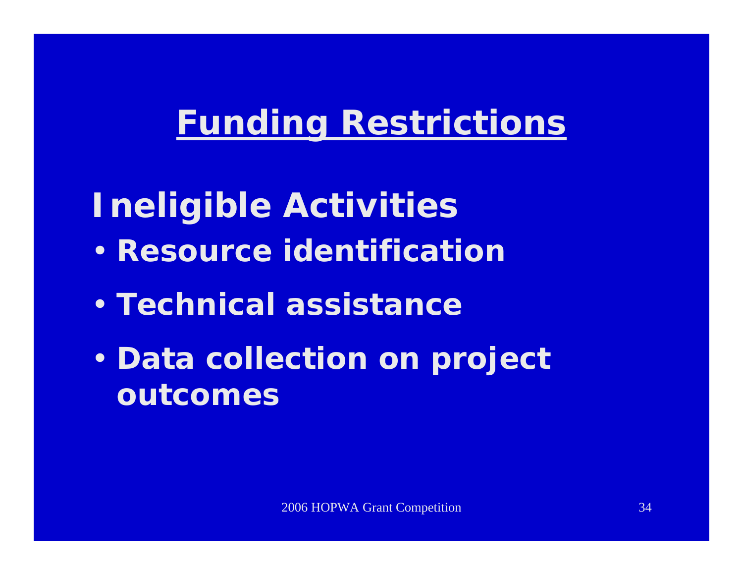# Funding Restrictions

## Ineligible Activities

- Resource identification
- Technical assistance
- Data collection on project outcomes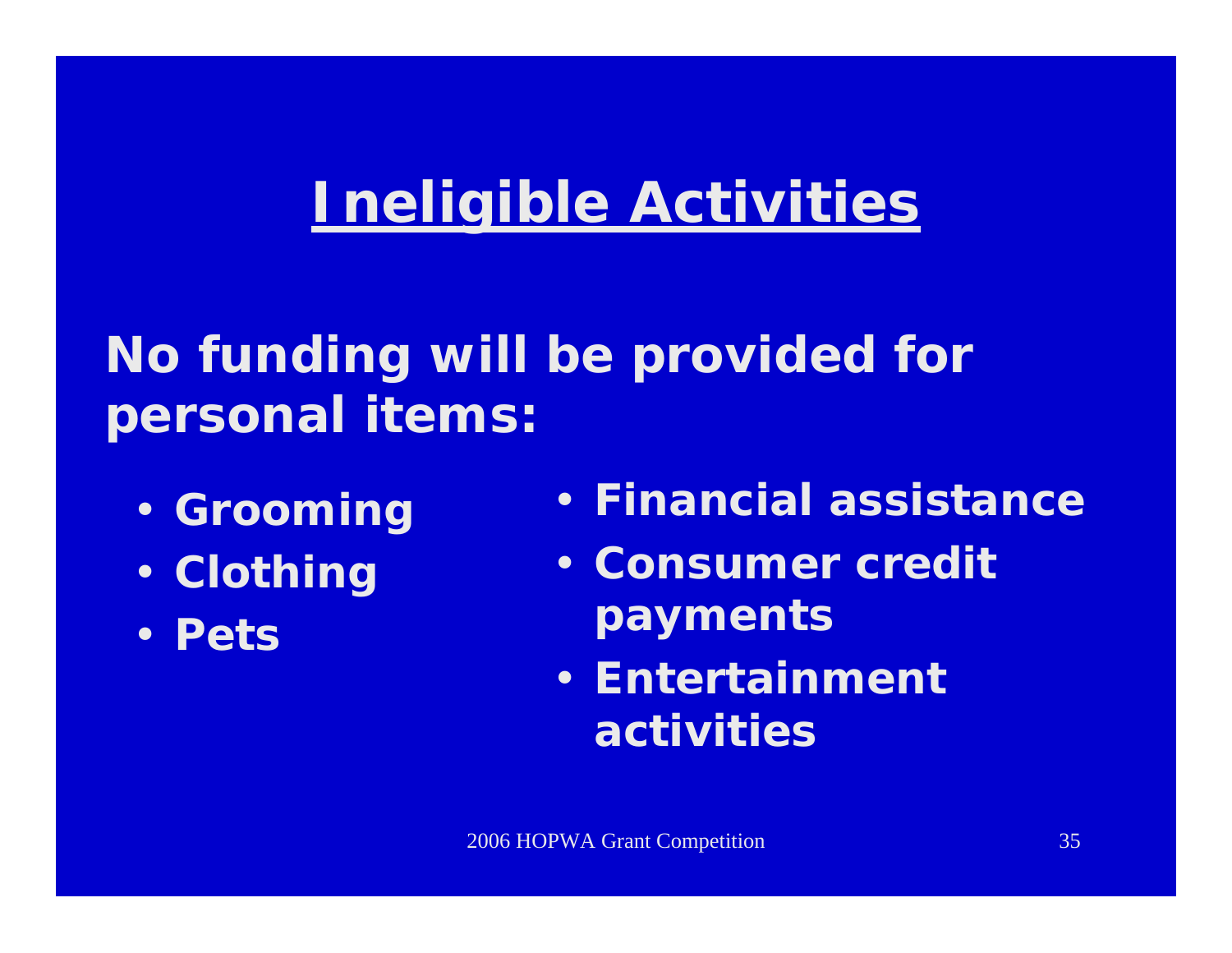# Ineligible Activities

**No funding will be provided for personal items:**

- **Grooming**
- **Clothing**
- **Pets**
- **Financial assistance**
- **Consumer credit payments**
- **Entertainment activities**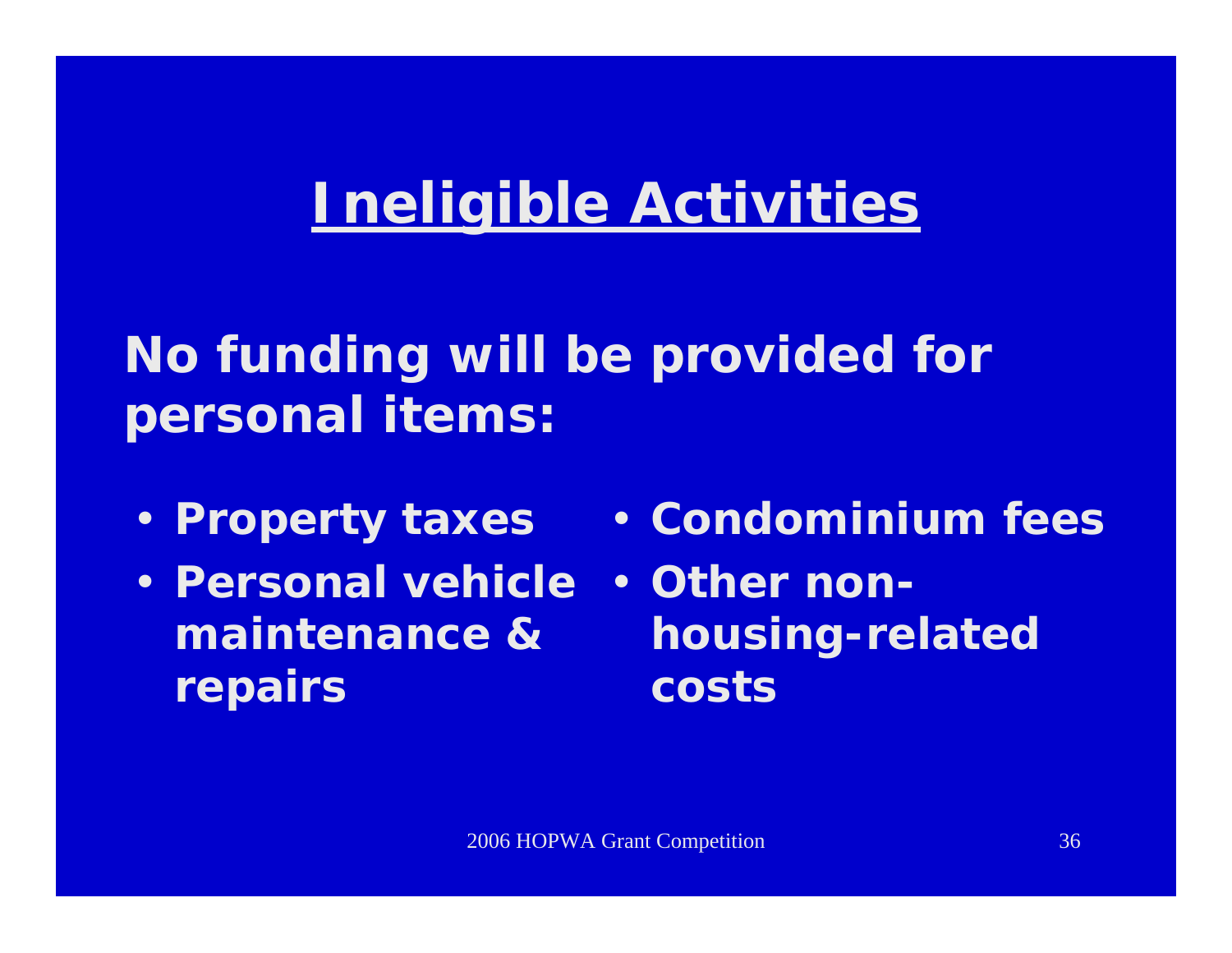# Ineligible Activities

**No funding will be provided for personal items:**

- **Property taxes**
- **Personal vehicle maintenance & repairs**
- **Condominium fees**
- **Other non-housing-related costs**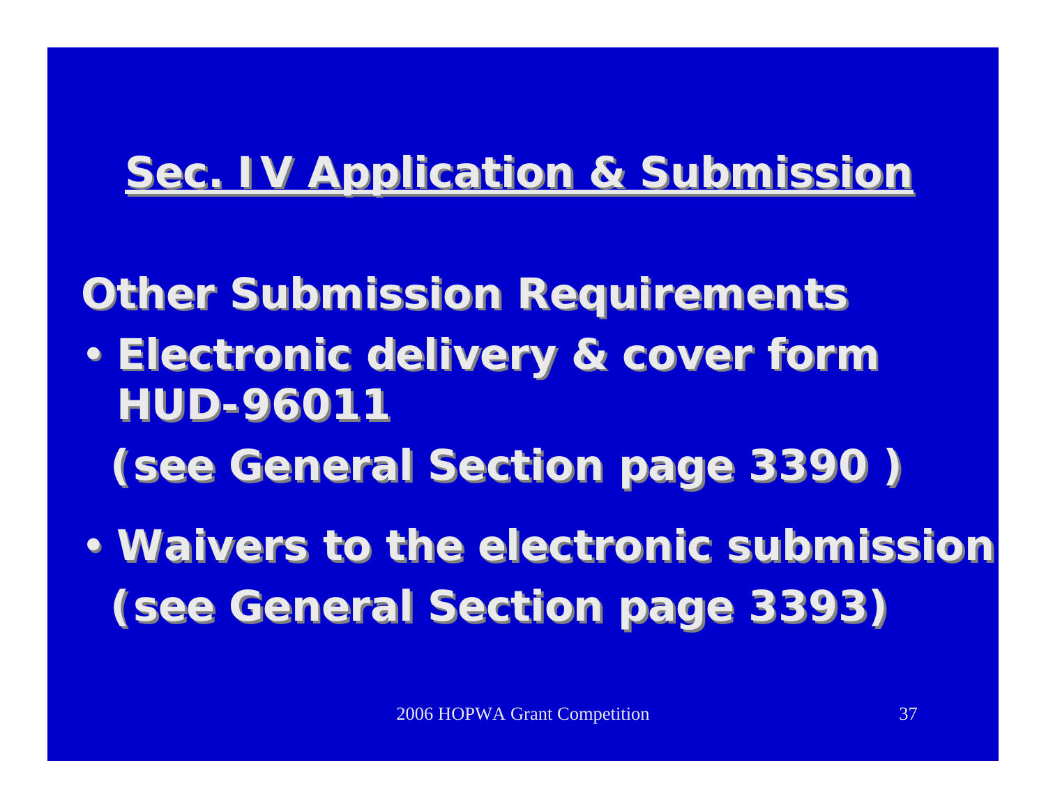# Sec. IV Application & Submission

## Other Submission Requirements

- Electronic delivery & cover form HUD-96011

  (see General Section page 3390 )

- Waivers to the electronic submission (see General Section page 3393)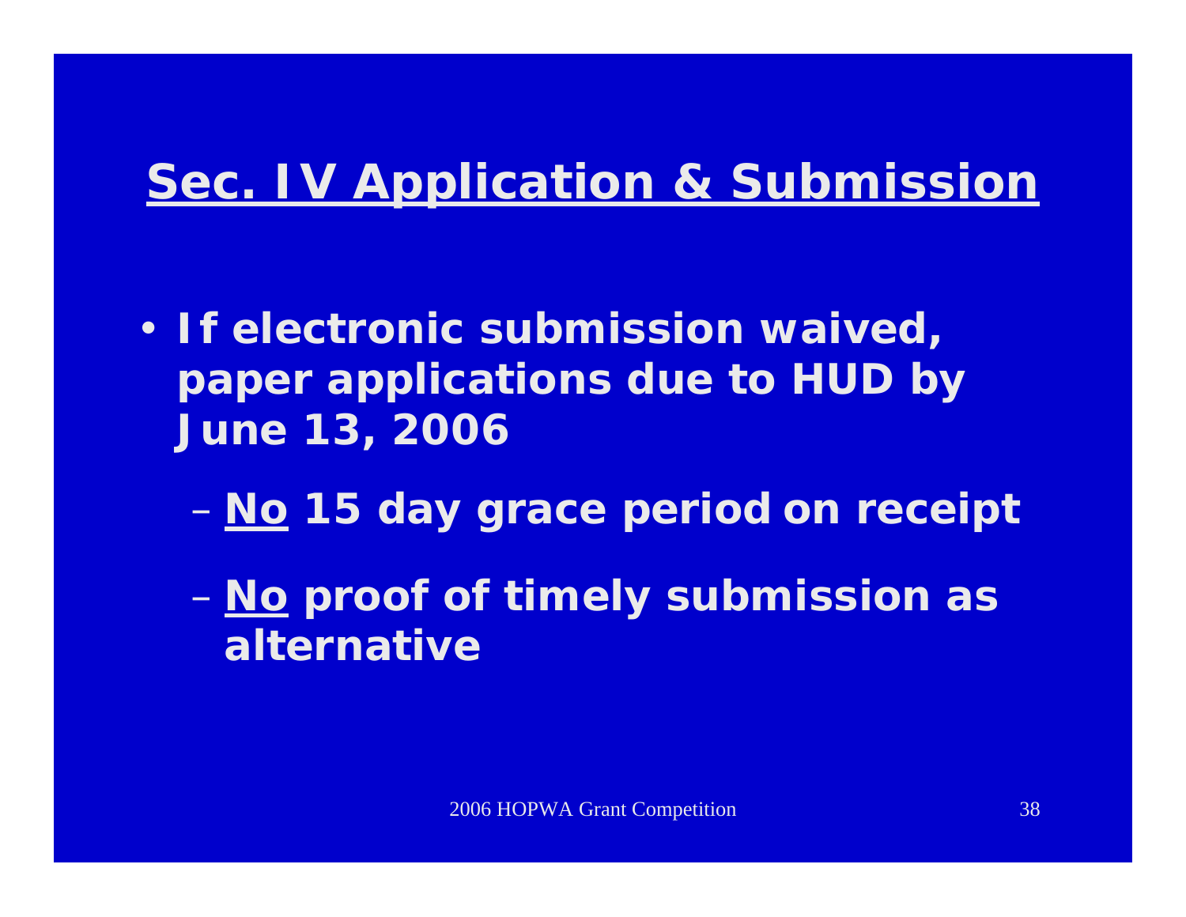# <u>Sec. IV Application & Submission</u>

- **If electronic submission waived, paper applications due to HUD by June 13, 2006**
  - **<u>No</u> 15 day grace period on receipt**
  - **<u>No</u> proof of timely submission as alternative**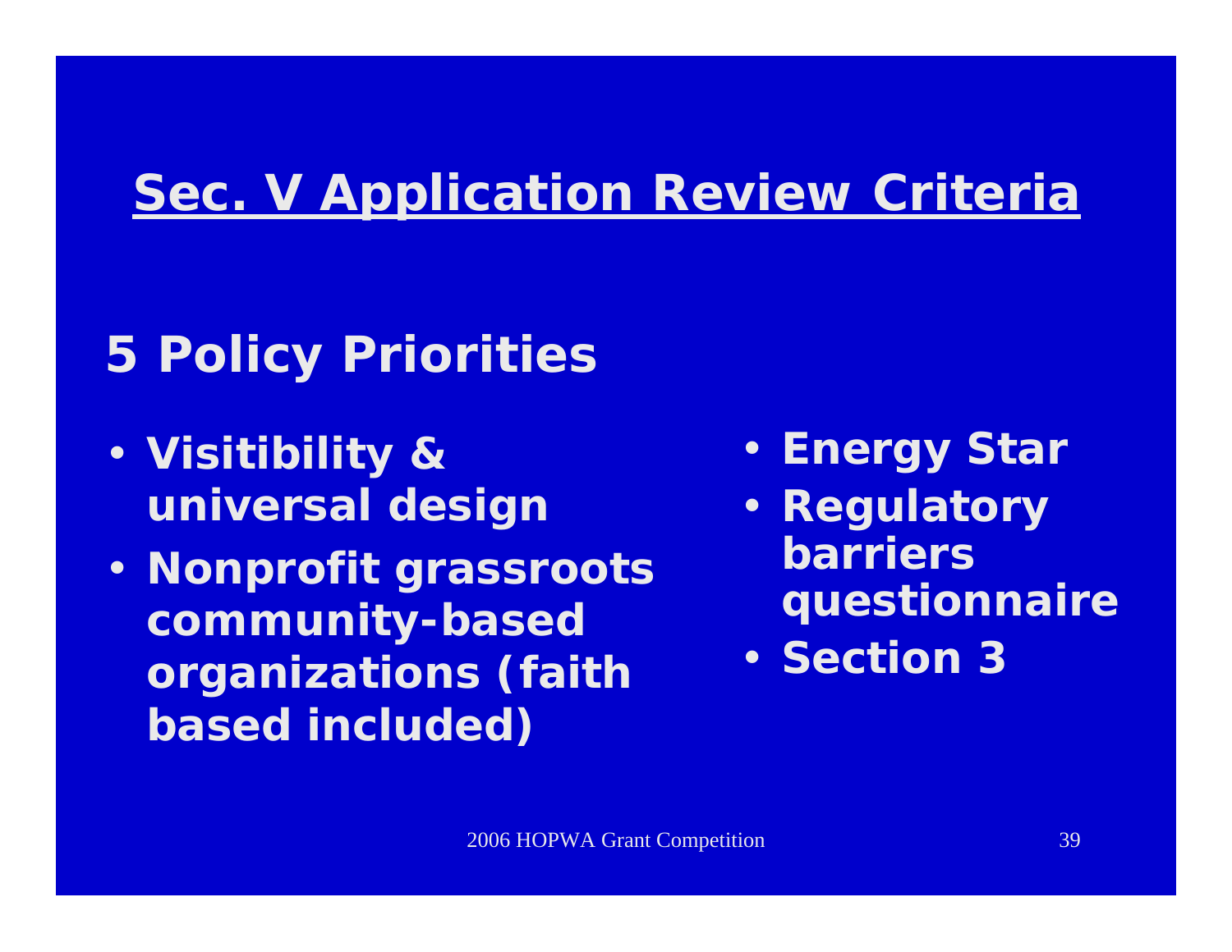# Sec. V Application Review Criteria

## 5 Policy Priorities

- Visitibility & universal design
- Nonprofit grassroots community-based organizations (faith based included)
- Energy Star
- Regulatory barriers questionnaire
- Section 3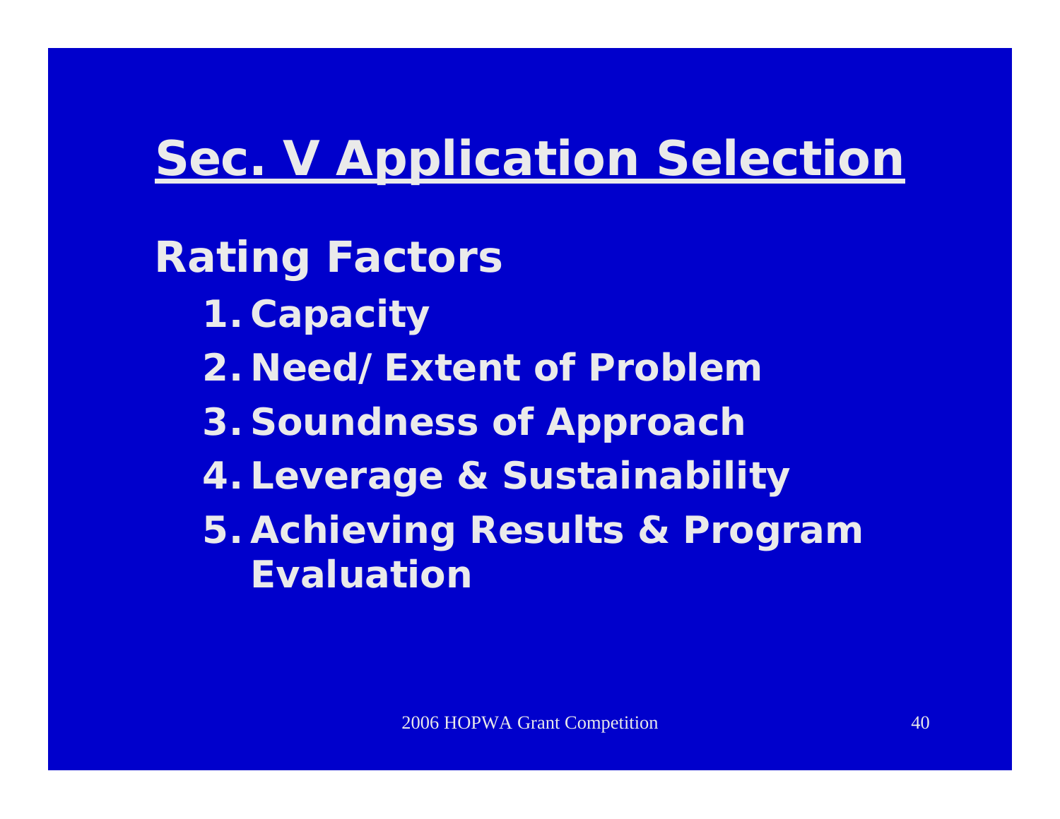# Sec. V Application Selection

## Rating Factors

1. Capacity
2. Need/ Extent of Problem
3. Soundness of Approach
4. Leverage & Sustainability
5. Achieving Results & Program Evaluation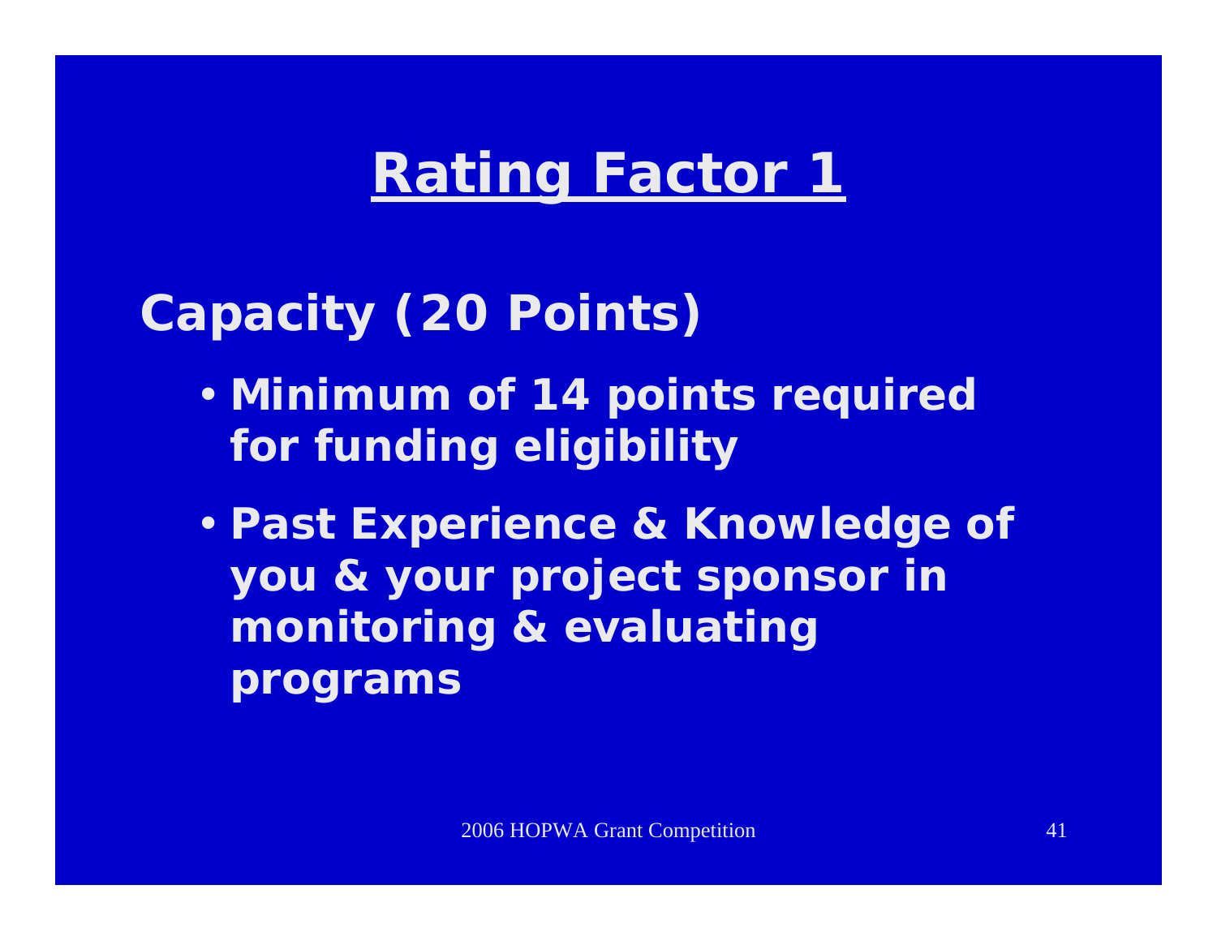# Rating Factor 1

## Capacity (20 Points)

- **Minimum of 14 points required for funding eligibility**
- **Past Experience & Knowledge of you & your project sponsor in monitoring & evaluating programs**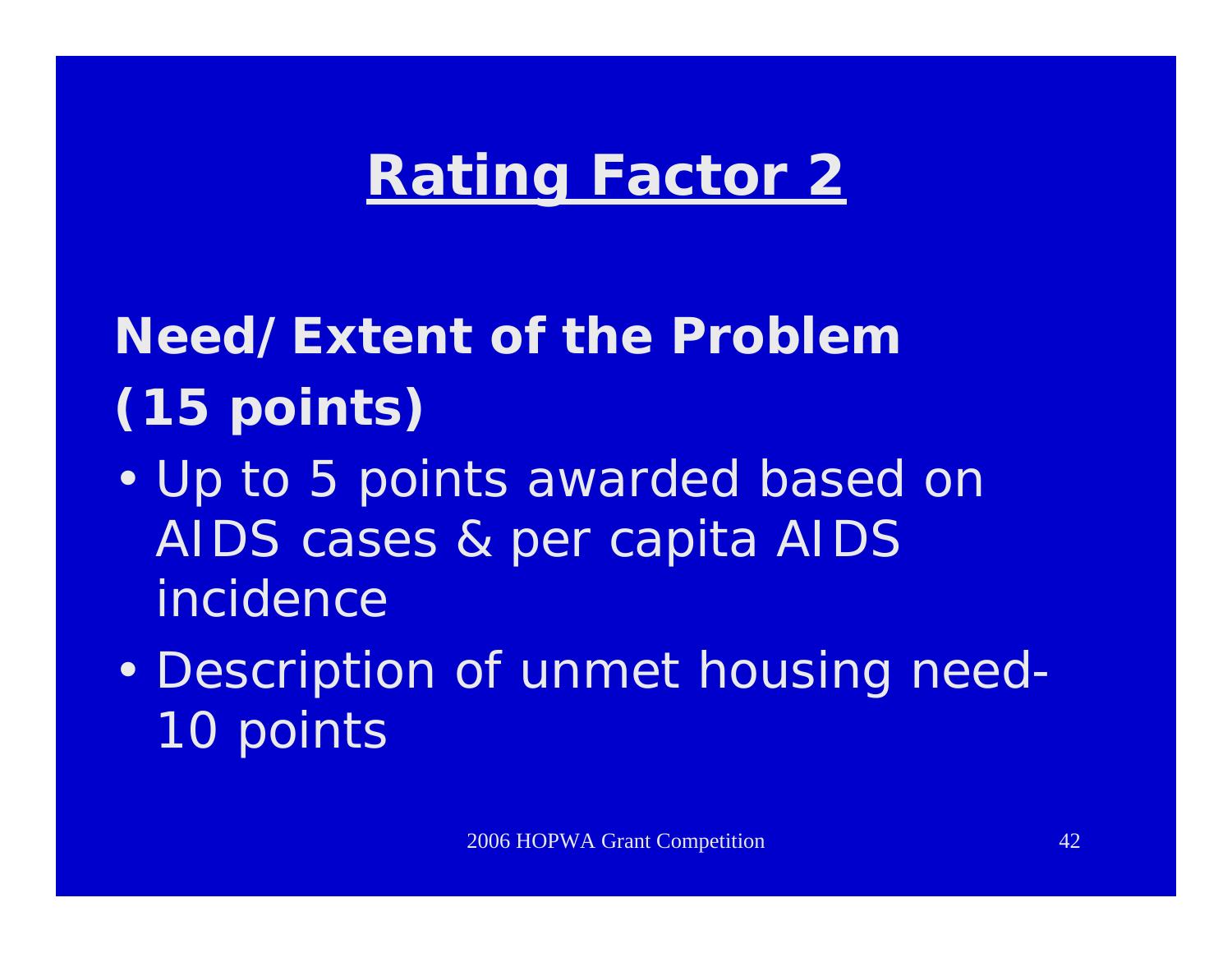# Rating Factor 2

**Need/Extent of the Problem (15 points)**

- Up to 5 points awarded based on AIDS cases & per capita AIDS incidence
- Description of unmet housing need- 10 points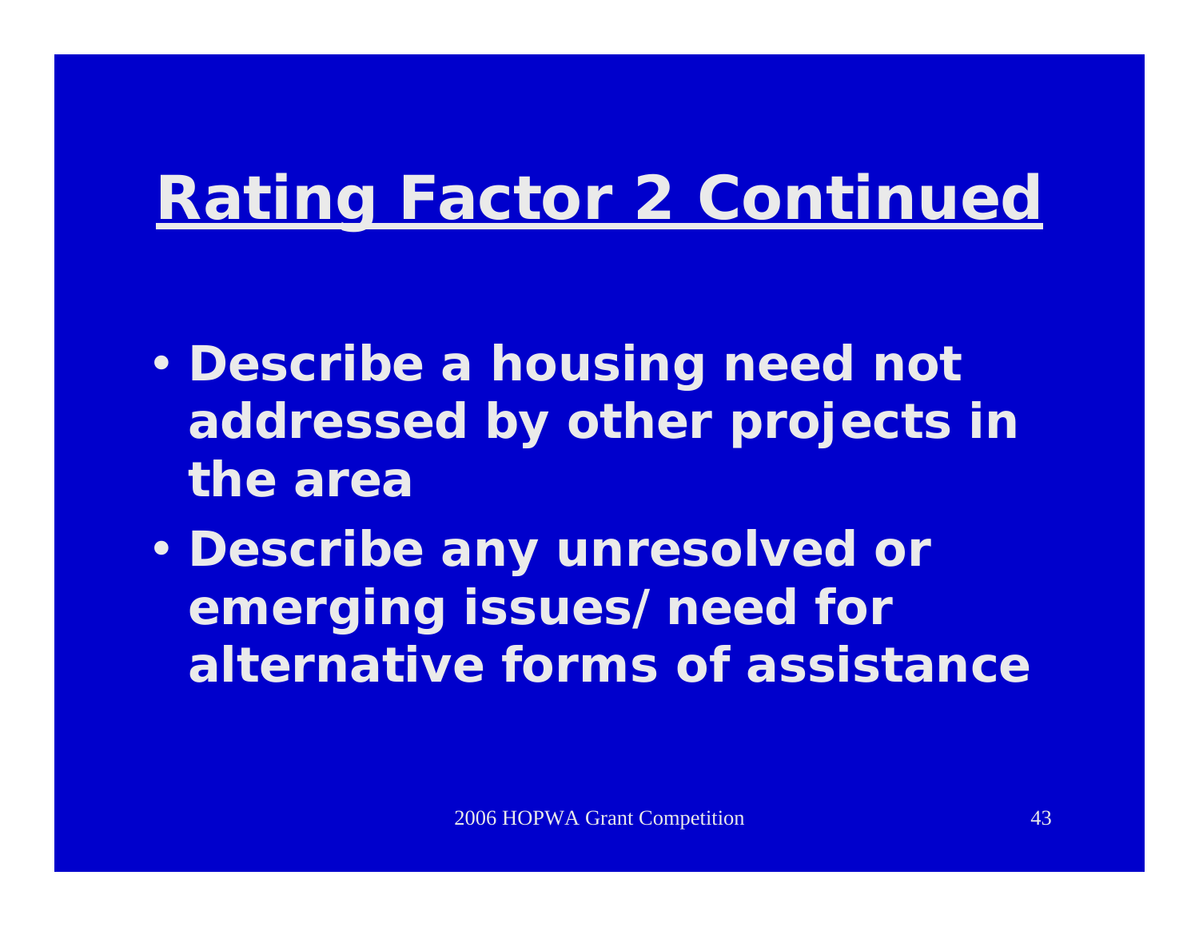# Rating Factor 2 Continued

- **Describe a housing need not addressed by other projects in the area**
- **Describe any unresolved or emerging issues/ need for alternative forms of assistance**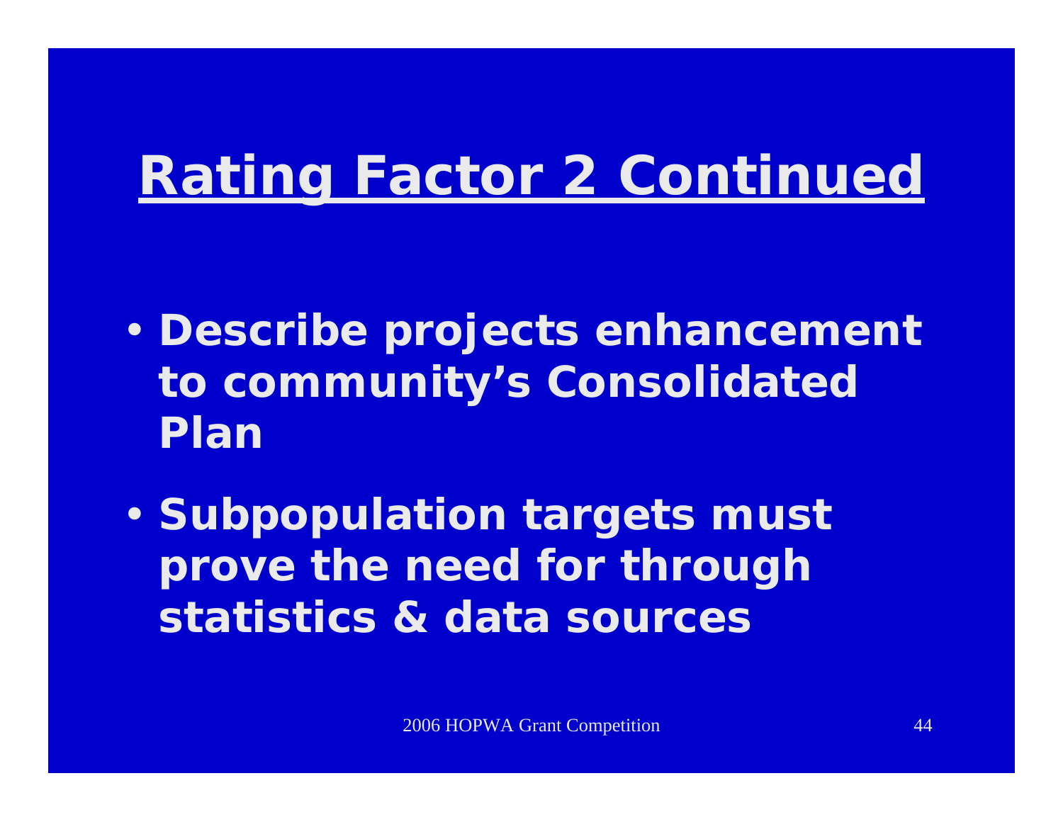# Rating Factor 2 Continued

- Describe projects enhancement to community's Consolidated Plan
- Subpopulation targets must prove the need for through statistics & data sources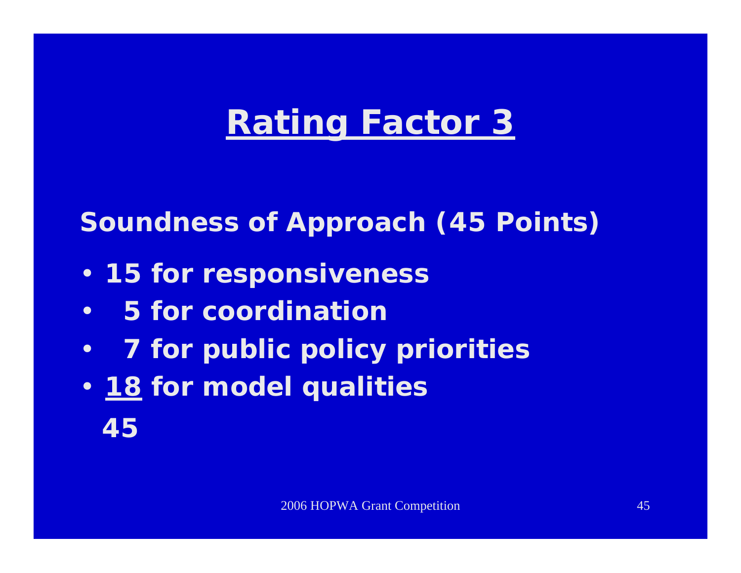# Rating Factor 3

**Soundness of Approach (45 Points)**

- **15 for responsiveness**
- **5 for coordination**
- **7 for public policy priorities**
- **18 for model qualities**

**45**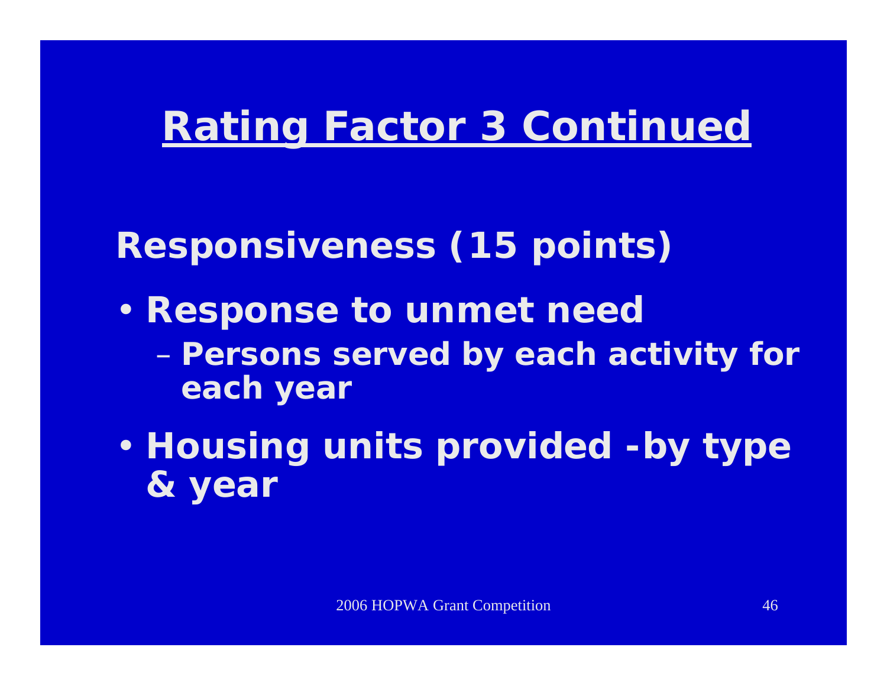# Rating Factor 3 Continued

**Responsiveness (15 points)**

- **Response to unmet need**
  - **Persons served by each activity for each year**
- **Housing units provided -by type & year**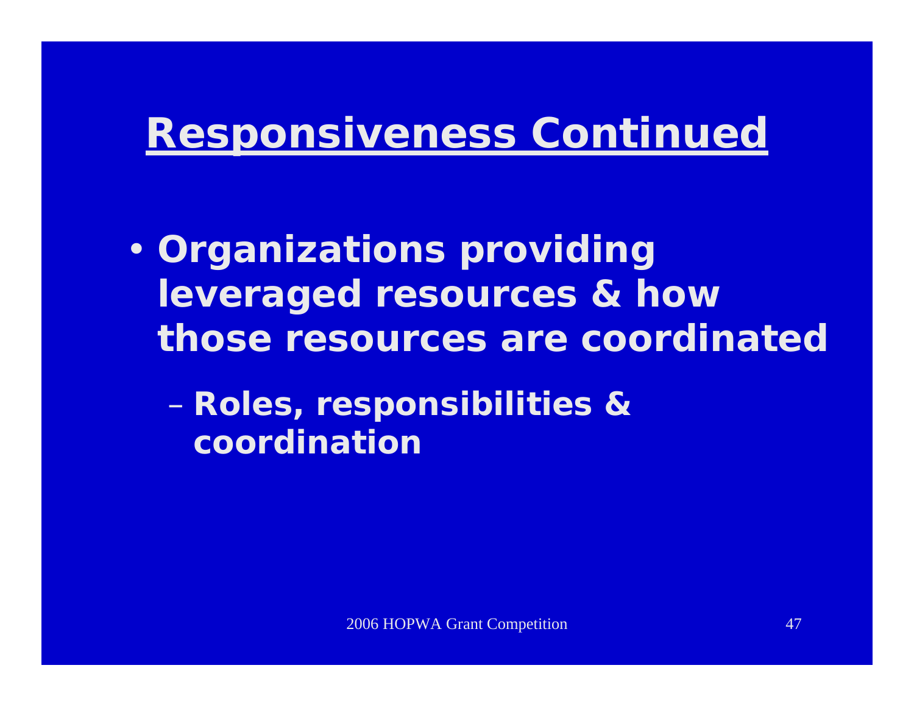# Responsiveness Continued

- **Organizations providing leveraged resources & how those resources are coordinated**
  - **Roles, responsibilities & coordination**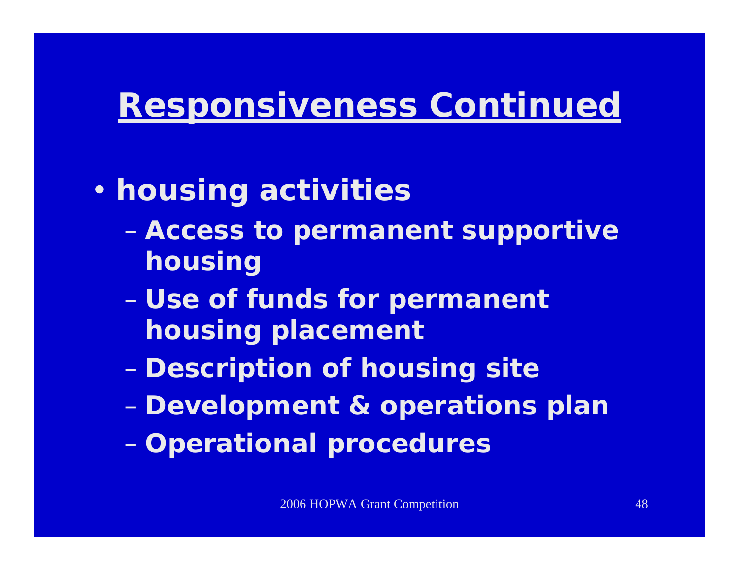# Responsiveness Continued

- housing activities
  - Access to permanent supportive housing
  - Use of funds for permanent housing placement
  - Description of housing site
  - Development & operations plan
  - Operational procedures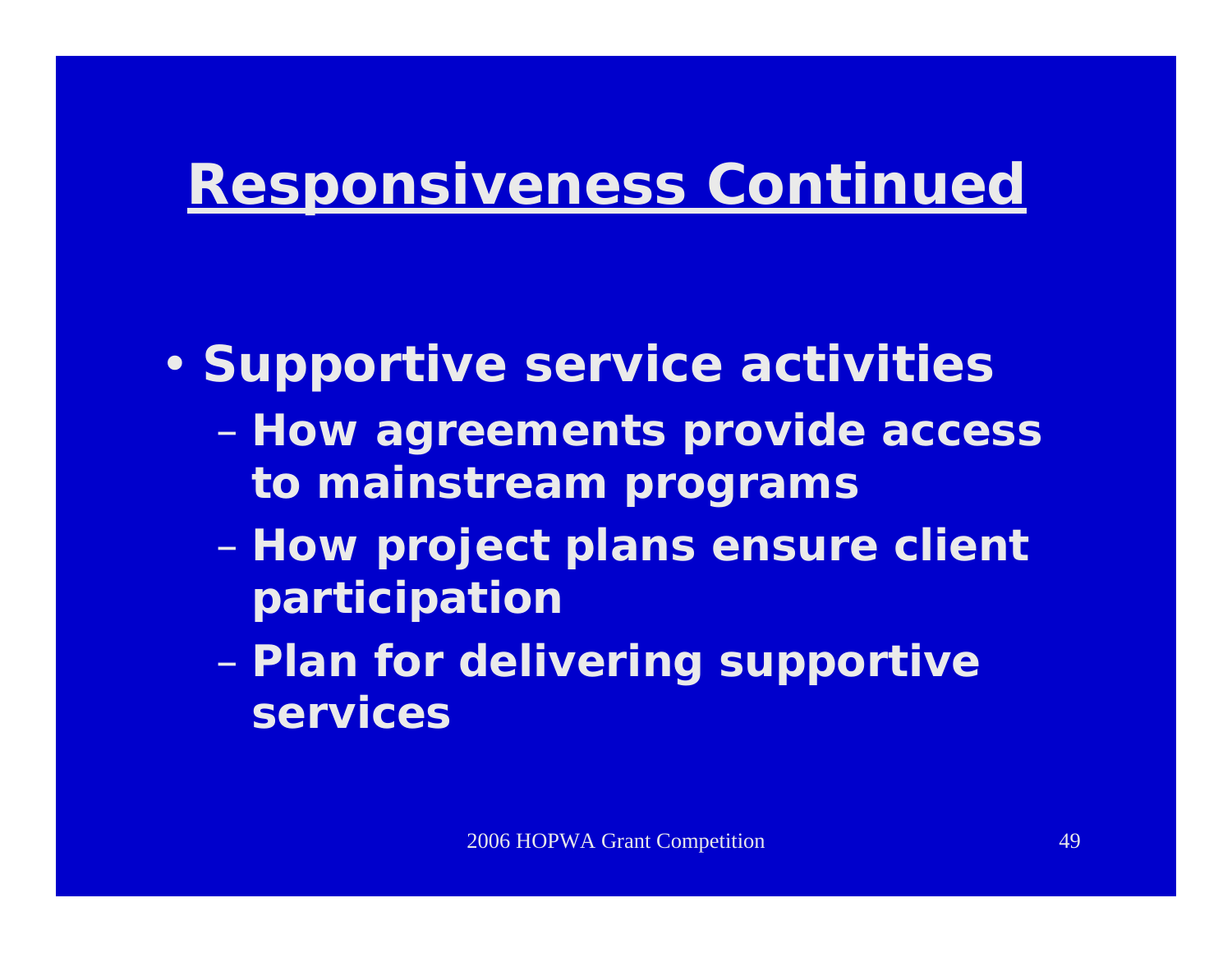# Responsiveness Continued

- Supportive service activities
  - How agreements provide access to mainstream programs
  - How project plans ensure client participation
  - Plan for delivering supportive services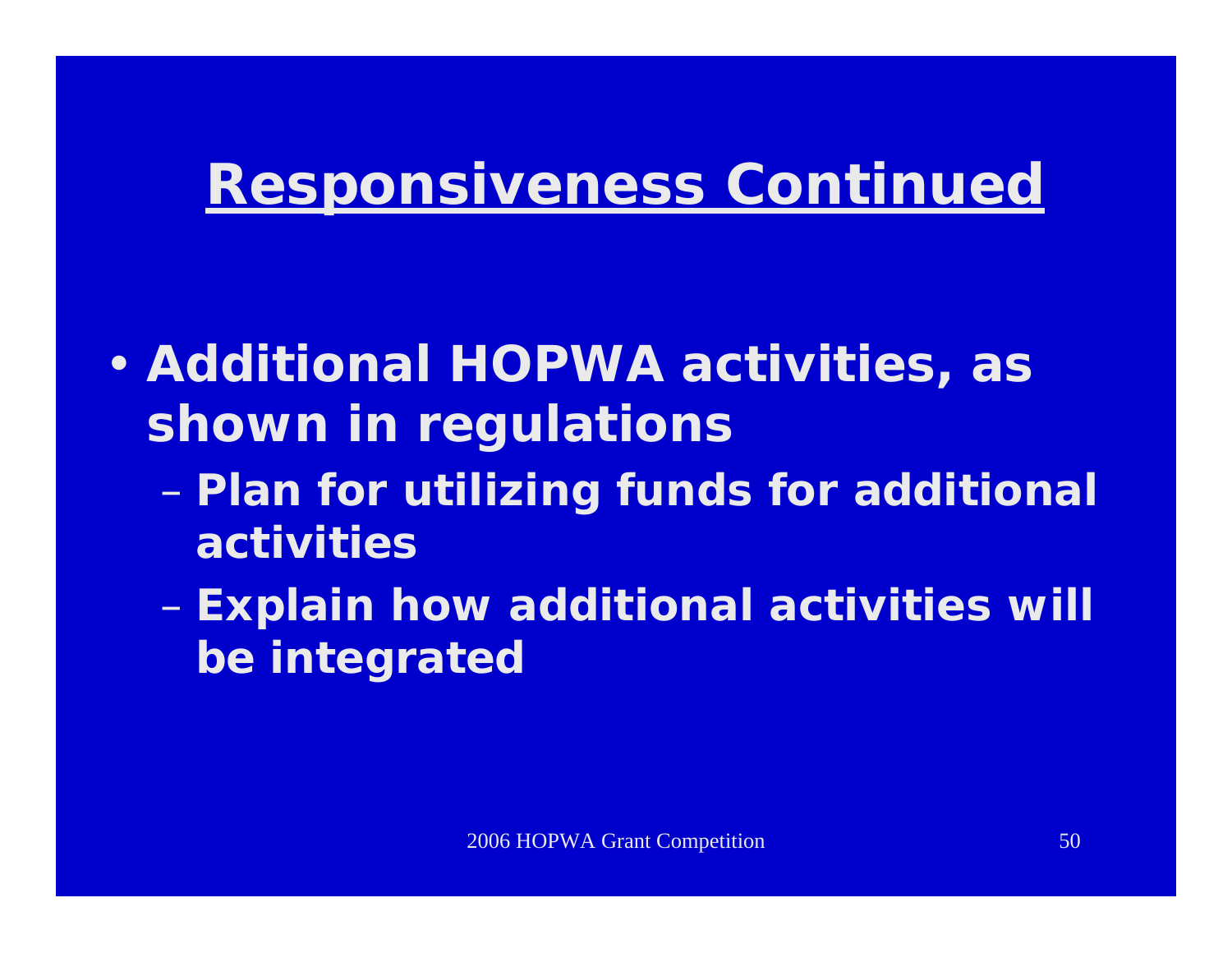# Responsiveness Continued

- **Additional HOPWA activities, as shown in regulations**
  - **Plan for utilizing funds for additional activities**
  - **Explain how additional activities will be integrated**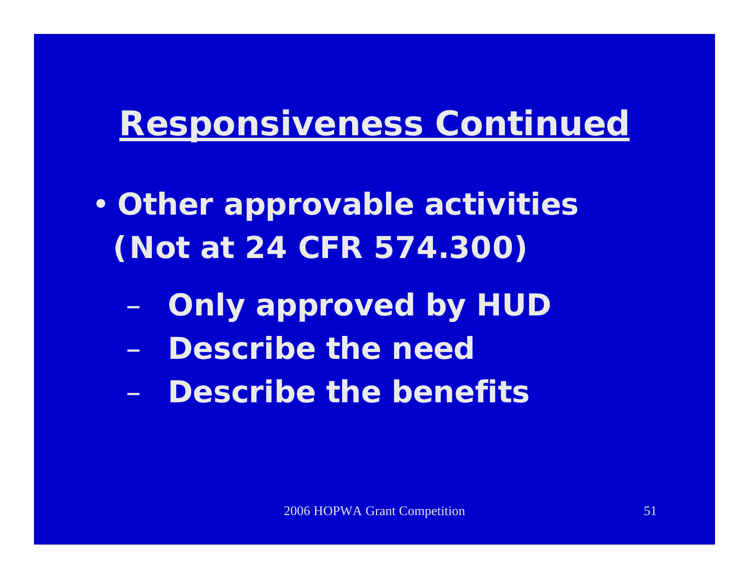# Responsiveness Continued

- **Other approvable activities (Not at 24 CFR 574.300)**
  - **Only approved by HUD**
  - **Describe the need**
  - **Describe the benefits**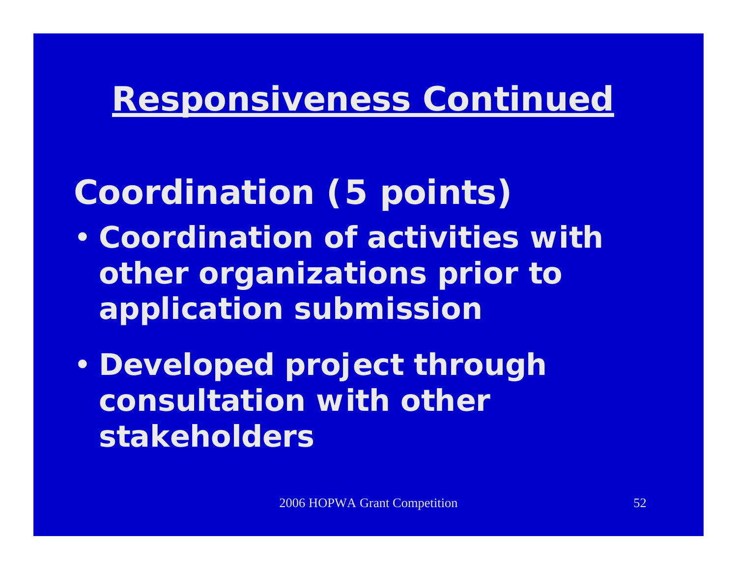# Responsiveness Continued

## Coordination (5 points)

- Coordination of activities with other organizations prior to application submission
- Developed project through consultation with other stakeholders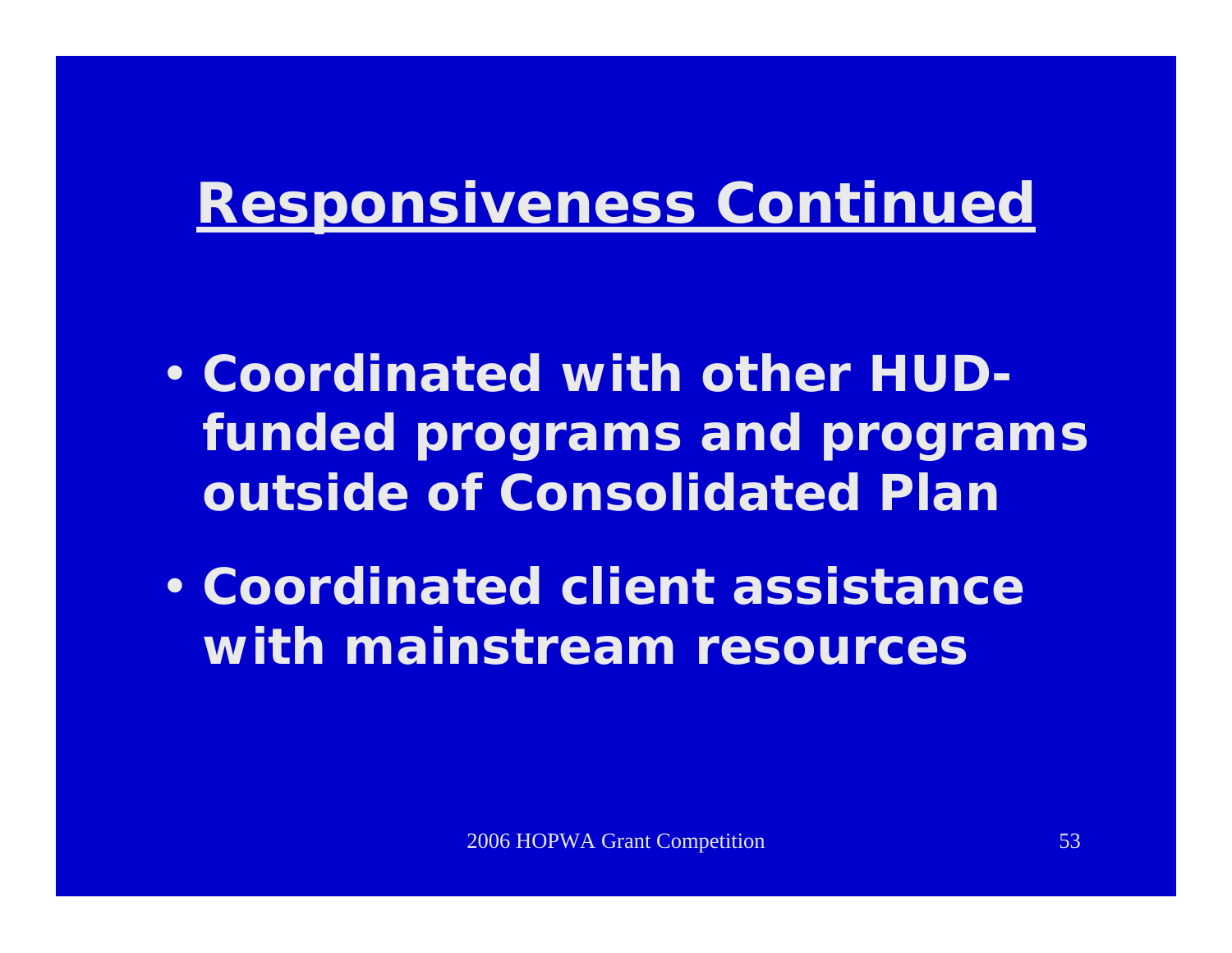# Responsiveness Continued

- Coordinated with other HUD-funded programs and programs outside of Consolidated Plan
- Coordinated client assistance with mainstream resources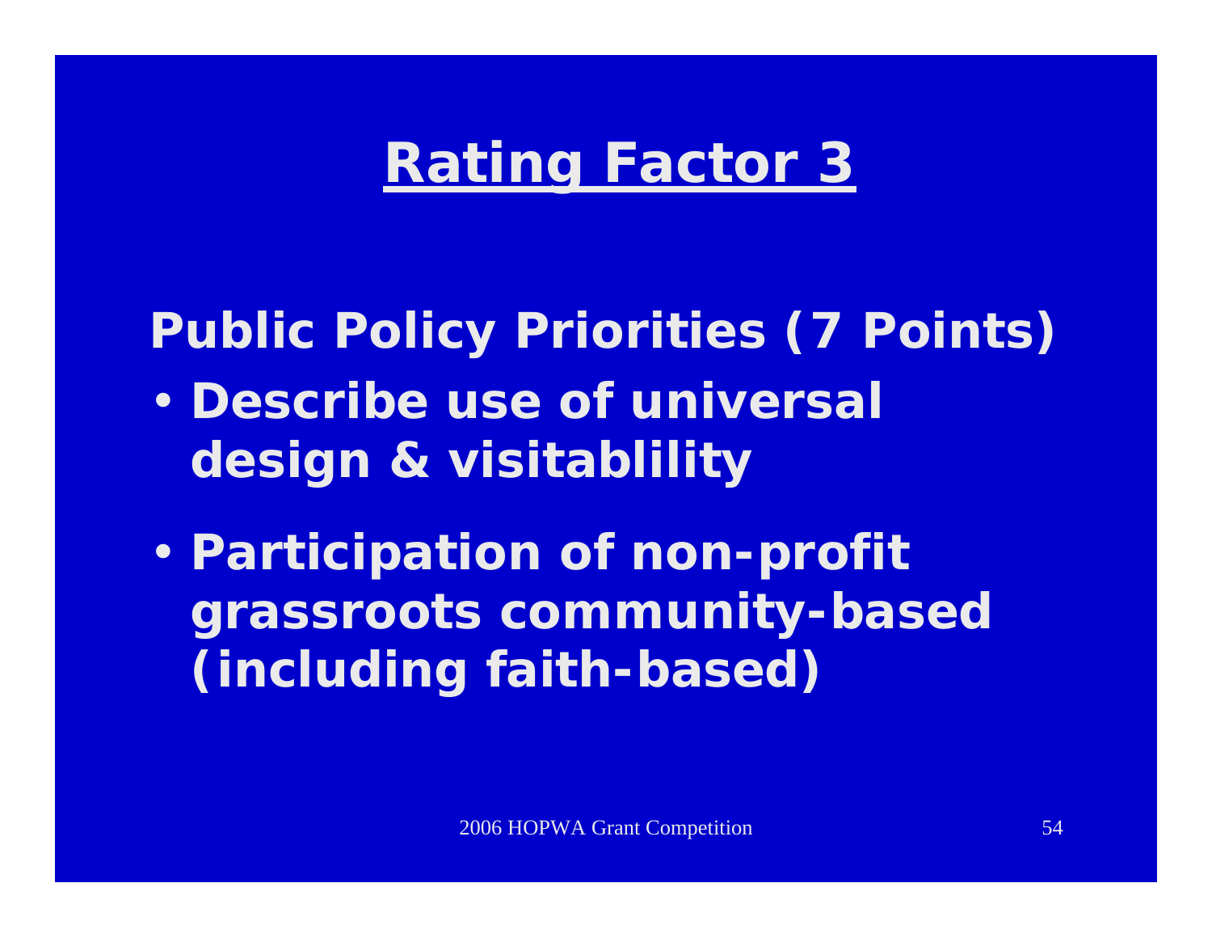# Rating Factor 3

**Public Policy Priorities (7 Points)**

- **Describe use of universal design & visitablility**
- **Participation of non-profit grassroots community-based (including faith-based)**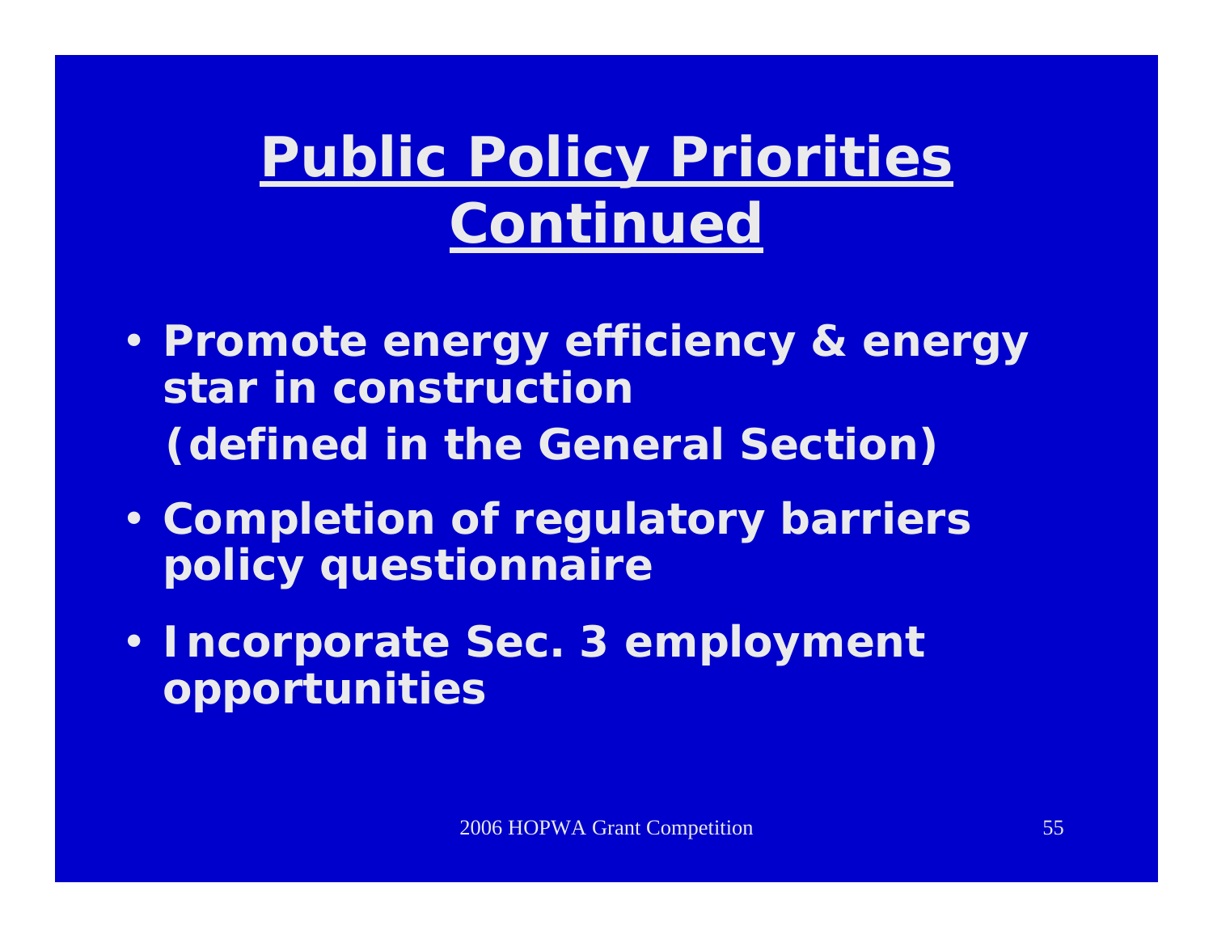# Public Policy Priorities Continued

- **Promote energy efficiency & energy star in construction**
  **(defined in the General Section)**
- **Completion of regulatory barriers policy questionnaire**
- **Incorporate Sec. 3 employment opportunities**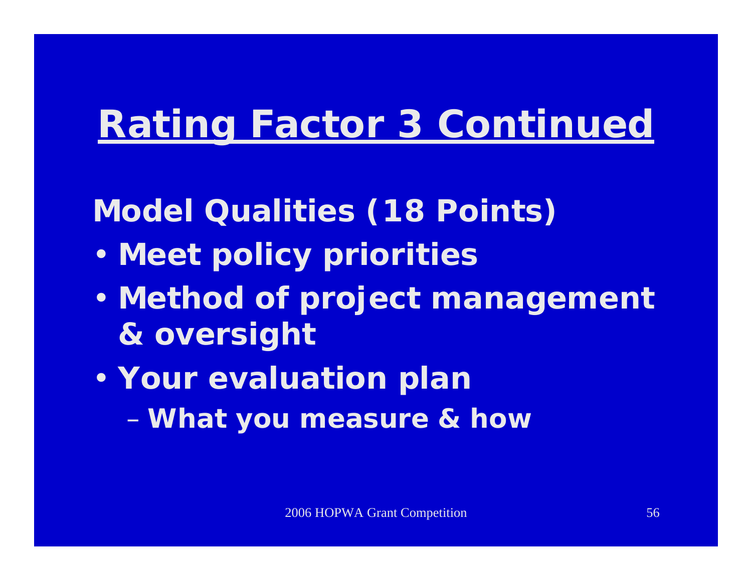# Rating Factor 3 Continued

**Model Qualities (18 Points)**

- Meet policy priorities
- Method of project management & oversight
- Your evaluation plan
  - What you measure & how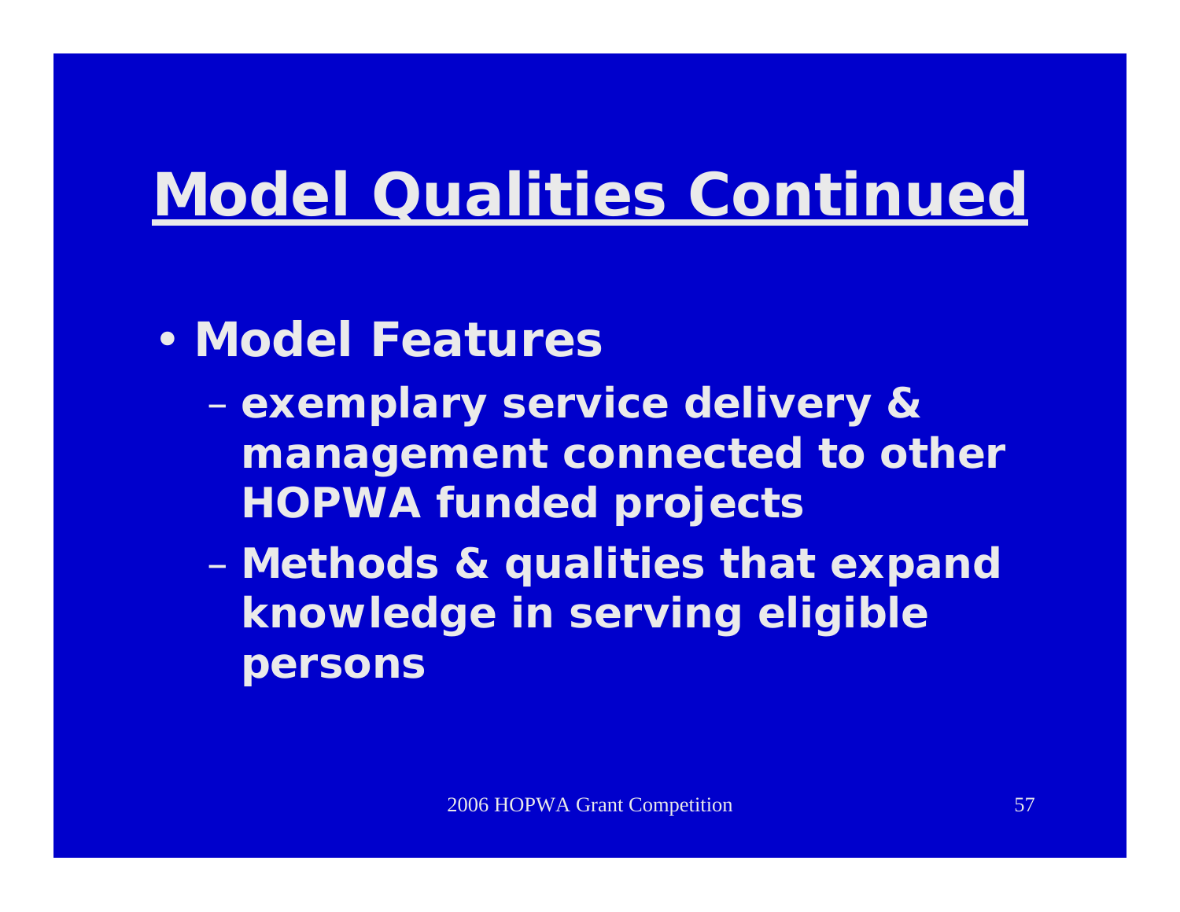# Model Qualities Continued

- **Model Features**
  - exemplary service delivery & management connected to other HOPWA funded projects
  - Methods & qualities that expand knowledge in serving eligible persons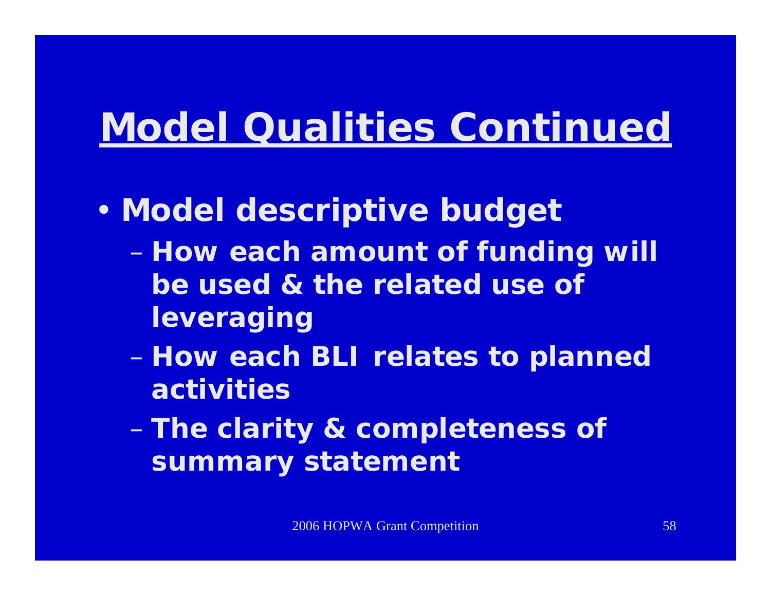# Model Qualities Continued

- **Model descriptive budget**
  - **How each amount of funding will be used & the related use of leveraging**
  - **How each BLI relates to planned activities**
  - **The clarity & completeness of summary statement**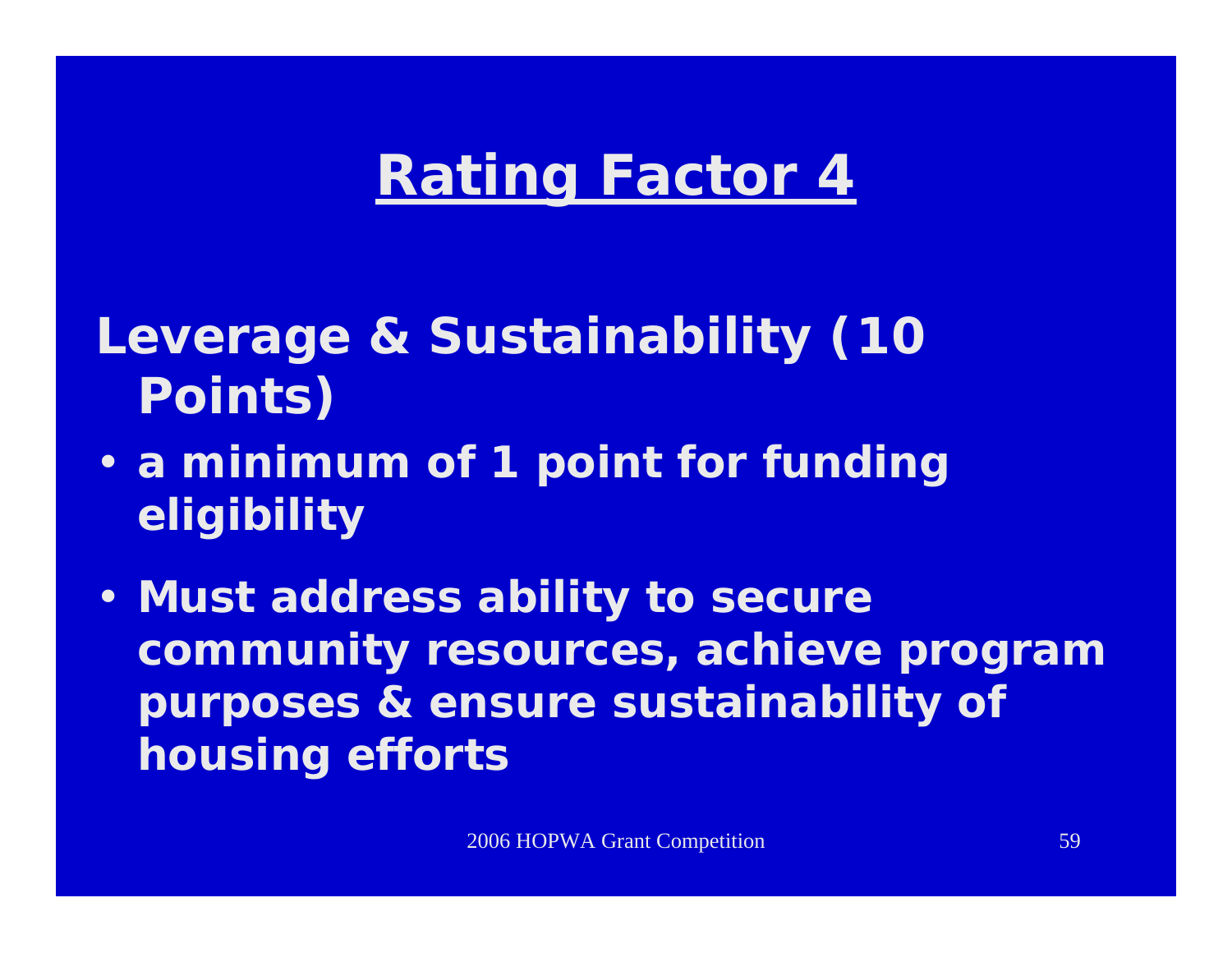# Rating Factor 4

**Leverage & Sustainability (10 Points)**

- **a minimum of 1 point for funding eligibility**
- **Must address ability to secure community resources, achieve program purposes & ensure sustainability of housing efforts**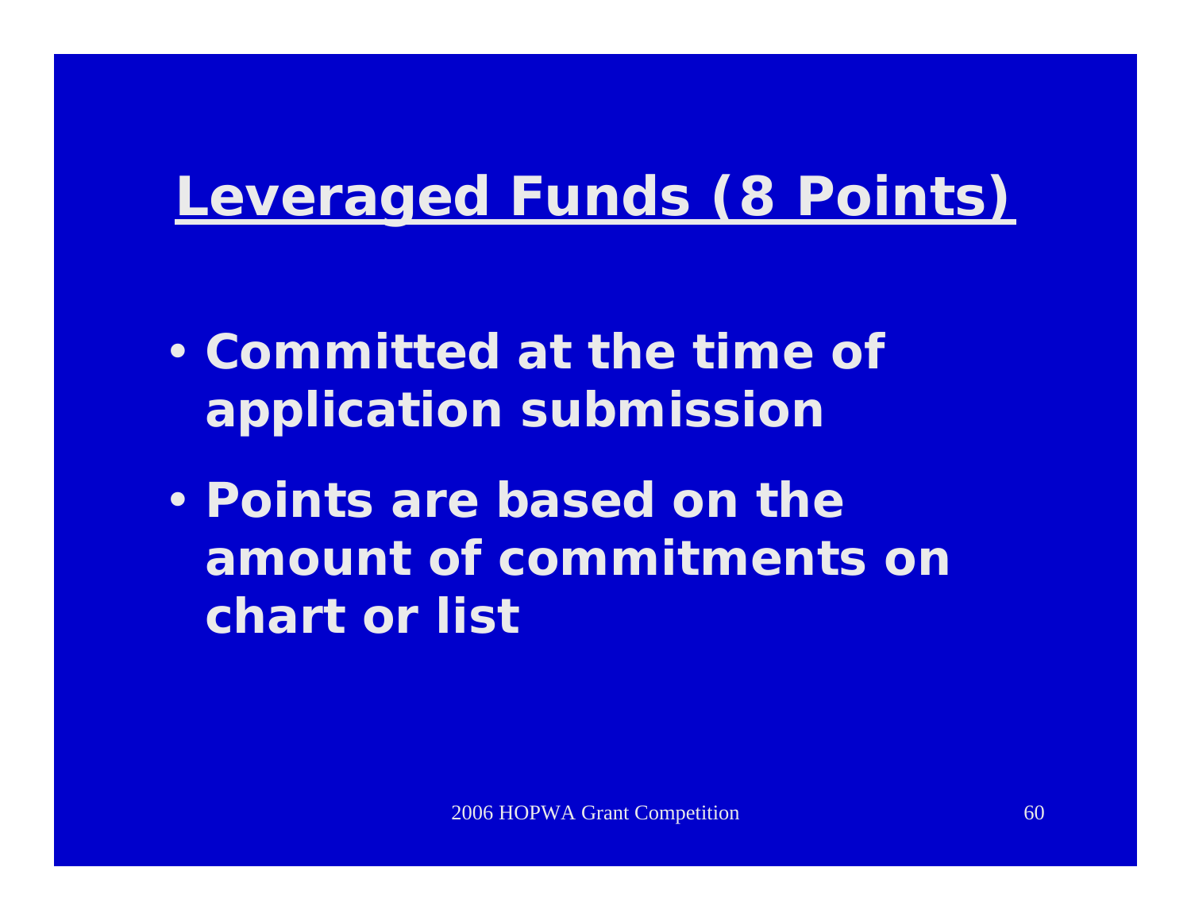# Leveraged Funds (8 Points)

- **Committed at the time of application submission**
- **Points are based on the amount of commitments on chart or list**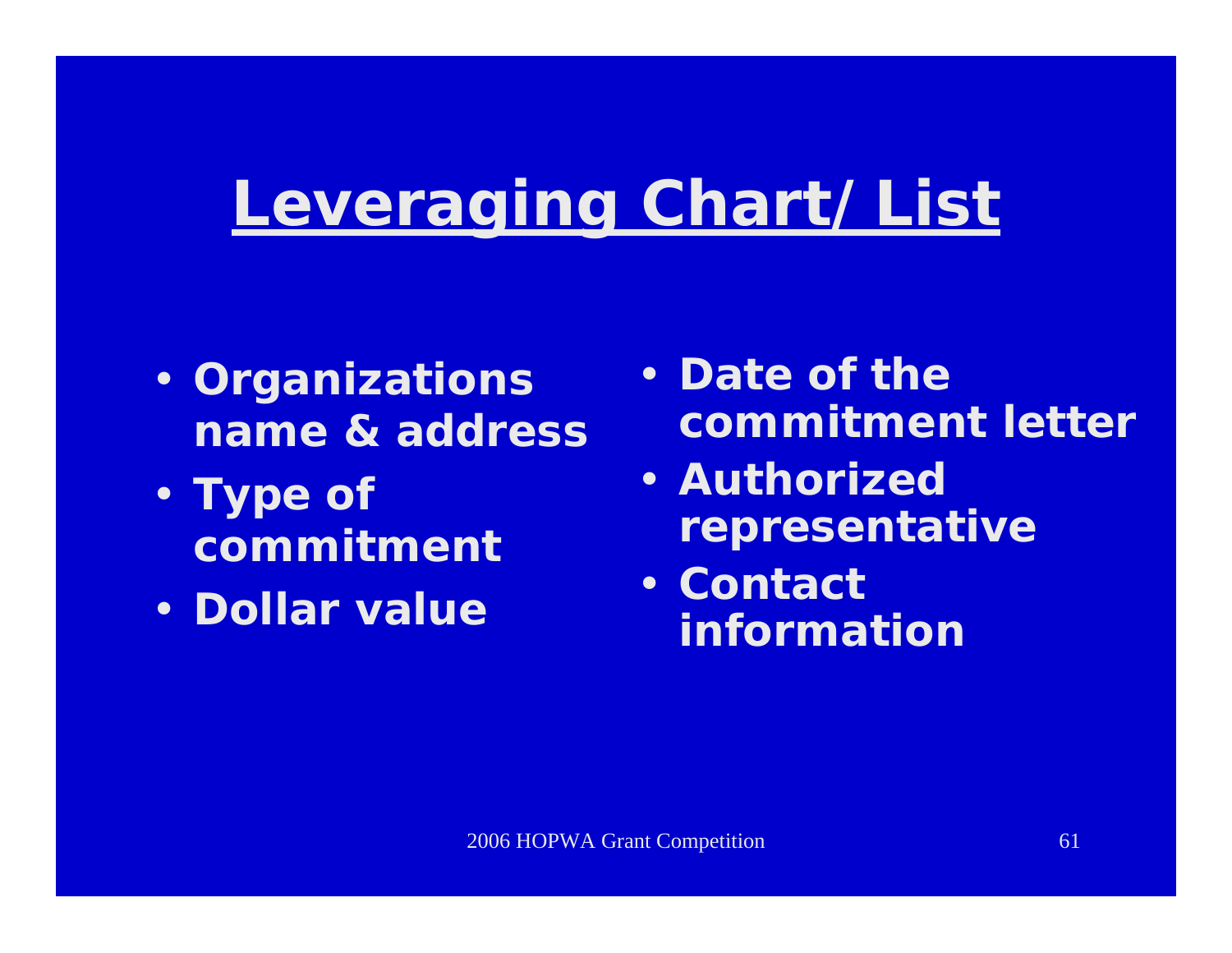# Leveraging Chart/ List

- Organizations name & address
- Type of commitment
- Dollar value
- Date of the commitment letter
- Authorized representative
- Contact information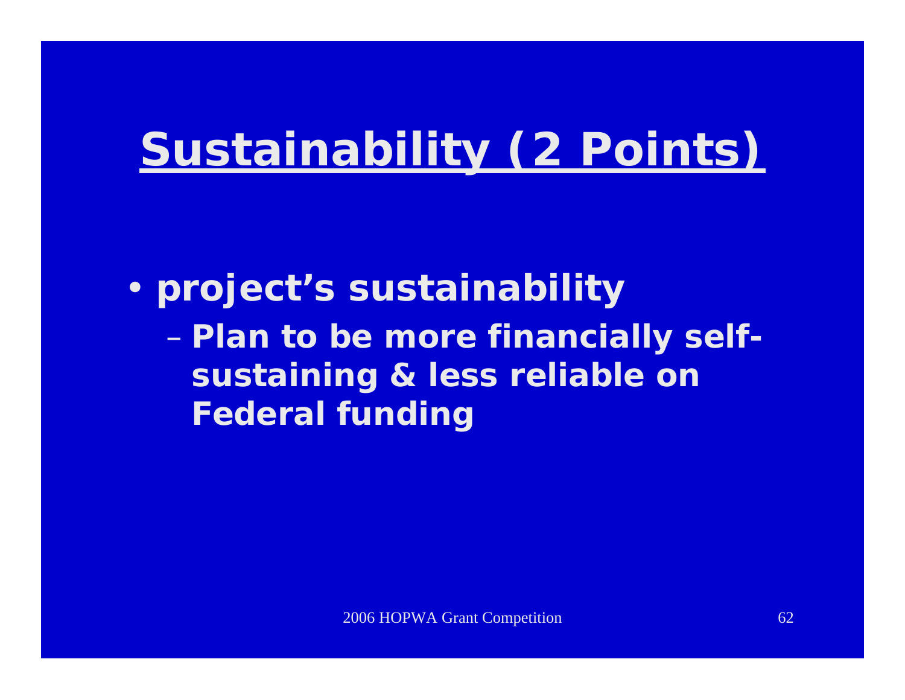# Sustainability (2 Points)

- project's sustainability
  - Plan to be more financially self-sustaining & less reliable on Federal funding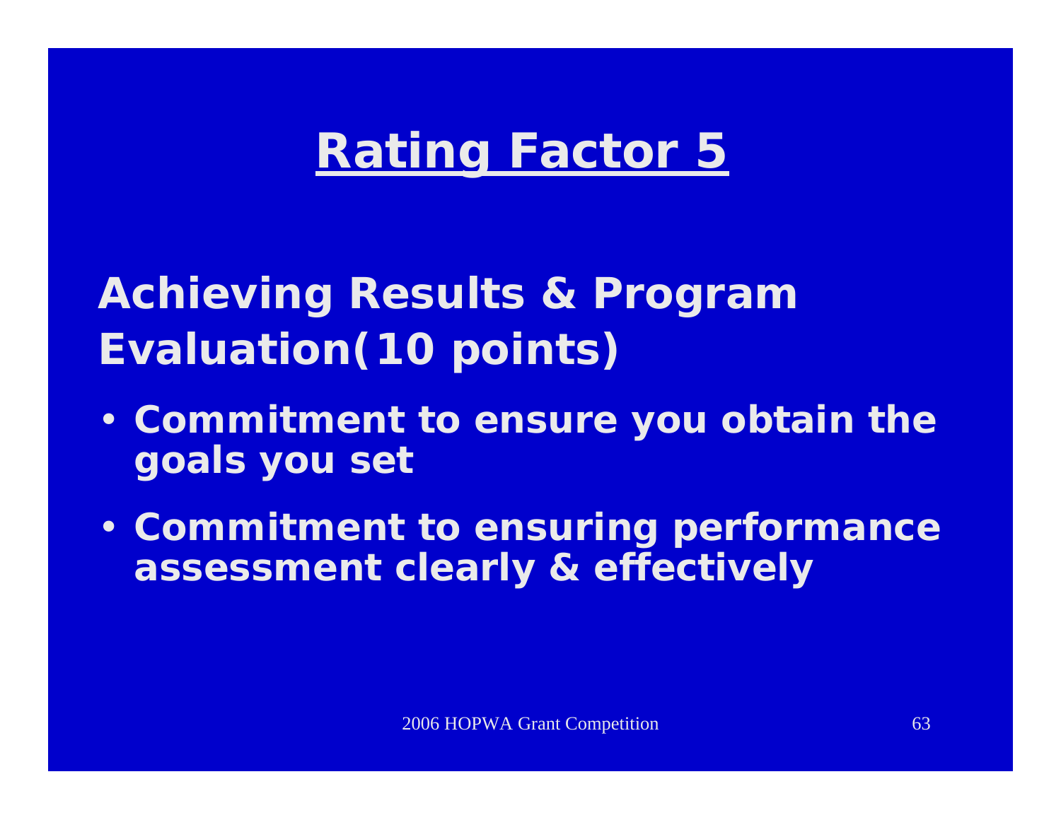# Rating Factor 5

## Achieving Results & Program Evaluation(10 points)

- **Commitment to ensure you obtain the goals you set**
- **Commitment to ensuring performance assessment clearly & effectively**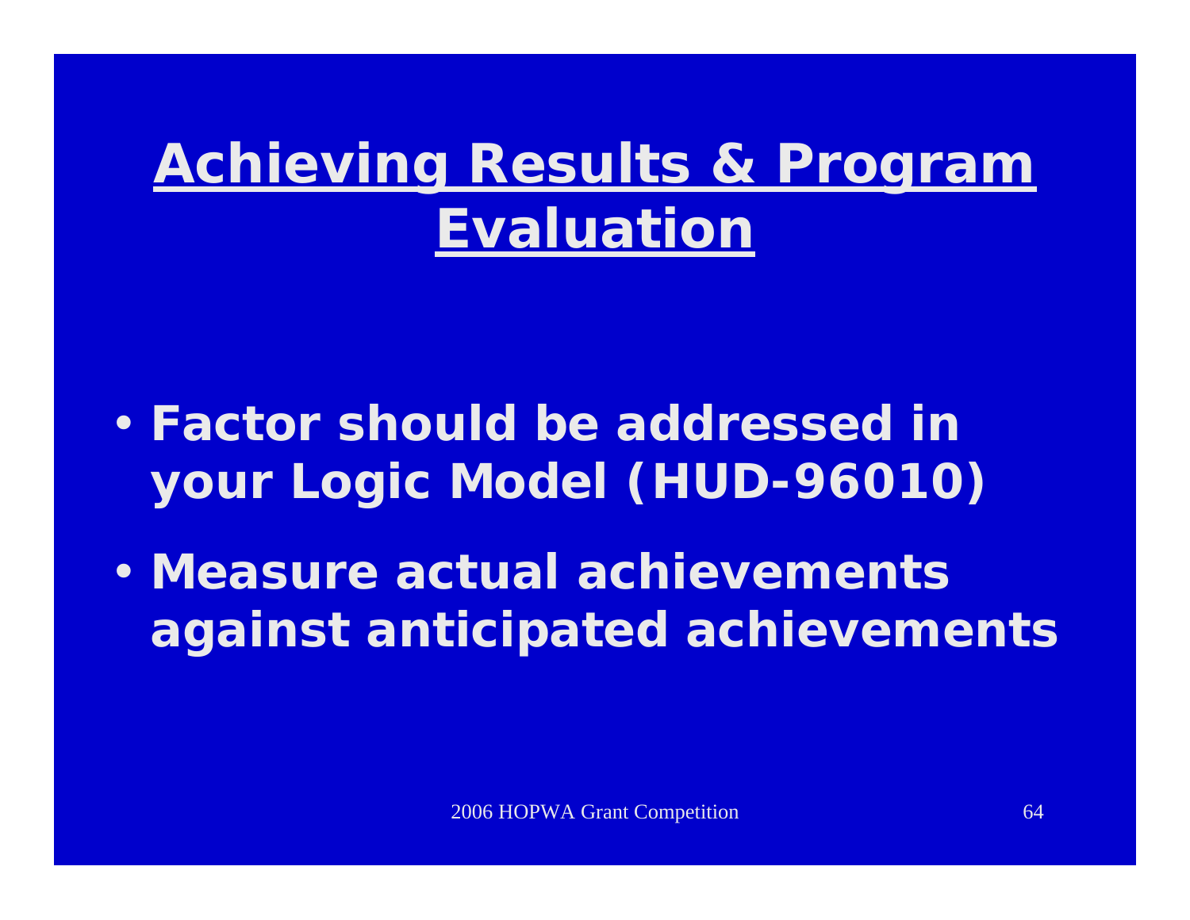# Achieving Results & Program Evaluation

- **Factor should be addressed in your Logic Model (HUD-96010)**
- **Measure actual achievements against anticipated achievements**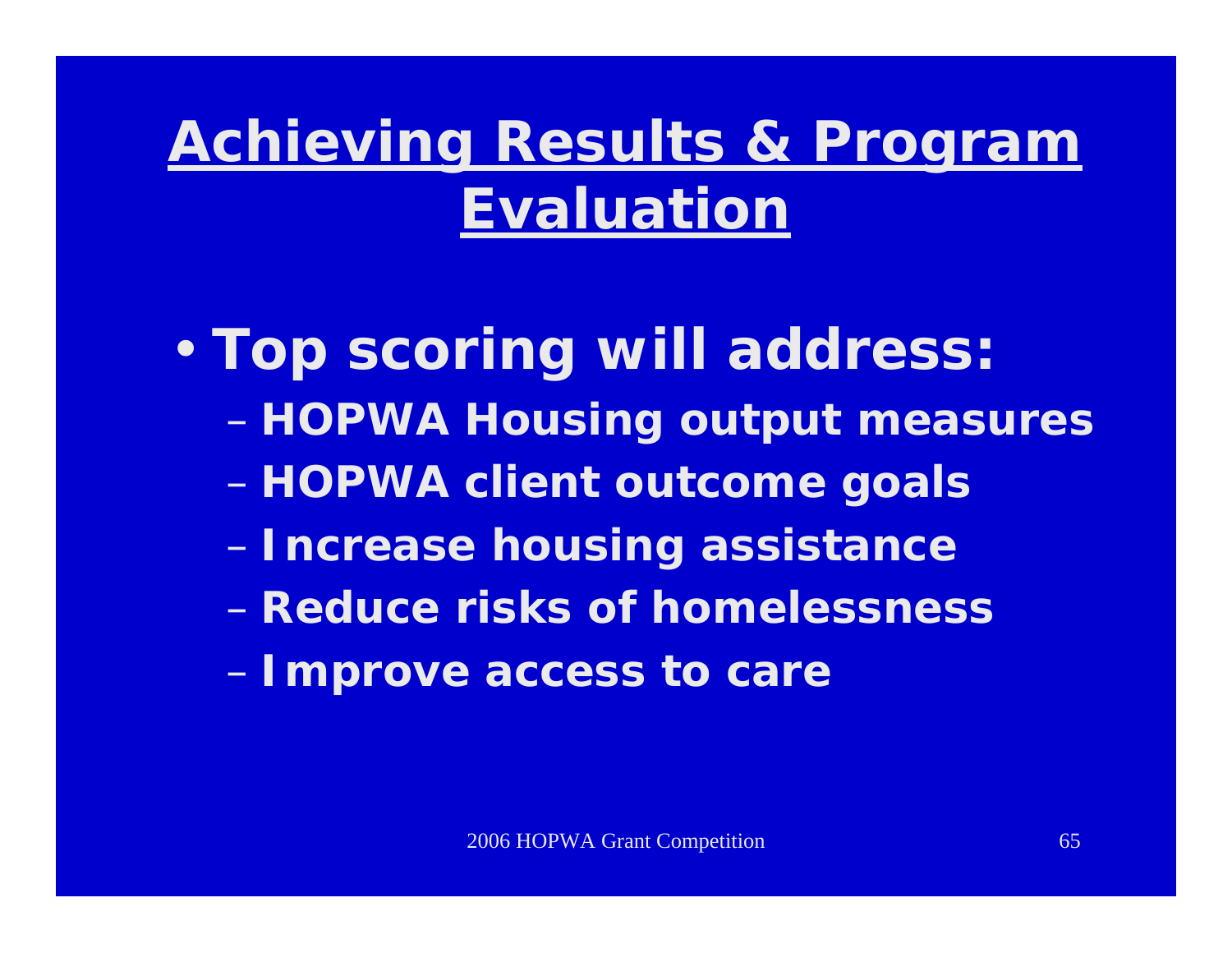# Achieving Results & Program Evaluation

- **Top scoring will address:**
  - **HOPWA Housing output measures**
  - **HOPWA client outcome goals**
  - **Increase housing assistance**
  - **Reduce risks of homelessness**
  - **Improve access to care**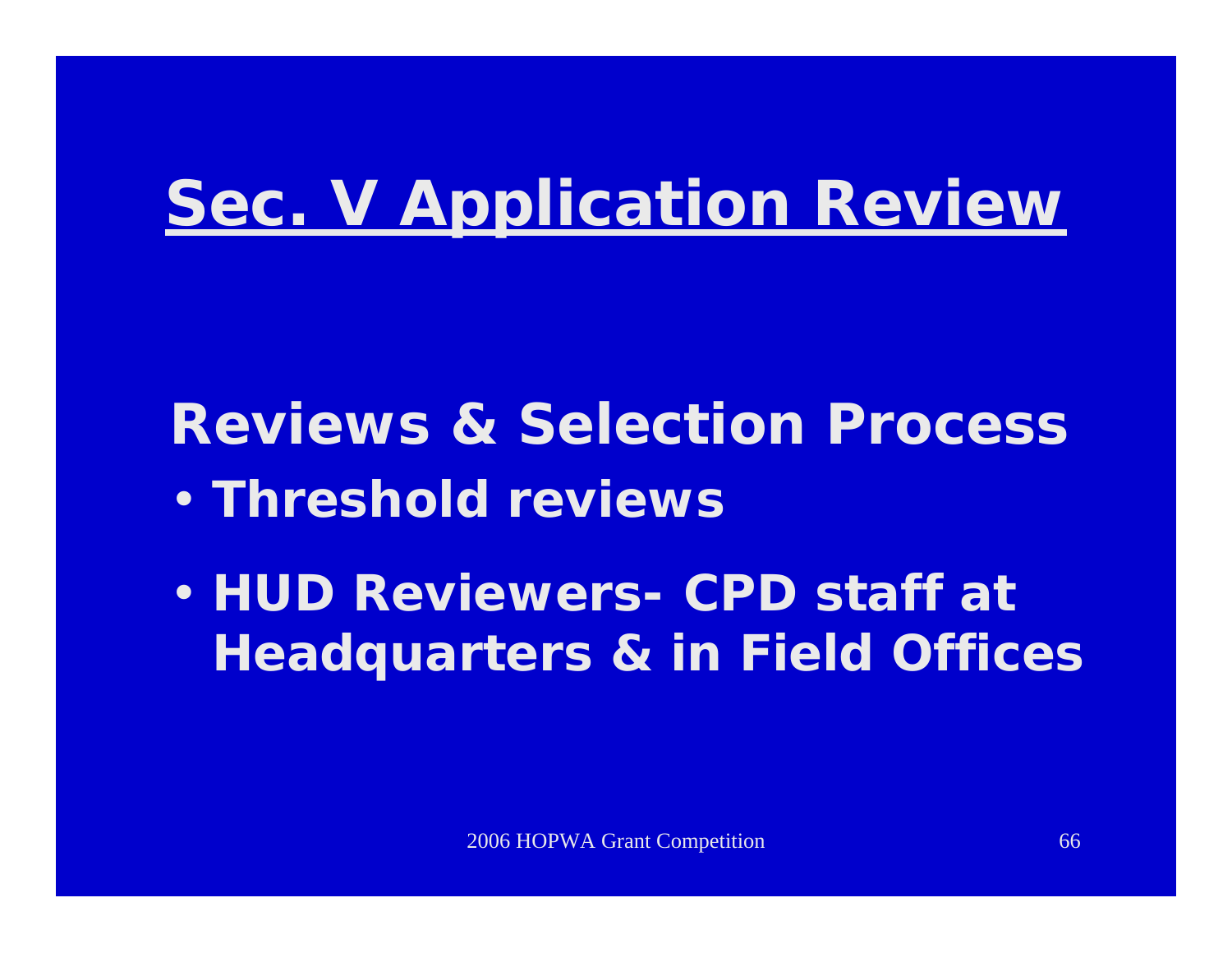# Sec. V Application Review

## Reviews & Selection Process

- **Threshold reviews**
- **HUD Reviewers- CPD staff at Headquarters & in Field Offices**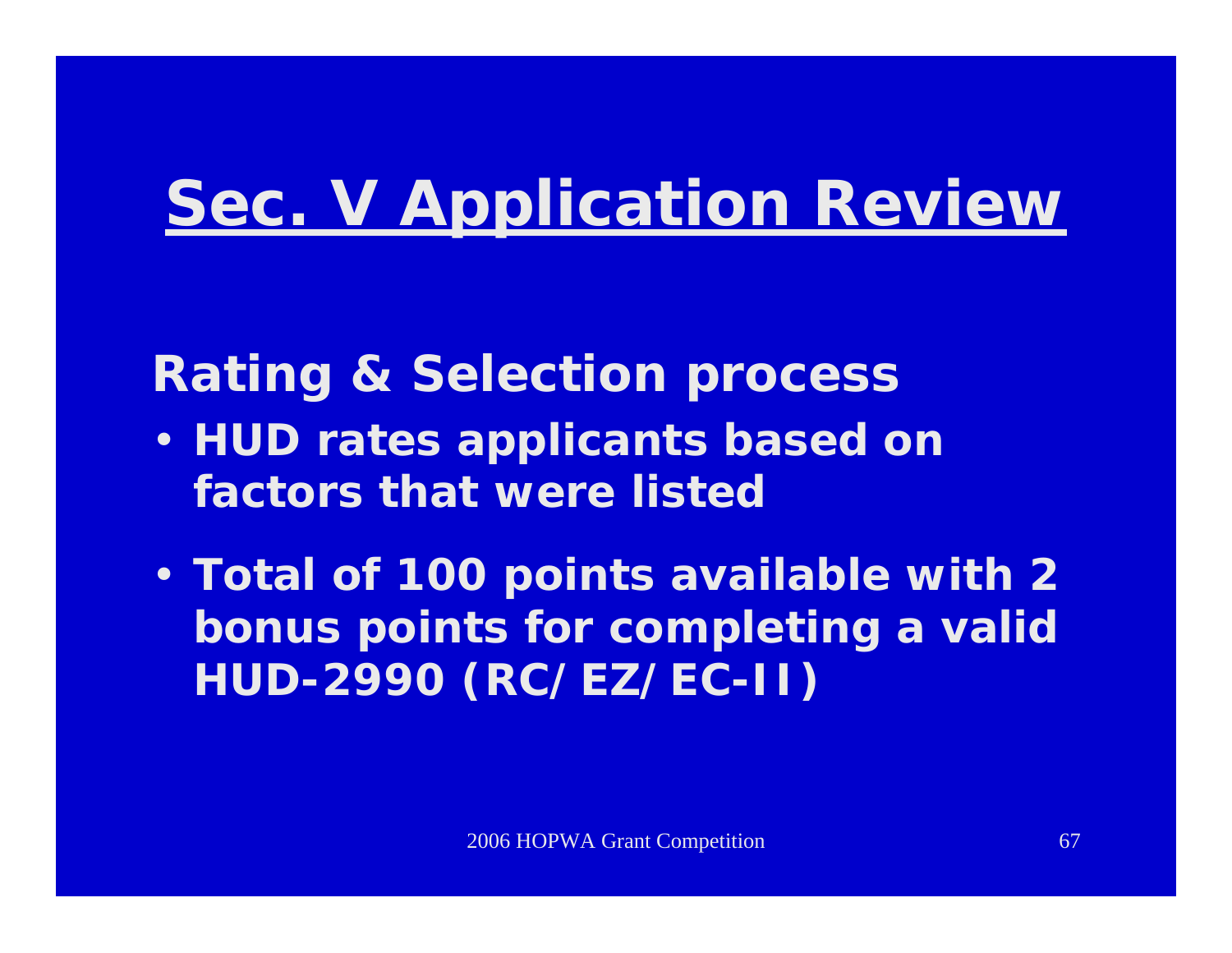# Sec. V Application Review

## Rating & Selection process

- HUD rates applicants based on factors that were listed
- Total of 100 points available with 2 bonus points for completing a valid HUD-2990 (RC/ EZ/ EC-II)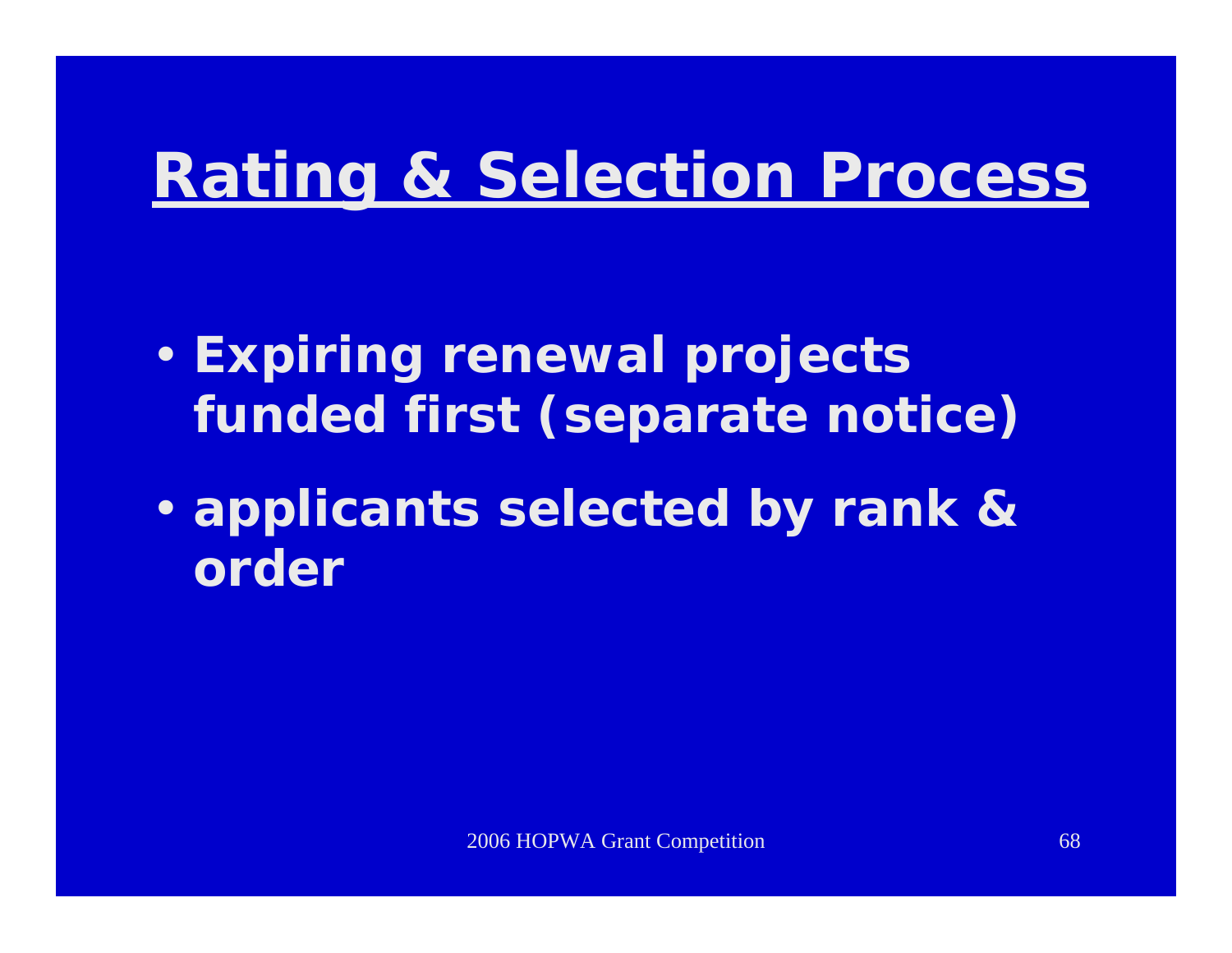# Rating & Selection Process

- **Expiring renewal projects funded first (separate notice)**
- **applicants selected by rank & order**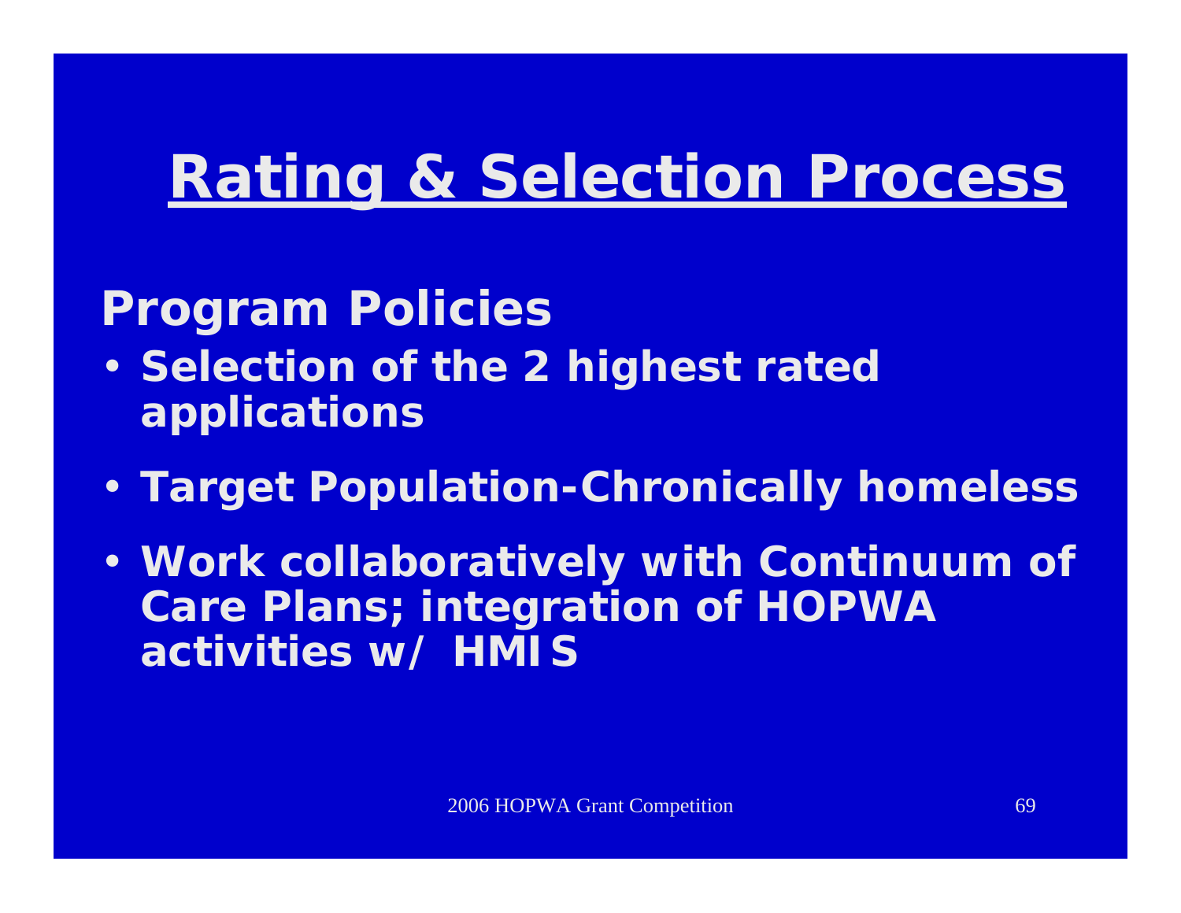# Rating & Selection Process

## Program Policies

- Selection of the 2 highest rated applications
- Target Population-Chronically homeless
- Work collaboratively with Continuum of Care Plans; integration of HOPWA activities w/ HMIS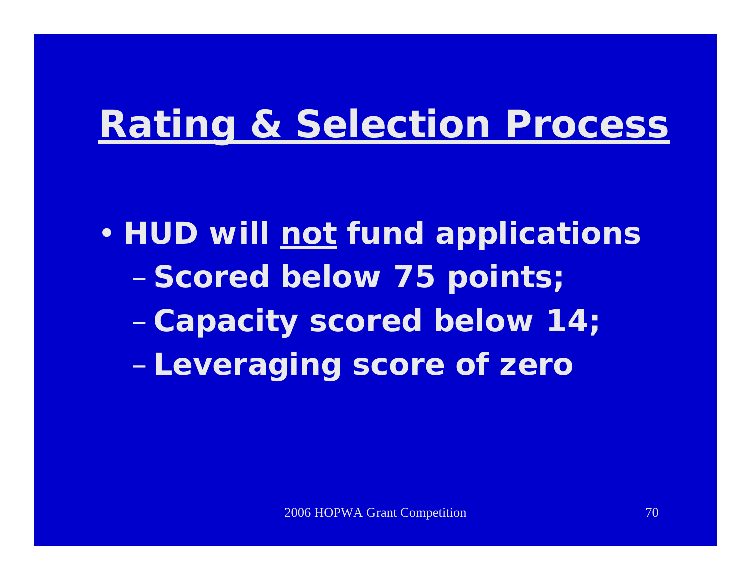# Rating & Selection Process

- HUD will not fund applications
  - Scored below 75 points;
  - Capacity scored below 14;
  - Leveraging score of zero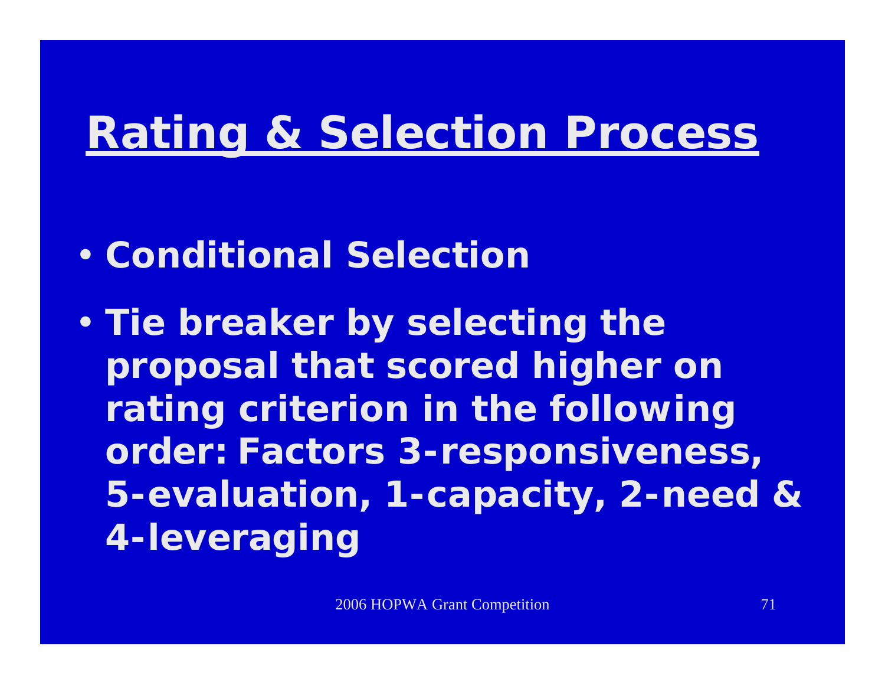# Rating & Selection Process

- Conditional Selection
- Tie breaker by selecting the proposal that scored higher on rating criterion in the following order: Factors 3-responsiveness, 5-evaluation, 1-capacity, 2-need & 4-leveraging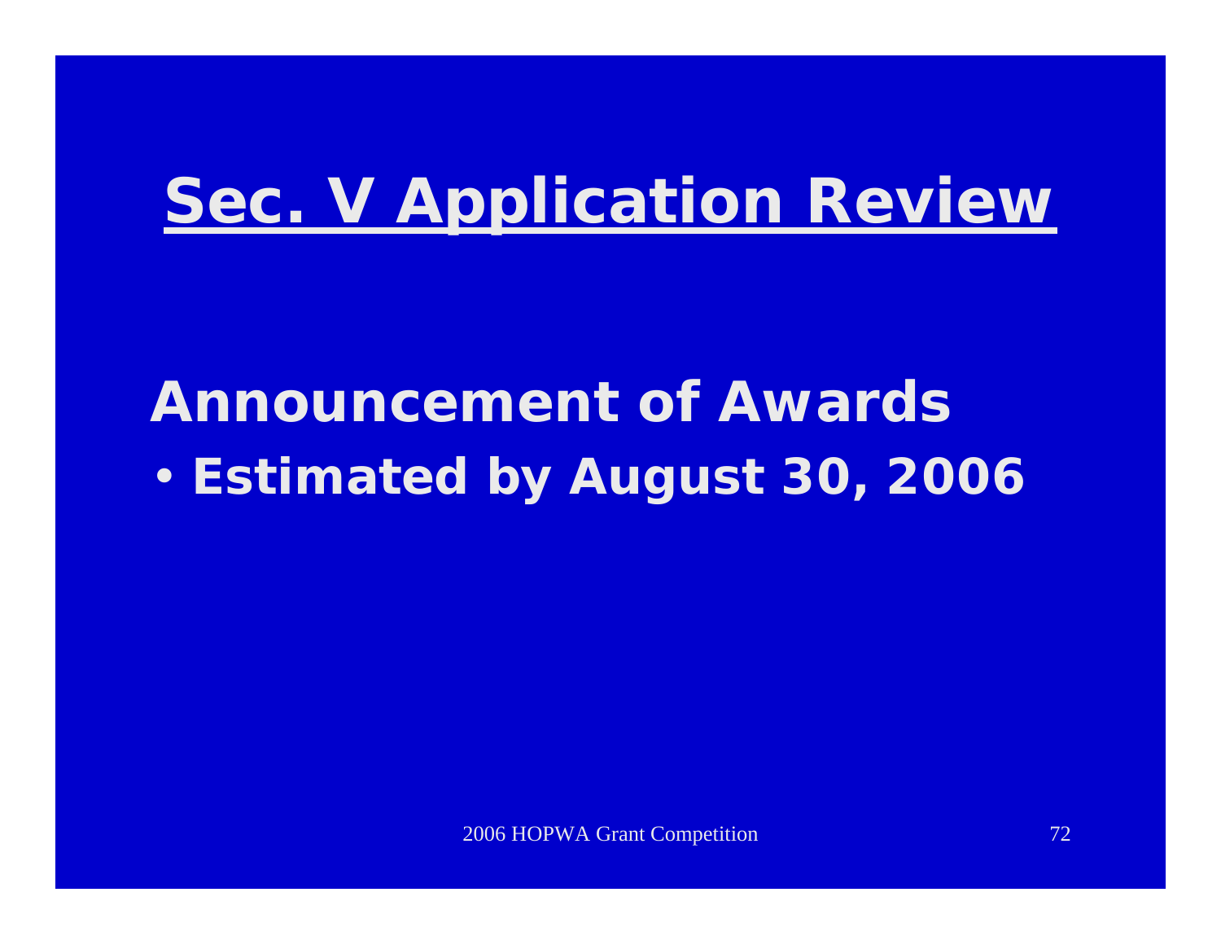# Sec. V Application Review

## Announcement of Awards

- Estimated by August 30, 2006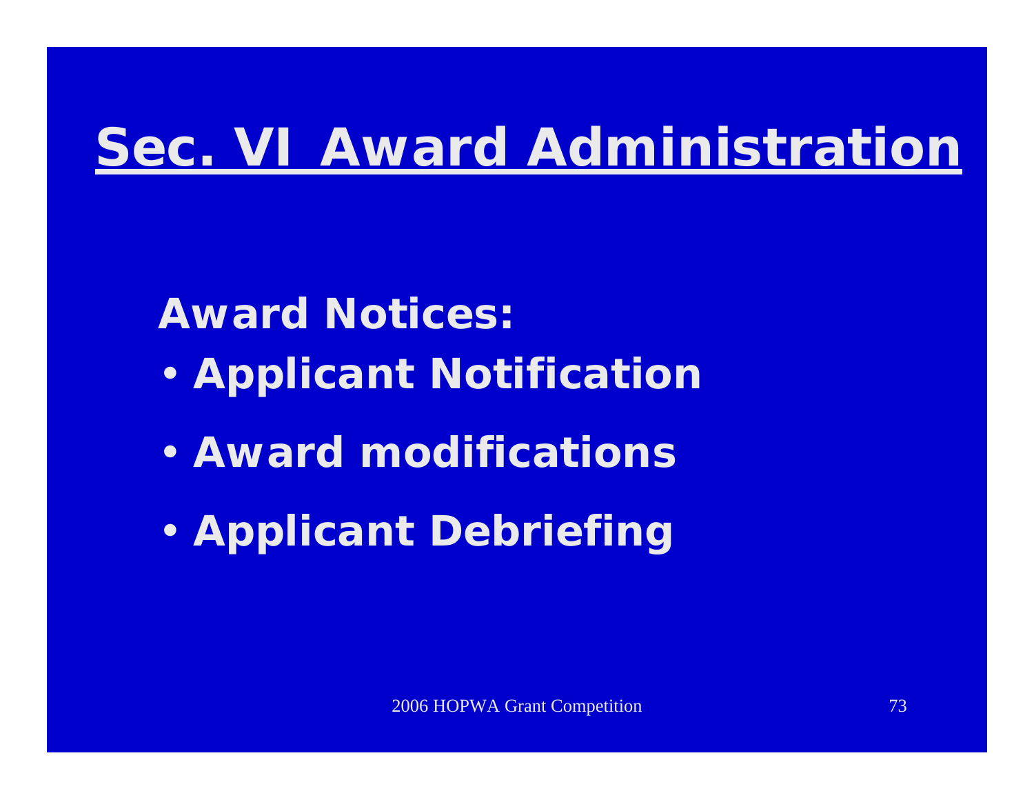# Sec. VI Award Administration

**Award Notices:**

- **Applicant Notification**
- **Award modifications**
- **Applicant Debriefing**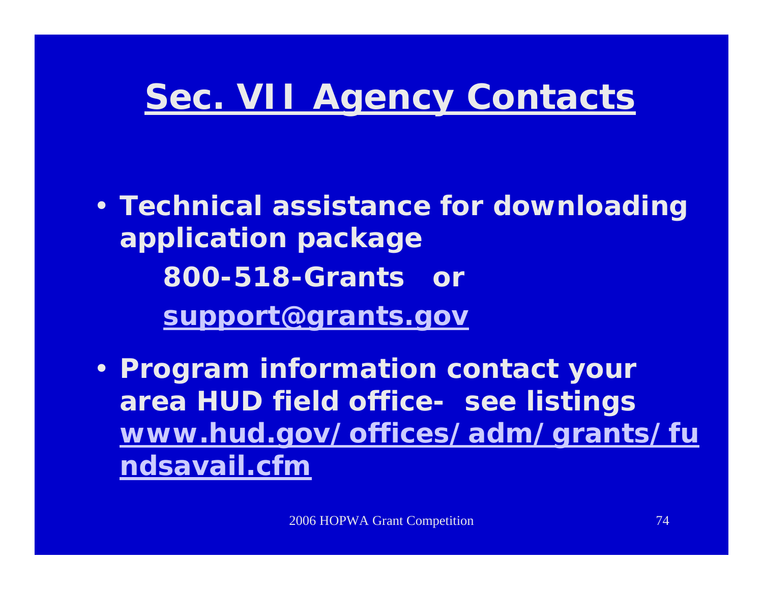# Sec. VII Agency Contacts

- **Technical assistance for downloading application package**

  **800-518-Grants or**

  **support@grants.gov**

- **Program information contact your area HUD field office- see listings www.hud.gov/offices/adm/grants/fundsavail.cfm**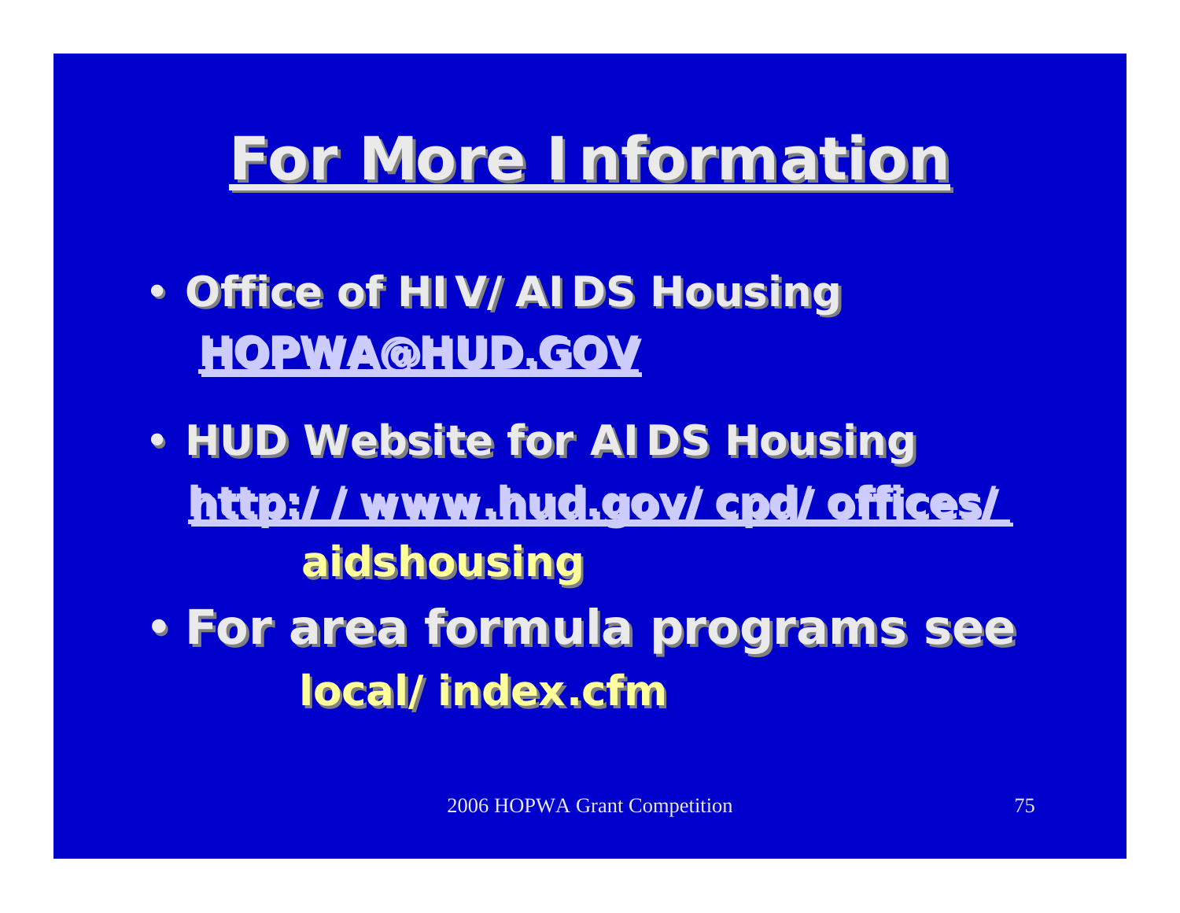# For More Information

- Office of HIV/AIDS Housing
  HOPWA@HUD.GOV
- HUD Website for AIDS Housing
  http://www.hud.gov/cpd/offices/
  aidshousing
- For area formula programs see
  local/index.cfm

2006 HOPWA Grant Competition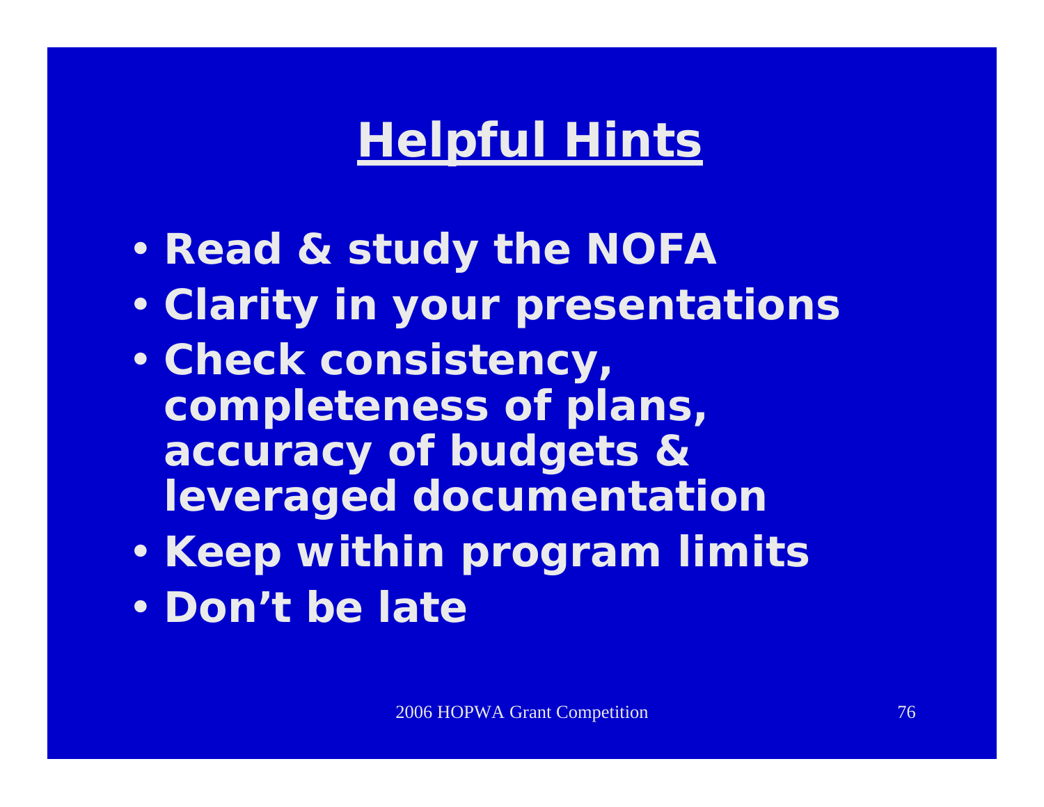# Helpful Hints

- Read & study the NOFA
- Clarity in your presentations
- Check consistency, completeness of plans, accuracy of budgets & leveraged documentation
- Keep within program limits
- Don't be late